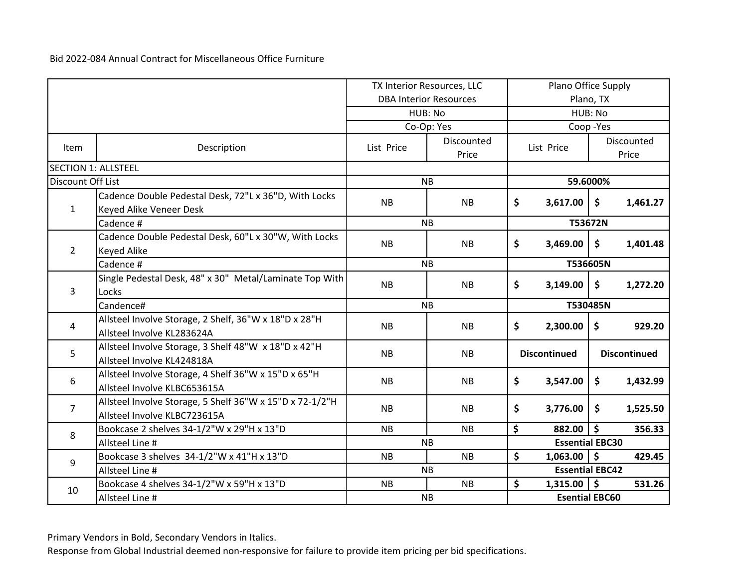Bid 2022-084 Annual Contract for Miscellaneous Office Furniture

| | | TX Interior Resources, LLC DBA Interior Resources | | Plano Office Supply Plano, TX | |
|---|---|---|---|---|---|
| | | HUB: No | | HUB: No | |
| | | Co-Op: Yes | | Coop -Yes | |
| Item | Description | List Price | Discounted Price | List Price | Discounted Price |
| SECTION 1: ALLSTEEL | | | | | |
| Discount Off List | | NB | | **59.6000%** | |
| 1 | Cadence Double Pedestal Desk, 72"L x 36"D, With Locks Keyed Alike Veneer Desk | NB | NB | **$ 3,617.00** | **$ 1,461.27** |
| | Cadence # | NB | | **T53672N** | |
| 2 | Cadence Double Pedestal Desk, 60"L x 30"W, With Locks Keyed Alike | NB | NB | **$ 3,469.00** | **$ 1,401.48** |
| | Cadence # | NB | | **T536605N** | |
| 3 | Single Pedestal Desk, 48" x 30" Metal/Laminate Top With Locks | NB | NB | **$ 3,149.00** | **$ 1,272.20** |
| | Candence# | NB | | **T530485N** | |
| 4 | Allsteel Involve Storage, 2 Shelf, 36"W x 18"D x 28"H Allsteel Involve KL283624A | NB | NB | **$ 2,300.00** | **$ 929.20** |
| 5 | Allsteel Involve Storage, 3 Shelf 48"W x 18"D x 42"H Allsteel Involve KL424818A | NB | NB | **Discontinued** | **Discontinued** |
| 6 | Allsteel Involve Storage, 4 Shelf 36"W x 15"D x 65"H Allsteel Involve KLBC653615A | NB | NB | **$ 3,547.00** | **$ 1,432.99** |
| 7 | Allsteel Involve Storage, 5 Shelf 36"W x 15"D x 72-1/2"H Allsteel Involve KLBC723615A | NB | NB | **$ 3,776.00** | **$ 1,525.50** |
| 8 | Bookcase 2 shelves 34-1/2"W x 29"H x 13"D | NB | NB | **$ 882.00** | **$ 356.33** |
| | Allsteel Line # | NB | | **Essential EBC30** | |
| 9 | Bookcase 3 shelves 34-1/2"W x 41"H x 13"D | NB | NB | **$ 1,063.00** | **$ 429.45** |
| | Allsteel Line # | NB | | **Essential EBC42** | |
| 10 | Bookcase 4 shelves 34-1/2"W x 59"H x 13"D | NB | NB | **$ 1,315.00** | **$ 531.26** |
| | Allsteel Line # | NB | | **Esential EBC60** | |

Primary Vendors in Bold, Secondary Vendors in Italics.

Response from Global Industrial deemed non-responsive for failure to provide item pricing per bid specifications.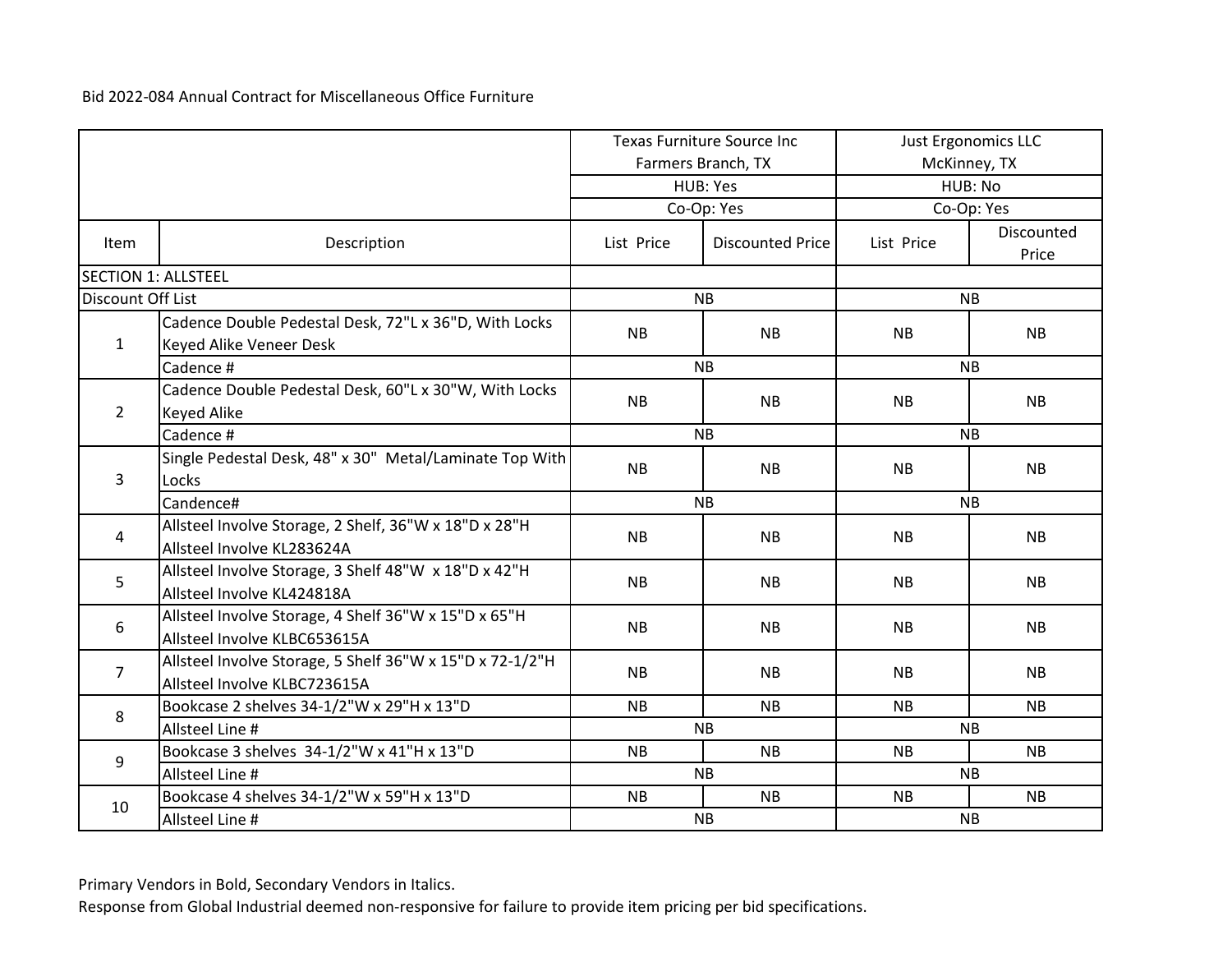Bid 2022-084 Annual Contract for Miscellaneous Office Furniture

| Item | Description | Texas Furniture Source Inc Farmers Branch, TX HUB: Yes Co-Op: Yes | | Just Ergonomics LLC McKinney, TX HUB: No Co-Op: Yes | |
|---|---|---|---|---|---|
| | | List Price | Discounted Price | List Price | Discounted Price |
| SECTION 1: ALLSTEEL | | | | | |
| Discount Off List | | NB | | NB | |
| 1 | Cadence Double Pedestal Desk, 72"L x 36"D, With Locks Keyed Alike Veneer Desk | NB | NB | NB | NB |
| | Cadence # | NB | | NB | |
| 2 | Cadence Double Pedestal Desk, 60"L x 30"W, With Locks Keyed Alike | NB | NB | NB | NB |
| | Cadence # | NB | | NB | |
| 3 | Single Pedestal Desk, 48" x 30" Metal/Laminate Top With Locks | NB | NB | NB | NB |
| | Candence# | NB | | NB | |
| 4 | Allsteel Involve Storage, 2 Shelf, 36"W x 18"D x 28"H Allsteel Involve KL283624A | NB | NB | NB | NB |
| 5 | Allsteel Involve Storage, 3 Shelf 48"W x 18"D x 42"H Allsteel Involve KL424818A | NB | NB | NB | NB |
| 6 | Allsteel Involve Storage, 4 Shelf 36"W x 15"D x 65"H Allsteel Involve KLBC653615A | NB | NB | NB | NB |
| 7 | Allsteel Involve Storage, 5 Shelf 36"W x 15"D x 72-1/2"H Allsteel Involve KLBC723615A | NB | NB | NB | NB |
| 8 | Bookcase 2 shelves 34-1/2"W x 29"H x 13"D | NB | NB | NB | NB |
| | Allsteel Line # | NB | | NB | |
| 9 | Bookcase 3 shelves 34-1/2"W x 41"H x 13"D | NB | NB | NB | NB |
| | Allsteel Line # | NB | | NB | |
| 10 | Bookcase 4 shelves 34-1/2"W x 59"H x 13"D | NB | NB | NB | NB |
| | Allsteel Line # | NB | | NB | |

Primary Vendors in Bold, Secondary Vendors in Italics.
Response from Global Industrial deemed non-responsive for failure to provide item pricing per bid specifications.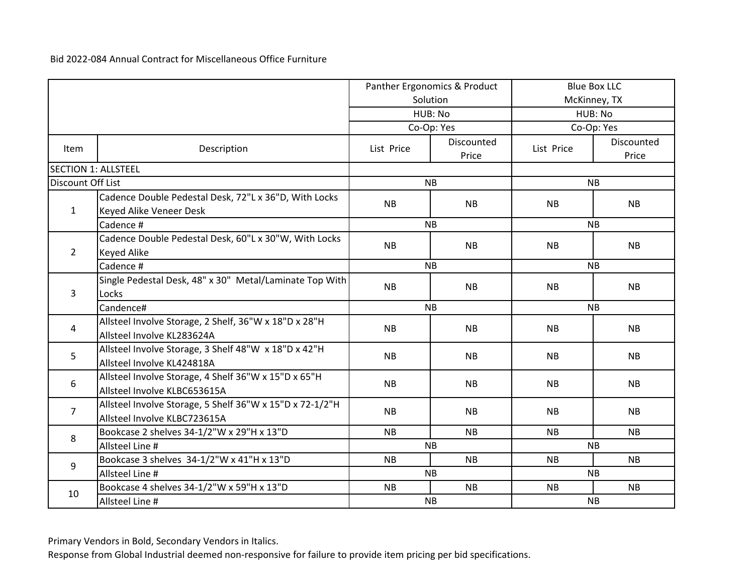Bid 2022-084 Annual Contract for Miscellaneous Office Furniture

| Item | Description | Panther Ergonomics & Product Solution | | Blue Box LLC McKinney, TX | |
|---|---|---|---|---|---|
| | | HUB: No | | HUB: No | |
| | | Co-Op: Yes | | Co-Op: Yes | |
| | | List Price | Discounted Price | List Price | Discounted Price |
| SECTION 1: ALLSTEEL | | | | | |
| Discount Off List | | NB | | NB | |
| 1 | Cadence Double Pedestal Desk, 72"L x 36"D, With Locks Keyed Alike Veneer Desk | NB | NB | NB | NB |
| | Cadence # | NB | | NB | |
| 2 | Cadence Double Pedestal Desk, 60"L x 30"W, With Locks Keyed Alike | NB | NB | NB | NB |
| | Cadence # | NB | | NB | |
| 3 | Single Pedestal Desk, 48" x 30" Metal/Laminate Top With Locks | NB | NB | NB | NB |
| | Candence# | NB | | NB | |
| 4 | Allsteel Involve Storage, 2 Shelf, 36"W x 18"D x 28"H Allsteel Involve KL283624A | NB | NB | NB | NB |
| 5 | Allsteel Involve Storage, 3 Shelf 48"W x 18"D x 42"H Allsteel Involve KL424818A | NB | NB | NB | NB |
| 6 | Allsteel Involve Storage, 4 Shelf 36"W x 15"D x 65"H Allsteel Involve KLBC653615A | NB | NB | NB | NB |
| 7 | Allsteel Involve Storage, 5 Shelf 36"W x 15"D x 72-1/2"H Allsteel Involve KLBC723615A | NB | NB | NB | NB |
| 8 | Bookcase 2 shelves 34-1/2"W x 29"H x 13"D | NB | NB | NB | NB |
| | Allsteel Line # | NB | | NB | |
| 9 | Bookcase 3 shelves 34-1/2"W x 41"H x 13"D | NB | NB | NB | NB |
| | Allsteel Line # | NB | | NB | |
| 10 | Bookcase 4 shelves 34-1/2"W x 59"H x 13"D | NB | NB | NB | NB |
| | Allsteel Line # | NB | | NB | |

Primary Vendors in Bold, Secondary Vendors in Italics.

Response from Global Industrial deemed non-responsive for failure to provide item pricing per bid specifications.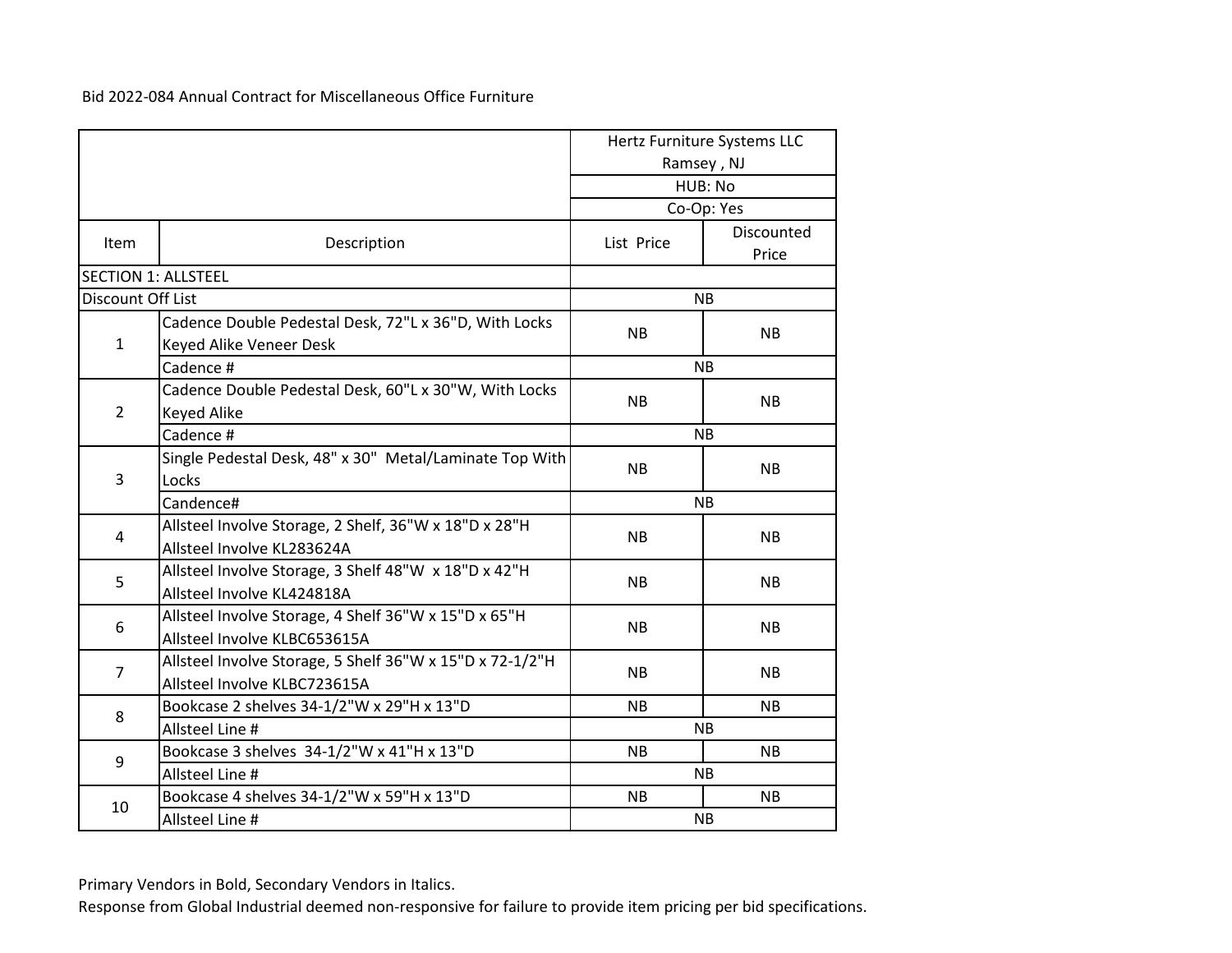Bid 2022-084 Annual Contract for Miscellaneous Office Furniture

| | | Hertz Furniture Systems LLC Ramsey , NJ | |
|---|---|---|---|
| | | HUB: No | |
| | | Co-Op: Yes | |
| Item | Description | List Price | Discounted Price |
| SECTION 1: ALLSTEEL | | | |
| Discount Off List | | NB | |
| 1 | Cadence Double Pedestal Desk, 72"L x 36"D, With Locks Keyed Alike Veneer Desk | NB | NB |
| | Cadence # | NB | |
| 2 | Cadence Double Pedestal Desk, 60"L x 30"W, With Locks Keyed Alike | NB | NB |
| | Cadence # | NB | |
| 3 | Single Pedestal Desk, 48" x 30" Metal/Laminate Top With Locks | NB | NB |
| | Candence# | NB | |
| 4 | Allsteel Involve Storage, 2 Shelf, 36"W x 18"D x 28"H Allsteel Involve KL283624A | NB | NB |
| 5 | Allsteel Involve Storage, 3 Shelf 48"W x 18"D x 42"H Allsteel Involve KL424818A | NB | NB |
| 6 | Allsteel Involve Storage, 4 Shelf 36"W x 15"D x 65"H Allsteel Involve KLBC653615A | NB | NB |
| 7 | Allsteel Involve Storage, 5 Shelf 36"W x 15"D x 72-1/2"H Allsteel Involve KLBC723615A | NB | NB |
| 8 | Bookcase 2 shelves 34-1/2"W x 29"H x 13"D | NB | NB |
| | Allsteel Line # | NB | |
| 9 | Bookcase 3 shelves 34-1/2"W x 41"H x 13"D | NB | NB |
| | Allsteel Line # | NB | |
| 10 | Bookcase 4 shelves 34-1/2"W x 59"H x 13"D | NB | NB |
| | Allsteel Line # | NB | |

Primary Vendors in Bold, Secondary Vendors in Italics.

Response from Global Industrial deemed non-responsive for failure to provide item pricing per bid specifications.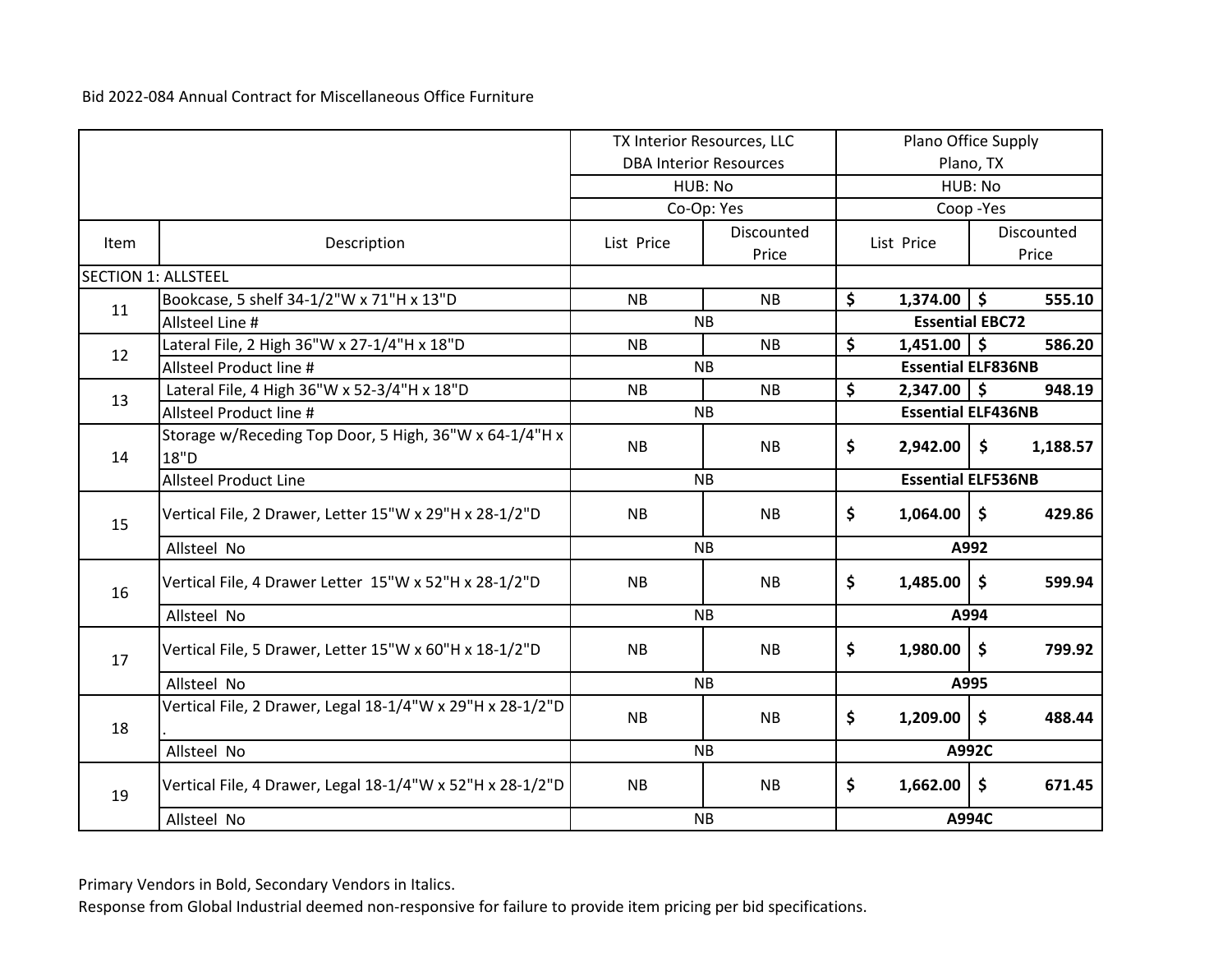Bid 2022-084 Annual Contract for Miscellaneous Office Furniture

| Item | Description | TX Interior Resources, LLC DBA Interior Resources | | Plano Office Supply Plano, TX | |
|---|---|---|---|---|---|
| | | HUB: No | | HUB: No | |
| | | Co-Op: Yes | | Coop -Yes | |
| | | List Price | Discounted Price | List Price | Discounted Price |
| SECTION 1: ALLSTEEL | | | | | |
| 11 | Bookcase, 5 shelf 34-1/2"W x 71"H x 13"D | NB | NB | **$ 1,374.00** | **$ 555.10** |
| | Allsteel Line # | NB | | **Essential EBC72** | |
| 12 | Lateral File, 2 High 36"W x 27-1/4"H x 18"D | NB | NB | **$ 1,451.00** | **$ 586.20** |
| | Allsteel Product line # | NB | | **Essential ELF836NB** | |
| 13 | Lateral File, 4 High 36"W x 52-3/4"H x 18"D | NB | NB | **$ 2,347.00** | **$ 948.19** |
| | Allsteel Product line # | NB | | **Essential ELF436NB** | |
| 14 | Storage w/Receding Top Door, 5 High, 36"W x 64-1/4"H x 18"D | NB | NB | **$ 2,942.00** | **$ 1,188.57** |
| | Allsteel Product Line | NB | | **Essential ELF536NB** | |
| 15 | Vertical File, 2 Drawer, Letter 15"W x 29"H x 28-1/2"D | NB | NB | **$ 1,064.00** | **$ 429.86** |
| | Allsteel No | NB | | **A992** | |
| 16 | Vertical File, 4 Drawer Letter 15"W x 52"H x 28-1/2"D | NB | NB | **$ 1,485.00** | **$ 599.94** |
| | Allsteel No | NB | | **A994** | |
| 17 | Vertical File, 5 Drawer, Letter 15"W x 60"H x 18-1/2"D | NB | NB | **$ 1,980.00** | **$ 799.92** |
| | Allsteel No | NB | | **A995** | |
| 18 | Vertical File, 2 Drawer, Legal 18-1/4"W x 29"H x 28-1/2"D . | NB | NB | **$ 1,209.00** | **$ 488.44** |
| | Allsteel No | NB | | **A992C** | |
| 19 | Vertical File, 4 Drawer, Legal 18-1/4"W x 52"H x 28-1/2"D | NB | NB | **$ 1,662.00** | **$ 671.45** |
| | Allsteel No | NB | | **A994C** | |

Primary Vendors in Bold, Secondary Vendors in Italics.

Response from Global Industrial deemed non-responsive for failure to provide item pricing per bid specifications.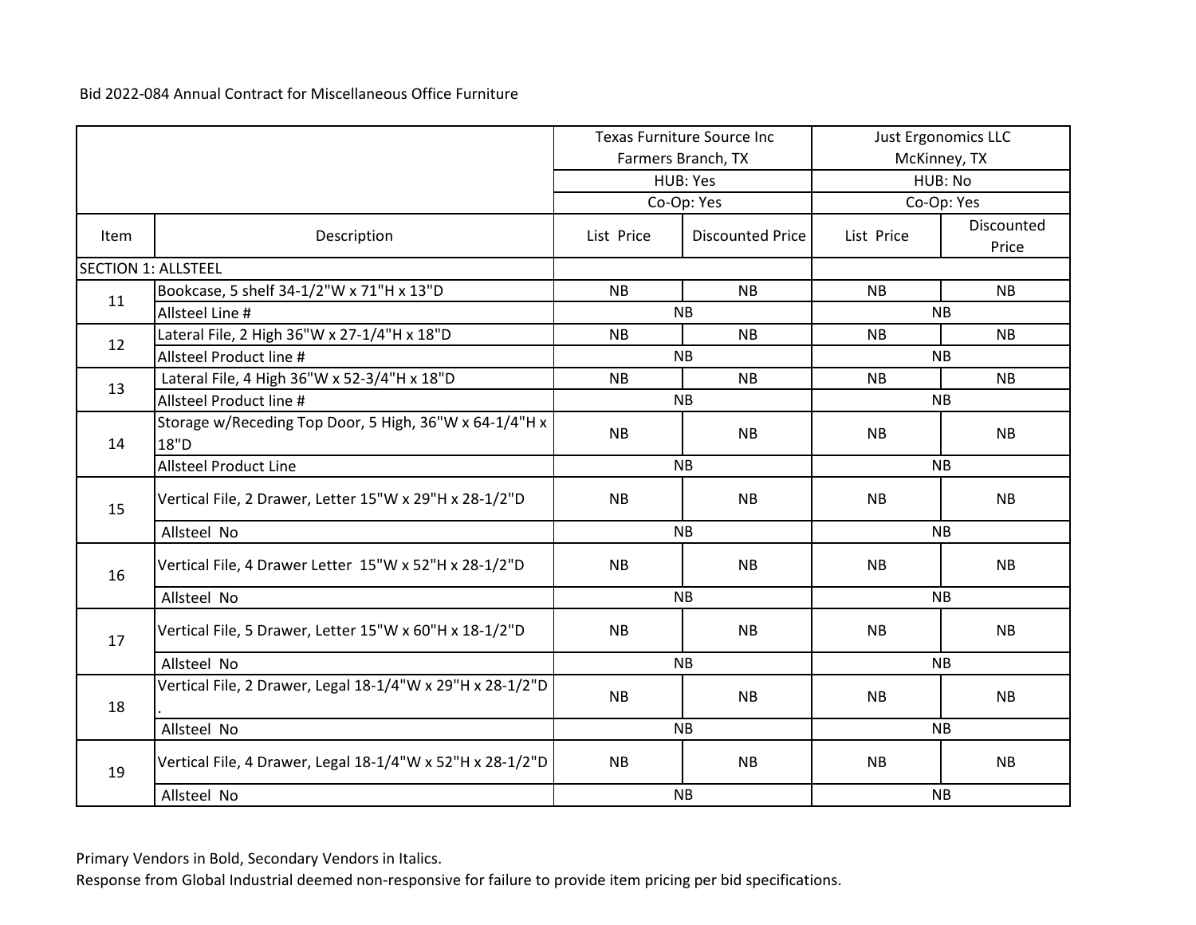Bid 2022-084 Annual Contract for Miscellaneous Office Furniture

| Item | Description | Texas Furniture Source Inc<br>Farmers Branch, TX<br>HUB: Yes<br>Co-Op: Yes | | Just Ergonomics LLC<br>McKinney, TX<br>HUB: No<br>Co-Op: Yes | |
|---|---|---|---|---|---|
| | | List Price | Discounted Price | List Price | Discounted Price |
| SECTION 1: ALLSTEEL | | | | | |
| 11 | Bookcase, 5 shelf 34-1/2"W x 71"H x 13"D | NB | NB | NB | NB |
| | Allsteel Line # | NB | | NB | |
| 12 | Lateral File, 2 High 36"W x 27-1/4"H x 18"D | NB | NB | NB | NB |
| | Allsteel Product line # | NB | | NB | |
| 13 | Lateral File, 4 High 36"W x 52-3/4"H x 18"D | NB | NB | NB | NB |
| | Allsteel Product line # | NB | | NB | |
| 14 | Storage w/Receding Top Door, 5 High, 36"W x 64-1/4"H x 18"D | NB | NB | NB | NB |
| | Allsteel Product Line | NB | | NB | |
| 15 | Vertical File, 2 Drawer, Letter 15"W x 29"H x 28-1/2"D | NB | NB | NB | NB |
| | Allsteel No | NB | | NB | |
| 16 | Vertical File, 4 Drawer Letter 15"W x 52"H x 28-1/2"D | NB | NB | NB | NB |
| | Allsteel No | NB | | NB | |
| 17 | Vertical File, 5 Drawer, Letter 15"W x 60"H x 18-1/2"D | NB | NB | NB | NB |
| | Allsteel No | NB | | NB | |
| 18 | Vertical File, 2 Drawer, Legal 18-1/4"W x 29"H x 28-1/2"D . | NB | NB | NB | NB |
| | Allsteel No | NB | | NB | |
| 19 | Vertical File, 4 Drawer, Legal 18-1/4"W x 52"H x 28-1/2"D | NB | NB | NB | NB |
| | Allsteel No | NB | | NB | |

Primary Vendors in Bold, Secondary Vendors in Italics.

Response from Global Industrial deemed non-responsive for failure to provide item pricing per bid specifications.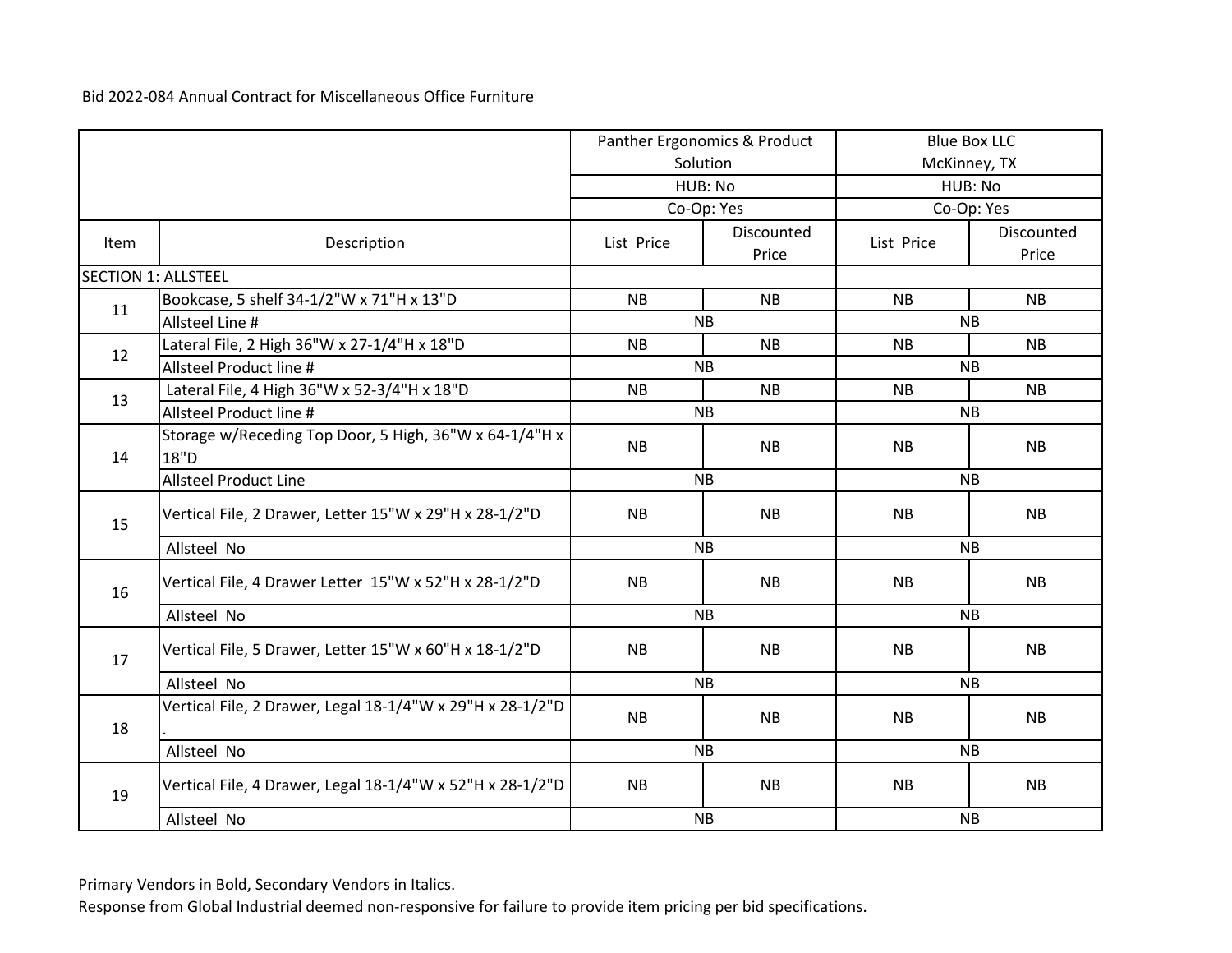Bid 2022-084 Annual Contract for Miscellaneous Office Furniture

| | | Panther Ergonomics & Product Solution | | Blue Box LLC McKinney, TX | |
|---|---|---|---|---|---|
| | | HUB: No | | HUB: No | |
| | | Co-Op: Yes | | Co-Op: Yes | |
| Item | Description | List Price | Discounted Price | List Price | Discounted Price |
| SECTION 1: ALLSTEEL | | | | | |
| 11 | Bookcase, 5 shelf 34-1/2"W x 71"H x 13"D | NB | NB | NB | NB |
| | Allsteel Line # | NB | | NB | |
| 12 | Lateral File, 2 High 36"W x 27-1/4"H x 18"D | NB | NB | NB | NB |
| | Allsteel Product line # | NB | | NB | |
| 13 | Lateral File, 4 High 36"W x 52-3/4"H x 18"D | NB | NB | NB | NB |
| | Allsteel Product line # | NB | | NB | |
| 14 | Storage w/Receding Top Door, 5 High, 36"W x 64-1/4"H x 18"D | NB | NB | NB | NB |
| | Allsteel Product Line | NB | | NB | |
| 15 | Vertical File, 2 Drawer, Letter 15"W x 29"H x 28-1/2"D | NB | NB | NB | NB |
| | Allsteel No | NB | | NB | |
| 16 | Vertical File, 4 Drawer Letter 15"W x 52"H x 28-1/2"D | NB | NB | NB | NB |
| | Allsteel No | NB | | NB | |
| 17 | Vertical File, 5 Drawer, Letter 15"W x 60"H x 18-1/2"D | NB | NB | NB | NB |
| | Allsteel No | NB | | NB | |
| 18 | Vertical File, 2 Drawer, Legal 18-1/4"W x 29"H x 28-1/2"D . | NB | NB | NB | NB |
| | Allsteel No | NB | | NB | |
| 19 | Vertical File, 4 Drawer, Legal 18-1/4"W x 52"H x 28-1/2"D | NB | NB | NB | NB |
| | Allsteel No | NB | | NB | |

Primary Vendors in Bold, Secondary Vendors in Italics.

Response from Global Industrial deemed non-responsive for failure to provide item pricing per bid specifications.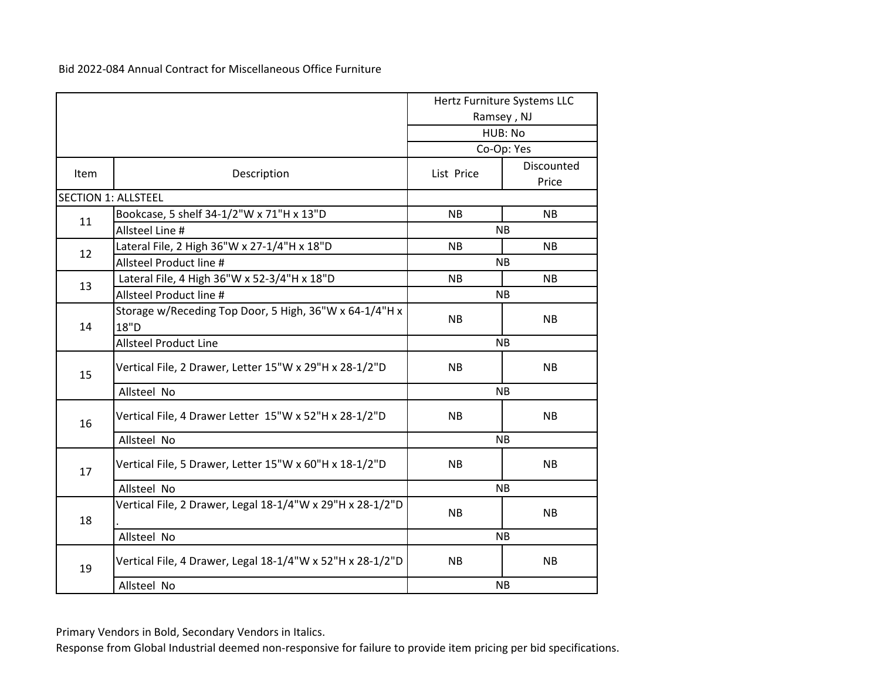Bid 2022-084 Annual Contract for Miscellaneous Office Furniture

| Item | Description | Hertz Furniture Systems LLC Ramsey , NJ HUB: No Co-Op: Yes | |
|---|---|---|---|
| | | List Price | Discounted Price |
| SECTION 1: ALLSTEEL | | | |
| 11 | Bookcase, 5 shelf 34-1/2"W x 71"H x 13"D | NB | NB |
| | Allsteel Line # | NB | |
| 12 | Lateral File, 2 High 36"W x 27-1/4"H x 18"D | NB | NB |
| | Allsteel Product line # | NB | |
| 13 | Lateral File, 4 High 36"W x 52-3/4"H x 18"D | NB | NB |
| | Allsteel Product line # | NB | |
| 14 | Storage w/Receding Top Door, 5 High, 36"W x 64-1/4"H x 18"D | NB | NB |
| | Allsteel Product Line | NB | |
| 15 | Vertical File, 2 Drawer, Letter 15"W x 29"H x 28-1/2"D | NB | NB |
| | Allsteel No | NB | |
| 16 | Vertical File, 4 Drawer Letter 15"W x 52"H x 28-1/2"D | NB | NB |
| | Allsteel No | NB | |
| 17 | Vertical File, 5 Drawer, Letter 15"W x 60"H x 18-1/2"D | NB | NB |
| | Allsteel No | NB | |
| 18 | Vertical File, 2 Drawer, Legal 18-1/4"W x 29"H x 28-1/2"D . | NB | NB |
| | Allsteel No | NB | |
| 19 | Vertical File, 4 Drawer, Legal 18-1/4"W x 52"H x 28-1/2"D | NB | NB |
| | Allsteel No | NB | |

Primary Vendors in Bold, Secondary Vendors in Italics.
Response from Global Industrial deemed non-responsive for failure to provide item pricing per bid specifications.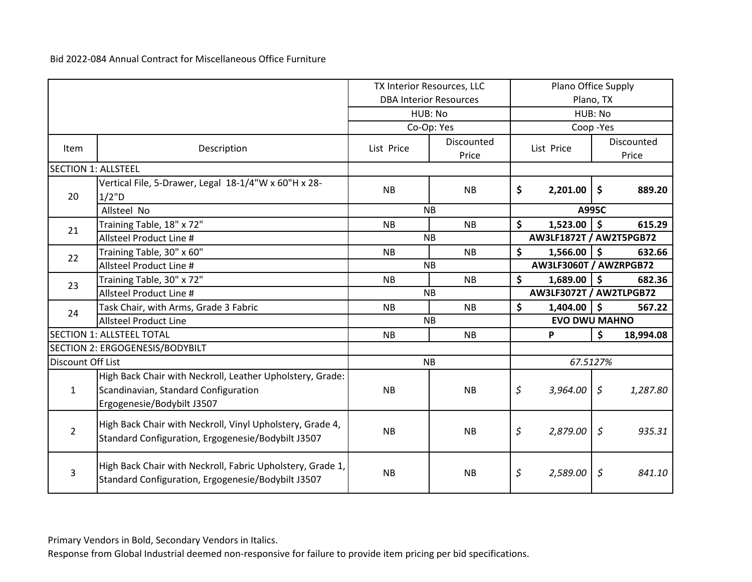Bid 2022-084 Annual Contract for Miscellaneous Office Furniture

| | | TX Interior Resources, LLC DBA Interior Resources | | Plano Office Supply Plano, TX | |
|---|---|---|---|---|---|
| | | HUB: No | | HUB: No | |
| | | Co-Op: Yes | | Coop -Yes | |
| Item | Description | List Price | Discounted Price | List Price | Discounted Price |
| SECTION 1: ALLSTEEL | | | | | |
| 20 | Vertical File, 5-Drawer, Legal 18-1/4"W x 60"H x 28-1/2"D | NB | NB | **$ 2,201.00** | **$ 889.20** |
| | Allsteel No | NB | | **A995C** | |
| 21 | Training Table, 18" x 72" | NB | NB | **$ 1,523.00** | **$ 615.29** |
| | Allsteel Product Line # | NB | | **AW3LF1872T / AW2T5PGB72** | |
| 22 | Training Table, 30" x 60" | NB | NB | **$ 1,566.00** | **$ 632.66** |
| | Allsteel Product Line # | NB | | **AW3LF3060T / AWZRPGB72** | |
| 23 | Training Table, 30" x 72" | NB | NB | **$ 1,689.00** | **$ 682.36** |
| | Allsteel Product Line # | NB | | **AW3LF3072T / AW2TLPGB72** | |
| 24 | Task Chair, with Arms, Grade 3 Fabric | NB | NB | **$ 1,404.00** | **$ 567.22** |
| | Allsteel Product Line | NB | | **EVO DWU MAHNO** | |
| SECTION 1: ALLSTEEL TOTAL | | NB | NB | **P** | **$ 18,994.08** |
| SECTION 2: ERGOGENESIS/BODYBILT | | | | | |
| Discount Off List | | NB | | *67.5127%* | |
| 1 | High Back Chair with Neckroll, Leather Upholstery, Grade: Scandinavian, Standard Configuration Ergogenesie/Bodybilt J3507 | NB | NB | *$ 3,964.00* | *$ 1,287.80* |
| 2 | High Back Chair with Neckroll, Vinyl Upholstery, Grade 4, Standard Configuration, Ergogenesie/Bodybilt J3507 | NB | NB | *$ 2,879.00* | *$ 935.31* |
| 3 | High Back Chair with Neckroll, Fabric Upholstery, Grade 1, Standard Configuration, Ergogenesie/Bodybilt J3507 | NB | NB | *$ 2,589.00* | *$ 841.10* |

Primary Vendors in Bold, Secondary Vendors in Italics.

Response from Global Industrial deemed non-responsive for failure to provide item pricing per bid specifications.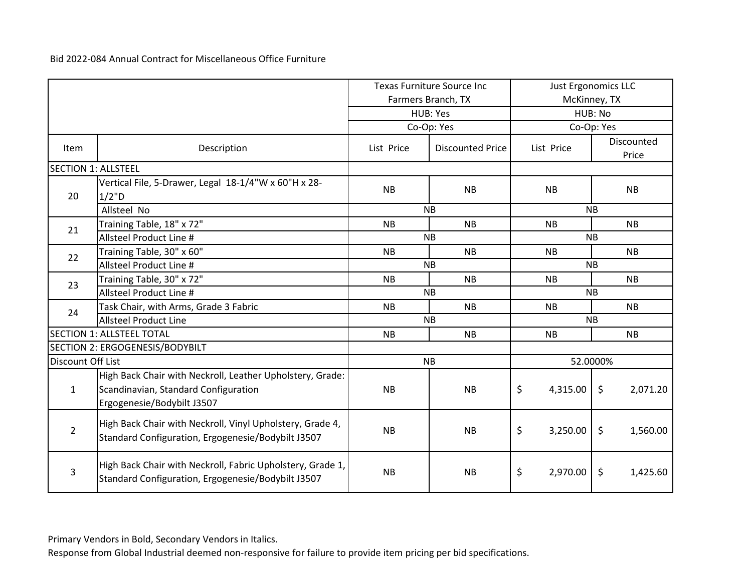Bid 2022-084 Annual Contract for Miscellaneous Office Furniture

| | | Texas Furniture Source Inc<br>Farmers Branch, TX | | Just Ergonomics LLC<br>McKinney, TX | |
|---|---|---|---|---|---|
| | | HUB: Yes | | HUB: No | |
| | | Co-Op: Yes | | Co-Op: Yes | |
| Item | Description | List Price | Discounted Price | List Price | Discounted Price |
| SECTION 1: ALLSTEEL | | | | | |
| 20 | Vertical File, 5-Drawer, Legal 18-1/4"W x 60"H x 28-1/2"D | NB | NB | NB | NB |
| | Allsteel No | NB | | NB | |
| 21 | Training Table, 18" x 72" | NB | NB | NB | NB |
| | Allsteel Product Line # | NB | | NB | |
| 22 | Training Table, 30" x 60" | NB | NB | NB | NB |
| | Allsteel Product Line # | NB | | NB | |
| 23 | Training Table, 30" x 72" | NB | NB | NB | NB |
| | Allsteel Product Line # | NB | | NB | |
| 24 | Task Chair, with Arms, Grade 3 Fabric | NB | NB | NB | NB |
| | Allsteel Product Line | NB | | NB | |
| SECTION 1: ALLSTEEL TOTAL | | NB | NB | NB | NB |
| SECTION 2: ERGOGENESIS/BODYBILT | | | | | |
| Discount Off List | | NB | | 52.0000% | |
| 1 | High Back Chair with Neckroll, Leather Upholstery, Grade: Scandinavian, Standard Configuration Ergogenesie/Bodybilt J3507 | NB | NB | $ 4,315.00 | $ 2,071.20 |
| 2 | High Back Chair with Neckroll, Vinyl Upholstery, Grade 4, Standard Configuration, Ergogenesie/Bodybilt J3507 | NB | NB | $ 3,250.00 | $ 1,560.00 |
| 3 | High Back Chair with Neckroll, Fabric Upholstery, Grade 1, Standard Configuration, Ergogenesie/Bodybilt J3507 | NB | NB | $ 2,970.00 | $ 1,425.60 |

Primary Vendors in Bold, Secondary Vendors in Italics.

Response from Global Industrial deemed non-responsive for failure to provide item pricing per bid specifications.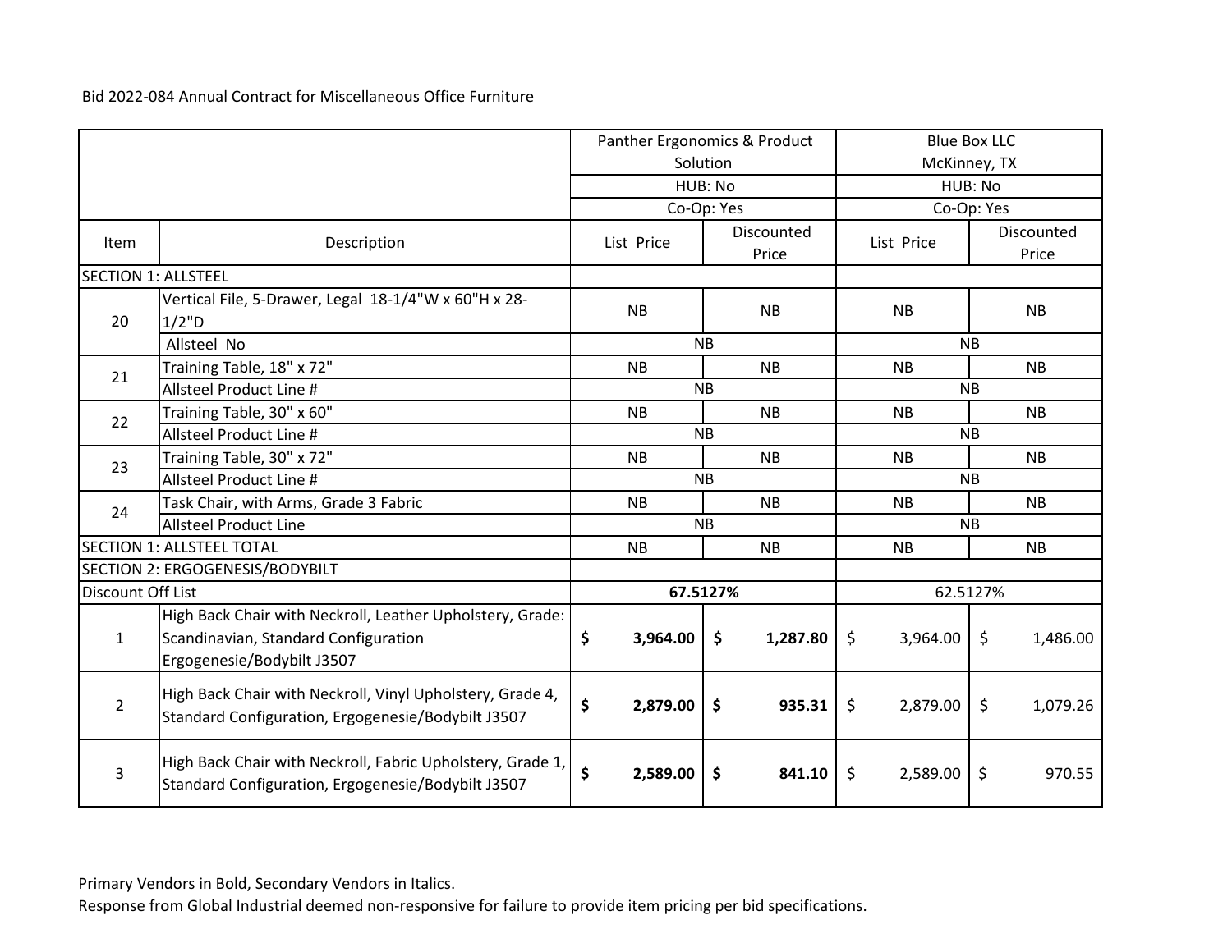Bid 2022-084 Annual Contract for Miscellaneous Office Furniture

| Item | Description | Panther Ergonomics & Product Solution | | Blue Box LLC McKinney, TX | |
|---|---|---|---|---|---|
| | | HUB: No | | HUB: No | |
| | | Co-Op: Yes | | Co-Op: Yes | |
| | | List Price | Discounted Price | List Price | Discounted Price |
| SECTION 1: ALLSTEEL | | | | | |
| 20 | Vertical File, 5-Drawer, Legal 18-1/4"W x 60"H x 28-1/2"D | NB | NB | NB | NB |
| | Allsteel No | NB | | NB | |
| 21 | Training Table, 18" x 72" | NB | NB | NB | NB |
| | Allsteel Product Line # | NB | | NB | |
| 22 | Training Table, 30" x 60" | NB | NB | NB | NB |
| | Allsteel Product Line # | NB | | NB | |
| 23 | Training Table, 30" x 72" | NB | NB | NB | NB |
| | Allsteel Product Line # | NB | | NB | |
| 24 | Task Chair, with Arms, Grade 3 Fabric | NB | NB | NB | NB |
| | Allsteel Product Line | NB | | NB | |
| SECTION 1: ALLSTEEL TOTAL | | NB | NB | NB | NB |
| SECTION 2: ERGOGENESIS/BODYBILT | | | | | |
| Discount Off List | | **67.5127%** | | 62.5127% | |
| 1 | High Back Chair with Neckroll, Leather Upholstery, Grade: Scandinavian, Standard Configuration Ergogenesie/Bodybilt J3507 | **$ 3,964.00** | **$ 1,287.80** | $ 3,964.00 | $ 1,486.00 |
| 2 | High Back Chair with Neckroll, Vinyl Upholstery, Grade 4, Standard Configuration, Ergogenesie/Bodybilt J3507 | **$ 2,879.00** | **$ 935.31** | $ 2,879.00 | $ 1,079.26 |
| 3 | High Back Chair with Neckroll, Fabric Upholstery, Grade 1, Standard Configuration, Ergogenesie/Bodybilt J3507 | **$ 2,589.00** | **$ 841.10** | $ 2,589.00 | $ 970.55 |

Primary Vendors in Bold, Secondary Vendors in Italics.
Response from Global Industrial deemed non-responsive for failure to provide item pricing per bid specifications.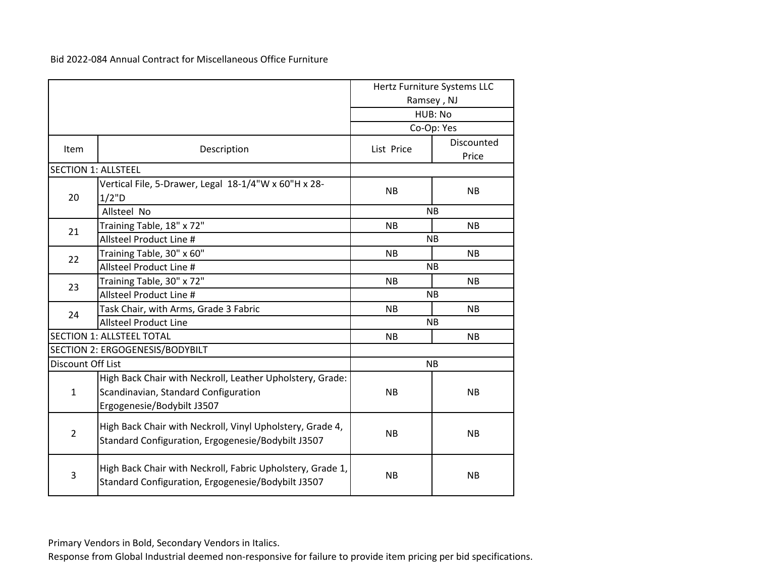Bid 2022-084 Annual Contract for Miscellaneous Office Furniture

| Item | Description | Hertz Furniture Systems LLC<br>Ramsey , NJ<br>HUB: No<br>Co-Op: Yes | |
|---|---|---|---|
| | | List Price | Discounted Price |
| SECTION 1: ALLSTEEL | | | |
| 20 | Vertical File, 5-Drawer, Legal 18-1/4"W x 60"H x 28-1/2"D | NB | NB |
| | Allsteel No | NB | |
| 21 | Training Table, 18" x 72" | NB | NB |
| | Allsteel Product Line # | NB | |
| 22 | Training Table, 30" x 60" | NB | NB |
| | Allsteel Product Line # | NB | |
| 23 | Training Table, 30" x 72" | NB | NB |
| | Allsteel Product Line # | NB | |
| 24 | Task Chair, with Arms, Grade 3 Fabric | NB | NB |
| | Allsteel Product Line | NB | |
| SECTION 1: ALLSTEEL TOTAL | | NB | NB |
| SECTION 2: ERGOGENESIS/BODYBILT | | | |
| Discount Off List | | NB | |
| 1 | High Back Chair with Neckroll, Leather Upholstery, Grade: Scandinavian, Standard Configuration Ergogenesie/Bodybilt J3507 | NB | NB |
| 2 | High Back Chair with Neckroll, Vinyl Upholstery, Grade 4, Standard Configuration, Ergogenesie/Bodybilt J3507 | NB | NB |
| 3 | High Back Chair with Neckroll, Fabric Upholstery, Grade 1, Standard Configuration, Ergogenesie/Bodybilt J3507 | NB | NB |

Primary Vendors in Bold, Secondary Vendors in Italics.

Response from Global Industrial deemed non-responsive for failure to provide item pricing per bid specifications.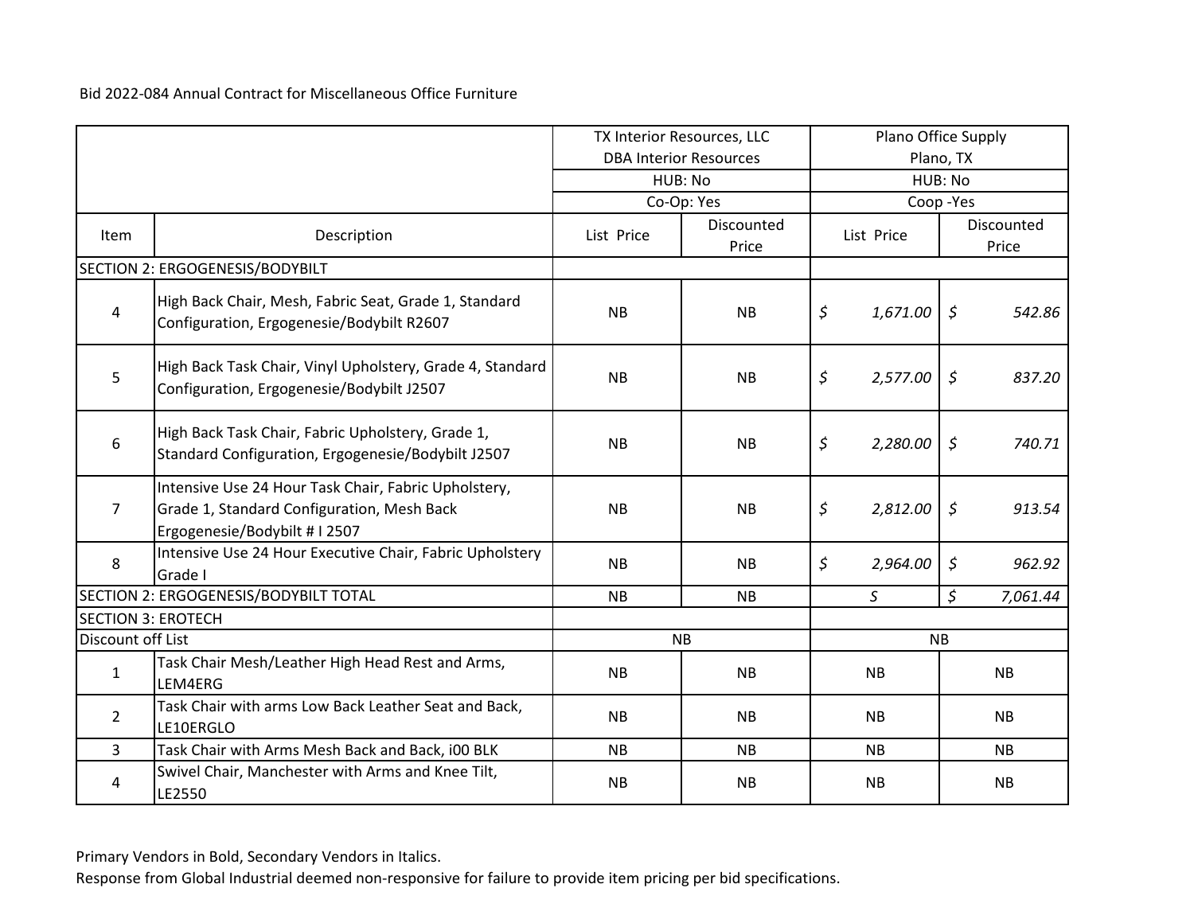Bid 2022-084 Annual Contract for Miscellaneous Office Furniture

| | | TX Interior Resources, LLC DBA Interior Resources | | Plano Office Supply Plano, TX | |
|---|---|---|---|---|---|
| | | HUB: No | | HUB: No | |
| | | Co-Op: Yes | | Coop -Yes | |
| Item | Description | List Price | Discounted Price | List Price | Discounted Price |
| SECTION 2: ERGOGENESIS/BODYBILT | | | | | |
| 4 | High Back Chair, Mesh, Fabric Seat, Grade 1, Standard Configuration, Ergogenesie/Bodybilt R2607 | NB | NB | *$ 1,671.00* | *$ 542.86* |
| 5 | High Back Task Chair, Vinyl Upholstery, Grade 4, Standard Configuration, Ergogenesie/Bodybilt J2507 | NB | NB | *$ 2,577.00* | *$ 837.20* |
| 6 | High Back Task Chair, Fabric Upholstery, Grade 1, Standard Configuration, Ergogenesie/Bodybilt J2507 | NB | NB | *$ 2,280.00* | *$ 740.71* |
| 7 | Intensive Use 24 Hour Task Chair, Fabric Upholstery, Grade 1, Standard Configuration, Mesh Back Ergogenesie/Bodybilt # I 2507 | NB | NB | *$ 2,812.00* | *$ 913.54* |
| 8 | Intensive Use 24 Hour Executive Chair, Fabric Upholstery Grade I | NB | NB | *$ 2,964.00* | *$ 962.92* |
| SECTION 2: ERGOGENESIS/BODYBILT TOTAL | | NB | NB | *$* | *$ 7,061.44* |
| SECTION 3: EROTECH | | | | | |
| Discount off List | | NB | | NB | |
| 1 | Task Chair Mesh/Leather High Head Rest and Arms, LEM4ERG | NB | NB | NB | NB |
| 2 | Task Chair with arms Low Back Leather Seat and Back, LE10ERGLO | NB | NB | NB | NB |
| 3 | Task Chair with Arms Mesh Back and Back, i00 BLK | NB | NB | NB | NB |
| 4 | Swivel Chair, Manchester with Arms and Knee Tilt, LE2550 | NB | NB | NB | NB |

Primary Vendors in Bold, Secondary Vendors in Italics.

Response from Global Industrial deemed non-responsive for failure to provide item pricing per bid specifications.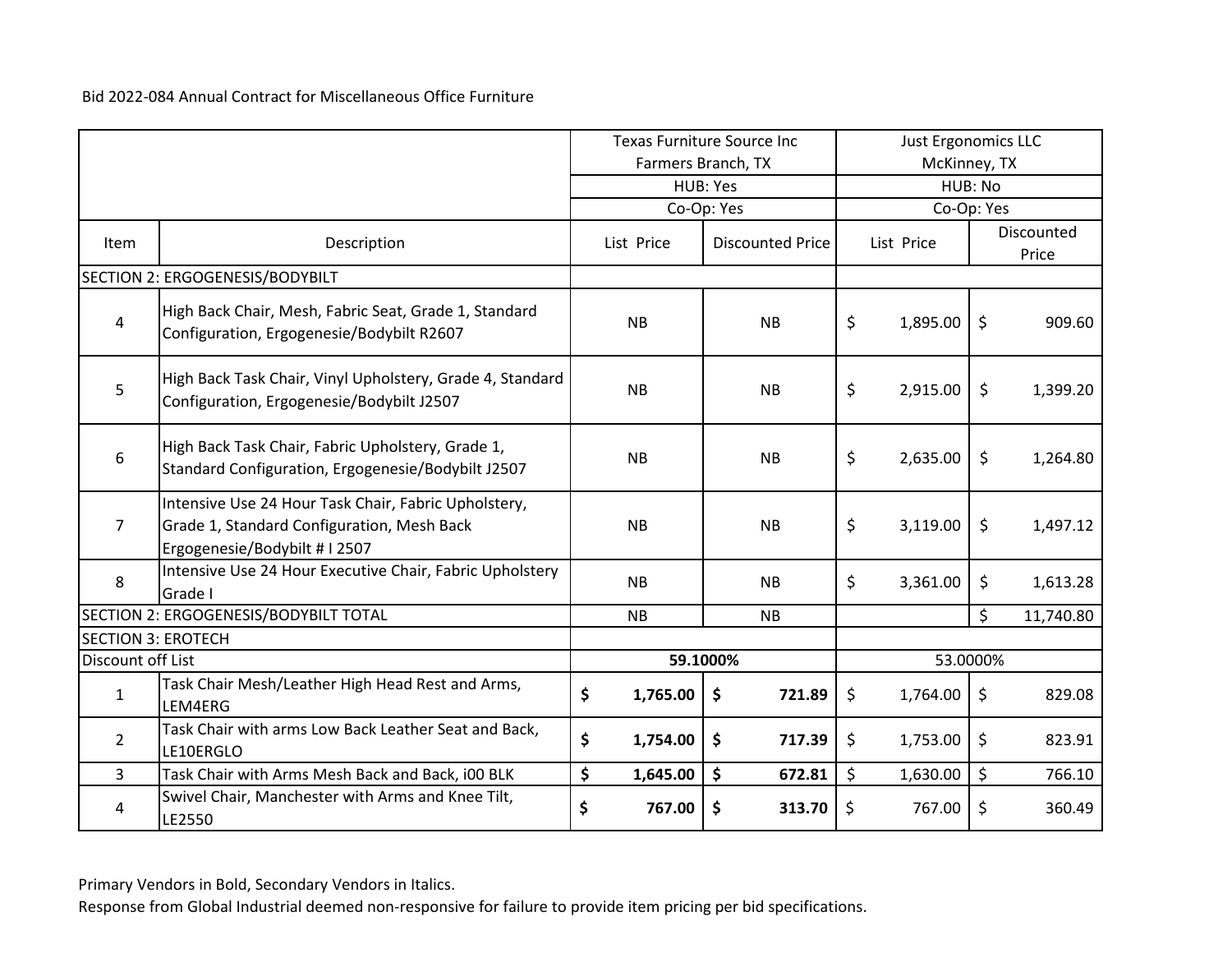Bid 2022-084 Annual Contract for Miscellaneous Office Furniture

| | | Texas Furniture Source Inc<br>Farmers Branch, TX<br>HUB: Yes<br>Co-Op: Yes | | Just Ergonomics LLC<br>McKinney, TX<br>HUB: No<br>Co-Op: Yes | |
|---|---|---|---|---|---|
| Item | Description | List Price | Discounted Price | List Price | Discounted Price |
| SECTION 2: ERGOGENESIS/BODYBILT | | | | | |
| 4 | High Back Chair, Mesh, Fabric Seat, Grade 1, Standard Configuration, Ergogenesie/Bodybilt R2607 | NB | NB | $ 1,895.00 | $ 909.60 |
| 5 | High Back Task Chair, Vinyl Upholstery, Grade 4, Standard Configuration, Ergogenesie/Bodybilt J2507 | NB | NB | $ 2,915.00 | $ 1,399.20 |
| 6 | High Back Task Chair, Fabric Upholstery, Grade 1, Standard Configuration, Ergogenesie/Bodybilt J2507 | NB | NB | $ 2,635.00 | $ 1,264.80 |
| 7 | Intensive Use 24 Hour Task Chair, Fabric Upholstery, Grade 1, Standard Configuration, Mesh Back Ergogenesie/Bodybilt # I 2507 | NB | NB | $ 3,119.00 | $ 1,497.12 |
| 8 | Intensive Use 24 Hour Executive Chair, Fabric Upholstery Grade I | NB | NB | $ 3,361.00 | $ 1,613.28 |
| SECTION 2: ERGOGENESIS/BODYBILT TOTAL | | NB | NB | | $ 11,740.80 |
| SECTION 3: EROTECH | | | | | |
| Discount off List | | **59.1000%** | | 53.0000% | |
| 1 | Task Chair Mesh/Leather High Head Rest and Arms, LEM4ERG | **$ 1,765.00** | **$ 721.89** | $ 1,764.00 | $ 829.08 |
| 2 | Task Chair with arms Low Back Leather Seat and Back, LE10ERGLO | **$ 1,754.00** | **$ 717.39** | $ 1,753.00 | $ 823.91 |
| 3 | Task Chair with Arms Mesh Back and Back, i00 BLK | **$ 1,645.00** | **$ 672.81** | $ 1,630.00 | $ 766.10 |
| 4 | Swivel Chair, Manchester with Arms and Knee Tilt, LE2550 | **$ 767.00** | **$ 313.70** | $ 767.00 | $ 360.49 |

Primary Vendors in Bold, Secondary Vendors in Italics.

Response from Global Industrial deemed non-responsive for failure to provide item pricing per bid specifications.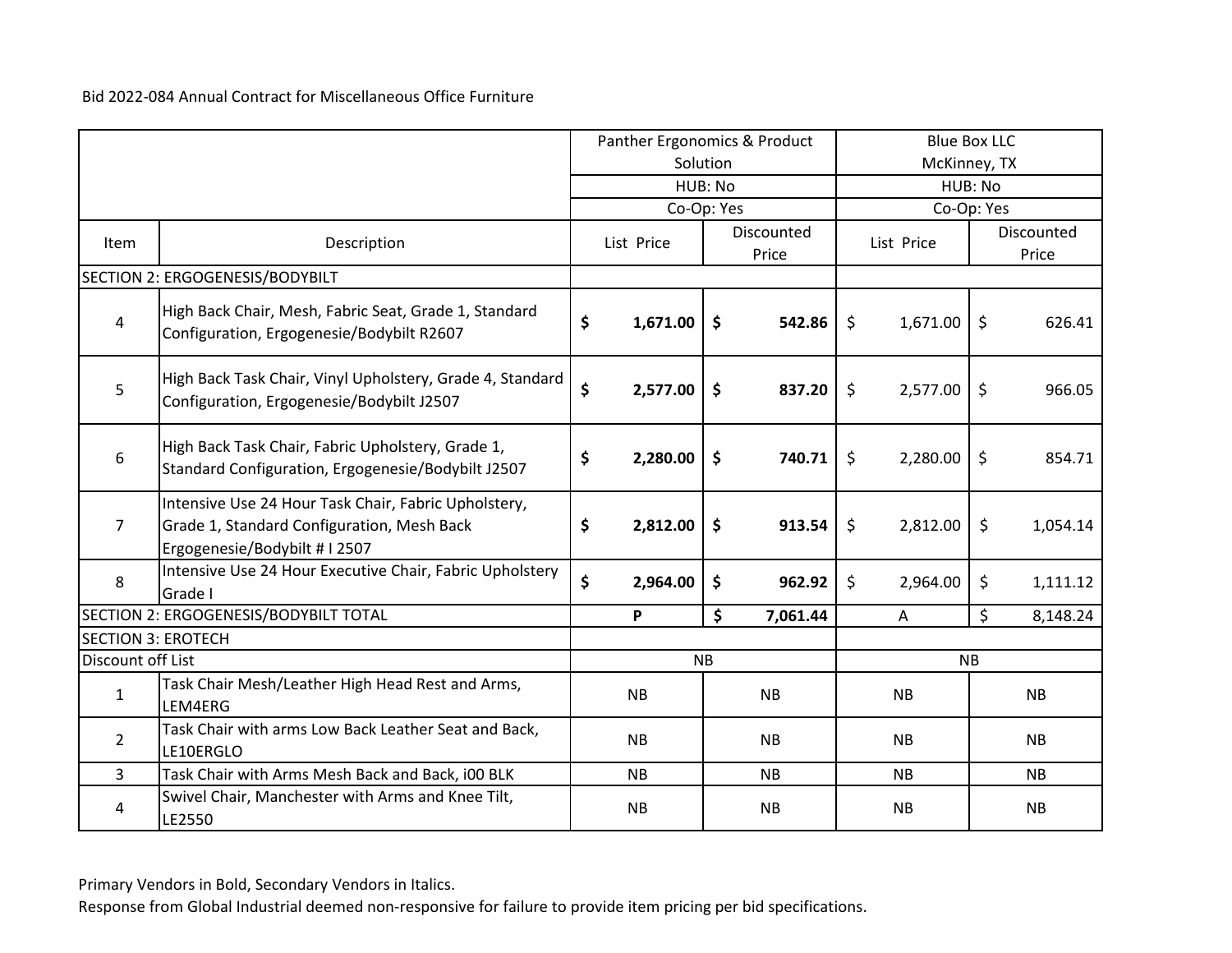Bid 2022-084 Annual Contract for Miscellaneous Office Furniture

| Item | Description | Panther Ergonomics & Product Solution<br>HUB: No<br>Co-Op: Yes | | Blue Box LLC<br>McKinney, TX<br>HUB: No<br>Co-Op: Yes | |
|---|---|---|---|---|---|
| | | List Price | Discounted Price | List Price | Discounted Price |
| SECTION 2: ERGOGENESIS/BODYBILT | | | | | |
| 4 | High Back Chair, Mesh, Fabric Seat, Grade 1, Standard Configuration, Ergogenesie/Bodybilt R2607 | **$ 1,671.00** | **$ 542.86** | $ 1,671.00 | $ 626.41 |
| 5 | High Back Task Chair, Vinyl Upholstery, Grade 4, Standard Configuration, Ergogenesie/Bodybilt J2507 | **$ 2,577.00** | **$ 837.20** | $ 2,577.00 | $ 966.05 |
| 6 | High Back Task Chair, Fabric Upholstery, Grade 1, Standard Configuration, Ergogenesie/Bodybilt J2507 | **$ 2,280.00** | **$ 740.71** | $ 2,280.00 | $ 854.71 |
| 7 | Intensive Use 24 Hour Task Chair, Fabric Upholstery, Grade 1, Standard Configuration, Mesh Back Ergogenesie/Bodybilt # I 2507 | **$ 2,812.00** | **$ 913.54** | $ 2,812.00 | $ 1,054.14 |
| 8 | Intensive Use 24 Hour Executive Chair, Fabric Upholstery Grade I | **$ 2,964.00** | **$ 962.92** | $ 2,964.00 | $ 1,111.12 |
| SECTION 2: ERGOGENESIS/BODYBILT TOTAL | | **P** | **$ 7,061.44** | A | $ 8,148.24 |
| SECTION 3: EROTECH | | | | | |
| Discount off List | | NB | | NB | |
| 1 | Task Chair Mesh/Leather High Head Rest and Arms, LEM4ERG | NB | NB | NB | NB |
| 2 | Task Chair with arms Low Back Leather Seat and Back, LE10ERGLO | NB | NB | NB | NB |
| 3 | Task Chair with Arms Mesh Back and Back, i00 BLK | NB | NB | NB | NB |
| 4 | Swivel Chair, Manchester with Arms and Knee Tilt, LE2550 | NB | NB | NB | NB |

Primary Vendors in Bold, Secondary Vendors in Italics.

Response from Global Industrial deemed non-responsive for failure to provide item pricing per bid specifications.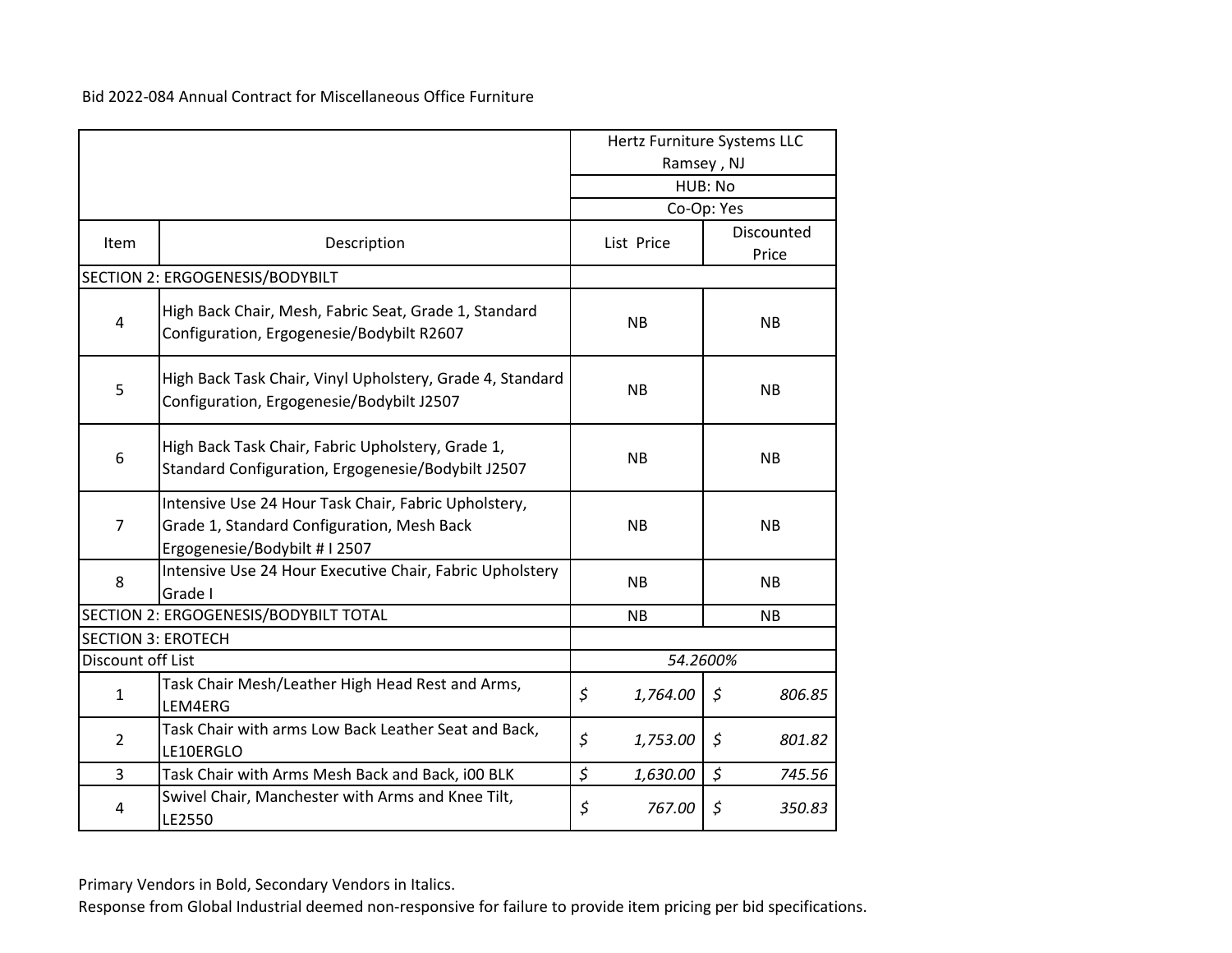Bid 2022-084 Annual Contract for Miscellaneous Office Furniture

| Item | Description | Hertz Furniture Systems LLC<br>Ramsey , NJ<br>HUB: No<br>Co-Op: Yes | |
|---|---|---|---|
| | | List Price | Discounted Price |
| SECTION 2: ERGOGENESIS/BODYBILT | | | |
| 4 | High Back Chair, Mesh, Fabric Seat, Grade 1, Standard Configuration, Ergogenesie/Bodybilt R2607 | NB | NB |
| 5 | High Back Task Chair, Vinyl Upholstery, Grade 4, Standard Configuration, Ergogenesie/Bodybilt J2507 | NB | NB |
| 6 | High Back Task Chair, Fabric Upholstery, Grade 1, Standard Configuration, Ergogenesie/Bodybilt J2507 | NB | NB |
| 7 | Intensive Use 24 Hour Task Chair, Fabric Upholstery, Grade 1, Standard Configuration, Mesh Back Ergogenesie/Bodybilt # I 2507 | NB | NB |
| 8 | Intensive Use 24 Hour Executive Chair, Fabric Upholstery Grade I | NB | NB |
| SECTION 2: ERGOGENESIS/BODYBILT TOTAL | | NB | NB |
| SECTION 3: EROTECH | | | |
| Discount off List | | *54.2600%* | |
| 1 | Task Chair Mesh/Leather High Head Rest and Arms, LEM4ERG | *$ 1,764.00* | *$ 806.85* |
| 2 | Task Chair with arms Low Back Leather Seat and Back, LE10ERGLO | *$ 1,753.00* | *$ 801.82* |
| 3 | Task Chair with Arms Mesh Back and Back, i00 BLK | *$ 1,630.00* | *$ 745.56* |
| 4 | Swivel Chair, Manchester with Arms and Knee Tilt, LE2550 | *$ 767.00* | *$ 350.83* |

Primary Vendors in Bold, Secondary Vendors in Italics.
Response from Global Industrial deemed non-responsive for failure to provide item pricing per bid specifications.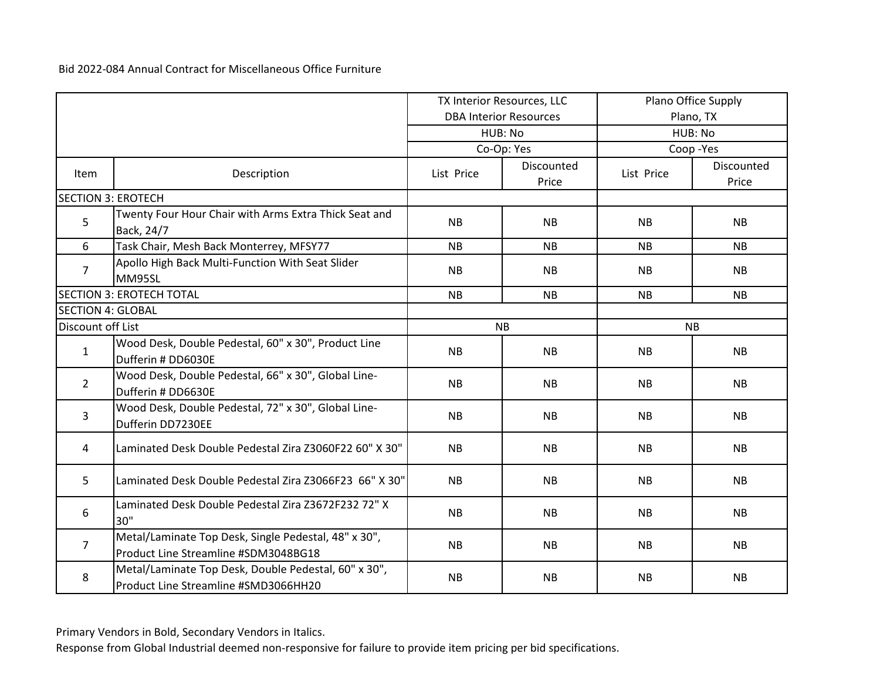Bid 2022-084 Annual Contract for Miscellaneous Office Furniture

| | | TX Interior Resources, LLC DBA Interior Resources | | Plano Office Supply Plano, TX | |
|---|---|---|---|---|---|
| | | HUB: No | | HUB: No | |
| | | Co-Op: Yes | | Coop -Yes | |
| Item | Description | List Price | Discounted Price | List Price | Discounted Price |
| SECTION 3: EROTECH | | | | | |
| 5 | Twenty Four Hour Chair with Arms Extra Thick Seat and Back, 24/7 | NB | NB | NB | NB |
| 6 | Task Chair, Mesh Back Monterrey, MFSY77 | NB | NB | NB | NB |
| 7 | Apollo High Back Multi-Function With Seat Slider MM95SL | NB | NB | NB | NB |
| SECTION 3: EROTECH TOTAL | | NB | NB | NB | NB |
| SECTION 4: GLOBAL | | | | | |
| Discount off List | | NB | | NB | |
| 1 | Wood Desk, Double Pedestal, 60" x 30", Product Line Dufferin # DD6030E | NB | NB | NB | NB |
| 2 | Wood Desk, Double Pedestal, 66" x 30", Global Line-Dufferin # DD6630E | NB | NB | NB | NB |
| 3 | Wood Desk, Double Pedestal, 72" x 30", Global Line-Dufferin DD7230EE | NB | NB | NB | NB |
| 4 | Laminated Desk Double Pedestal Zira Z3060F22 60" X 30" | NB | NB | NB | NB |
| 5 | Laminated Desk Double Pedestal Zira Z3066F23 66" X 30" | NB | NB | NB | NB |
| 6 | Laminated Desk Double Pedestal Zira Z3672F232 72" X 30" | NB | NB | NB | NB |
| 7 | Metal/Laminate Top Desk, Single Pedestal, 48" x 30", Product Line Streamline #SDM3048BG18 | NB | NB | NB | NB |
| 8 | Metal/Laminate Top Desk, Double Pedestal, 60" x 30", Product Line Streamline #SMD3066HH20 | NB | NB | NB | NB |

Primary Vendors in Bold, Secondary Vendors in Italics.

Response from Global Industrial deemed non-responsive for failure to provide item pricing per bid specifications.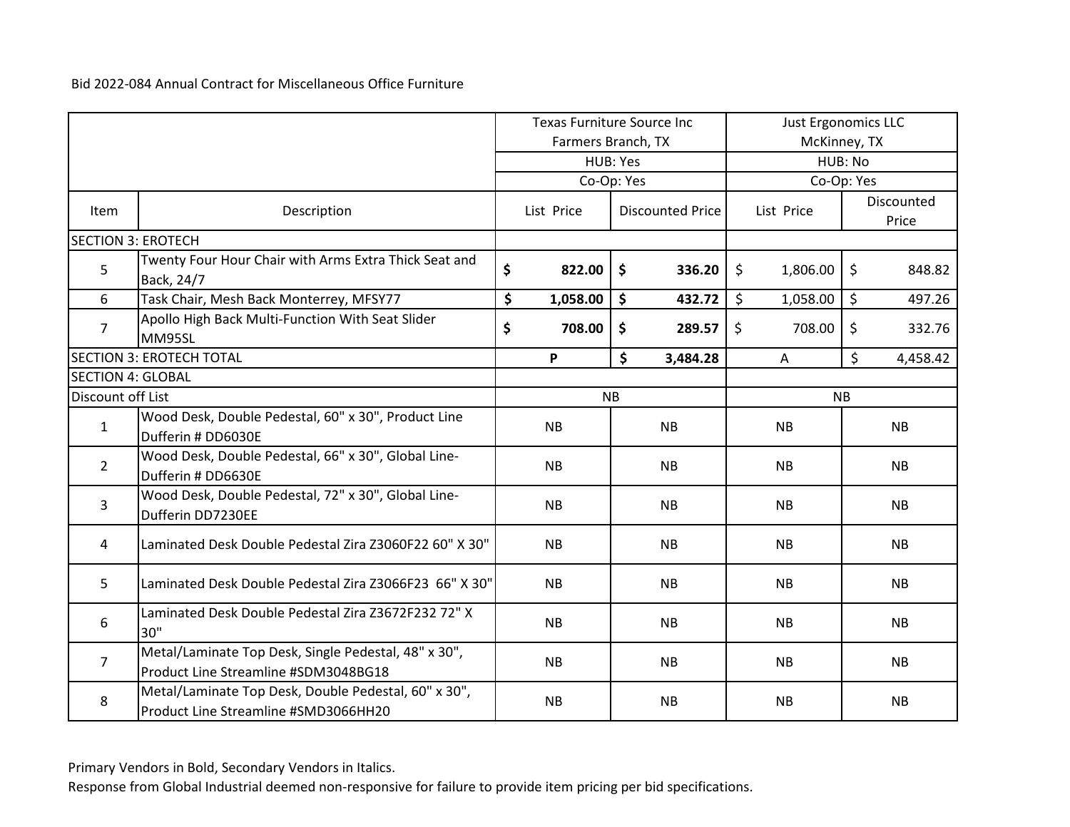Bid 2022-084 Annual Contract for Miscellaneous Office Furniture

| | | Texas Furniture Source Inc Farmers Branch, TX | | Just Ergonomics LLC McKinney, TX | |
|---|---|---|---|---|---|
| | | HUB: Yes | | HUB: No | |
| | | Co-Op: Yes | | Co-Op: Yes | |
| Item | Description | List Price | Discounted Price | List Price | Discounted Price |
| SECTION 3: EROTECH | | | | | |
| 5 | Twenty Four Hour Chair with Arms Extra Thick Seat and Back, 24/7 | **$ 822.00** | **$ 336.20** | $ 1,806.00 | $ 848.82 |
| 6 | Task Chair, Mesh Back Monterrey, MFSY77 | **$ 1,058.00** | **$ 432.72** | $ 1,058.00 | $ 497.26 |
| 7 | Apollo High Back Multi-Function With Seat Slider MM95SL | **$ 708.00** | **$ 289.57** | $ 708.00 | $ 332.76 |
| SECTION 3: EROTECH TOTAL | | **P** | **$ 3,484.28** | A | $ 4,458.42 |
| SECTION 4: GLOBAL | | | | | |
| Discount off List | | NB | | NB | |
| 1 | Wood Desk, Double Pedestal, 60" x 30", Product Line Dufferin # DD6030E | NB | NB | NB | NB |
| 2 | Wood Desk, Double Pedestal, 66" x 30", Global Line-Dufferin # DD6630E | NB | NB | NB | NB |
| 3 | Wood Desk, Double Pedestal, 72" x 30", Global Line-Dufferin DD7230EE | NB | NB | NB | NB |
| 4 | Laminated Desk Double Pedestal Zira Z3060F22 60" X 30" | NB | NB | NB | NB |
| 5 | Laminated Desk Double Pedestal Zira Z3066F23 66" X 30" | NB | NB | NB | NB |
| 6 | Laminated Desk Double Pedestal Zira Z3672F232 72" X 30" | NB | NB | NB | NB |
| 7 | Metal/Laminate Top Desk, Single Pedestal, 48" x 30", Product Line Streamline #SDM3048BG18 | NB | NB | NB | NB |
| 8 | Metal/Laminate Top Desk, Double Pedestal, 60" x 30", Product Line Streamline #SMD3066HH20 | NB | NB | NB | NB |

Primary Vendors in Bold, Secondary Vendors in Italics.

Response from Global Industrial deemed non-responsive for failure to provide item pricing per bid specifications.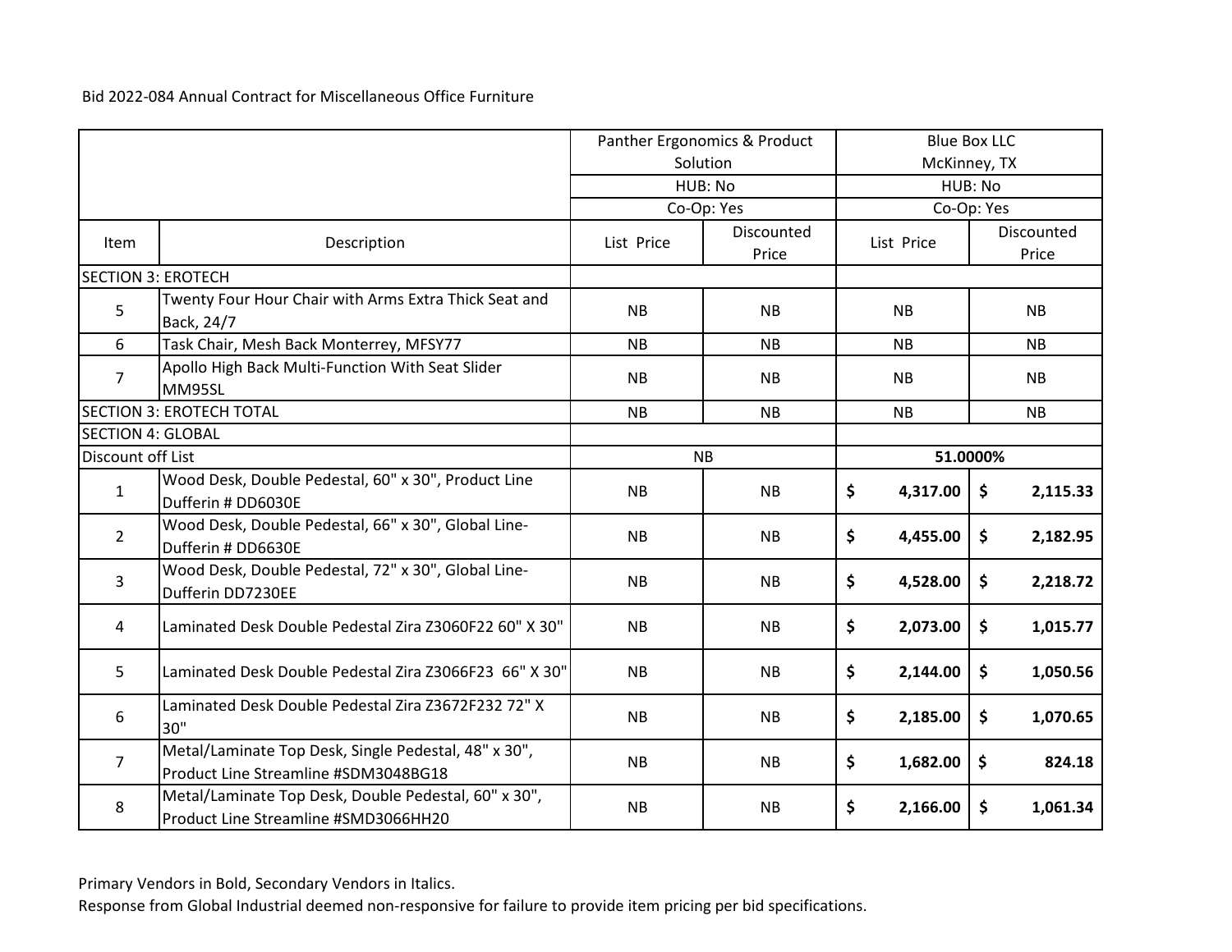Bid 2022-084 Annual Contract for Miscellaneous Office Furniture

| | | Panther Ergonomics & Product Solution | | Blue Box LLC McKinney, TX | |
|---|---|---|---|---|---|
| | | HUB: No | | HUB: No | |
| | | Co-Op: Yes | | Co-Op: Yes | |
| Item | Description | List Price | Discounted Price | List Price | Discounted Price |
| SECTION 3: EROTECH | | | | | |
| 5 | Twenty Four Hour Chair with Arms Extra Thick Seat and Back, 24/7 | NB | NB | NB | NB |
| 6 | Task Chair, Mesh Back Monterrey, MFSY77 | NB | NB | NB | NB |
| 7 | Apollo High Back Multi-Function With Seat Slider MM95SL | NB | NB | NB | NB |
| SECTION 3: EROTECH TOTAL | | NB | NB | NB | NB |
| SECTION 4: GLOBAL | | | | | |
| Discount off List | | NB | | **51.0000%** | |
| 1 | Wood Desk, Double Pedestal, 60" x 30", Product Line Dufferin # DD6030E | NB | NB | **$ 4,317.00** | **$ 2,115.33** |
| 2 | Wood Desk, Double Pedestal, 66" x 30", Global Line-Dufferin # DD6630E | NB | NB | **$ 4,455.00** | **$ 2,182.95** |
| 3 | Wood Desk, Double Pedestal, 72" x 30", Global Line-Dufferin DD7230EE | NB | NB | **$ 4,528.00** | **$ 2,218.72** |
| 4 | Laminated Desk Double Pedestal Zira Z3060F22 60" X 30" | NB | NB | **$ 2,073.00** | **$ 1,015.77** |
| 5 | Laminated Desk Double Pedestal Zira Z3066F23 66" X 30" | NB | NB | **$ 2,144.00** | **$ 1,050.56** |
| 6 | Laminated Desk Double Pedestal Zira Z3672F232 72" X 30" | NB | NB | **$ 2,185.00** | **$ 1,070.65** |
| 7 | Metal/Laminate Top Desk, Single Pedestal, 48" x 30", Product Line Streamline #SDM3048BG18 | NB | NB | **$ 1,682.00** | **$ 824.18** |
| 8 | Metal/Laminate Top Desk, Double Pedestal, 60" x 30", Product Line Streamline #SMD3066HH20 | NB | NB | **$ 2,166.00** | **$ 1,061.34** |

Primary Vendors in Bold, Secondary Vendors in Italics.

Response from Global Industrial deemed non-responsive for failure to provide item pricing per bid specifications.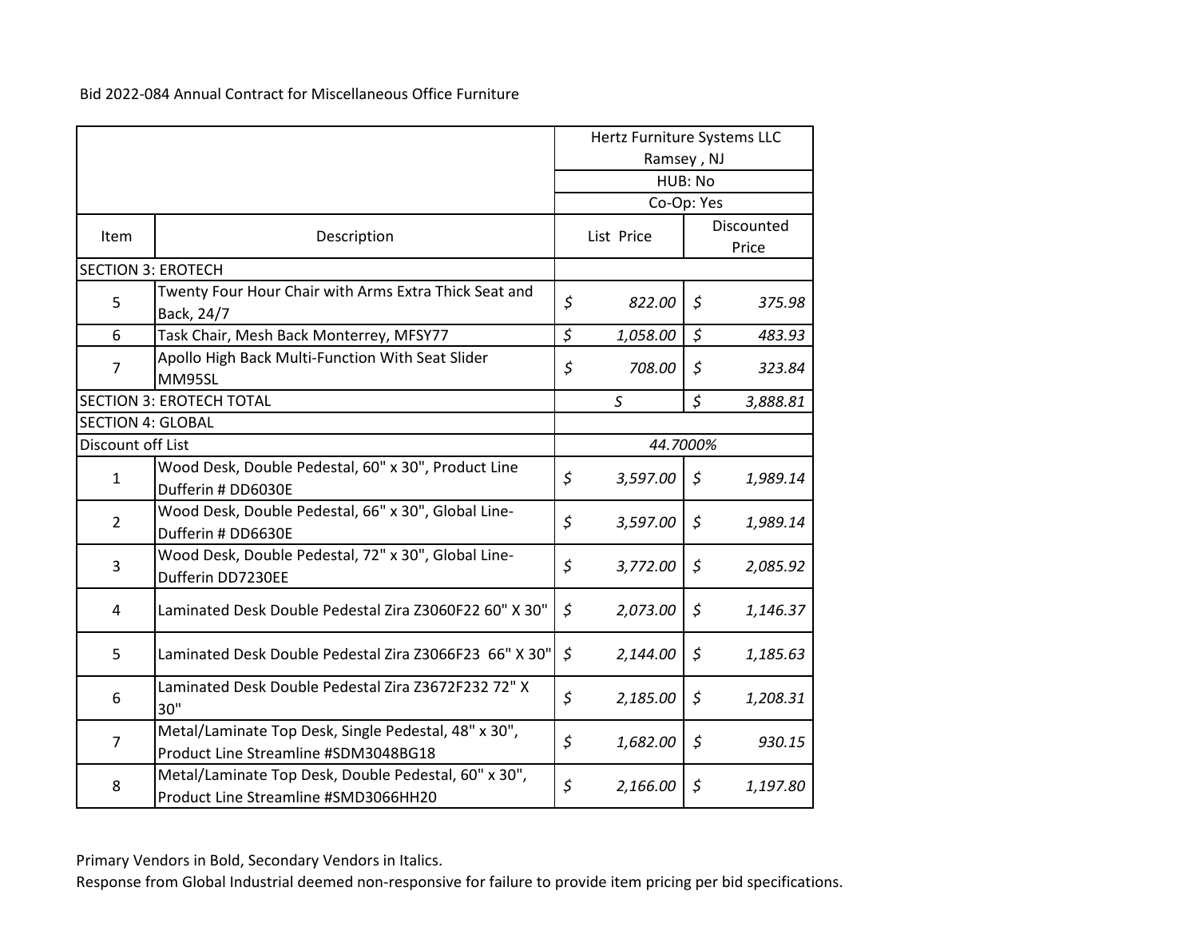Bid 2022-084 Annual Contract for Miscellaneous Office Furniture

| | | Hertz Furniture Systems LLC Ramsey , NJ | |
|---|---|---|---|
| | | HUB: No | |
| | | Co-Op: Yes | |
| Item | Description | List Price | Discounted Price |
| SECTION 3: EROTECH | | | |
| 5 | Twenty Four Hour Chair with Arms Extra Thick Seat and Back, 24/7 | *$ 822.00* | *$ 375.98* |
| 6 | Task Chair, Mesh Back Monterrey, MFSY77 | *$ 1,058.00* | *$ 483.93* |
| 7 | Apollo High Back Multi-Function With Seat Slider MM95SL | *$ 708.00* | *$ 323.84* |
| SECTION 3: EROTECH TOTAL | | *$* | *$ 3,888.81* |
| SECTION 4: GLOBAL | | | |
| Discount off List | | *44.7000%* | |
| 1 | Wood Desk, Double Pedestal, 60" x 30", Product Line Dufferin # DD6030E | *$ 3,597.00* | *$ 1,989.14* |
| 2 | Wood Desk, Double Pedestal, 66" x 30", Global Line-Dufferin # DD6630E | *$ 3,597.00* | *$ 1,989.14* |
| 3 | Wood Desk, Double Pedestal, 72" x 30", Global Line-Dufferin DD7230EE | *$ 3,772.00* | *$ 2,085.92* |
| 4 | Laminated Desk Double Pedestal Zira Z3060F22 60" X 30" | *$ 2,073.00* | *$ 1,146.37* |
| 5 | Laminated Desk Double Pedestal Zira Z3066F23 66" X 30" | *$ 2,144.00* | *$ 1,185.63* |
| 6 | Laminated Desk Double Pedestal Zira Z3672F232 72" X 30" | *$ 2,185.00* | *$ 1,208.31* |
| 7 | Metal/Laminate Top Desk, Single Pedestal, 48" x 30", Product Line Streamline #SDM3048BG18 | *$ 1,682.00* | *$ 930.15* |
| 8 | Metal/Laminate Top Desk, Double Pedestal, 60" x 30", Product Line Streamline #SMD3066HH20 | *$ 2,166.00* | *$ 1,197.80* |

Primary Vendors in Bold, Secondary Vendors in Italics.

Response from Global Industrial deemed non-responsive for failure to provide item pricing per bid specifications.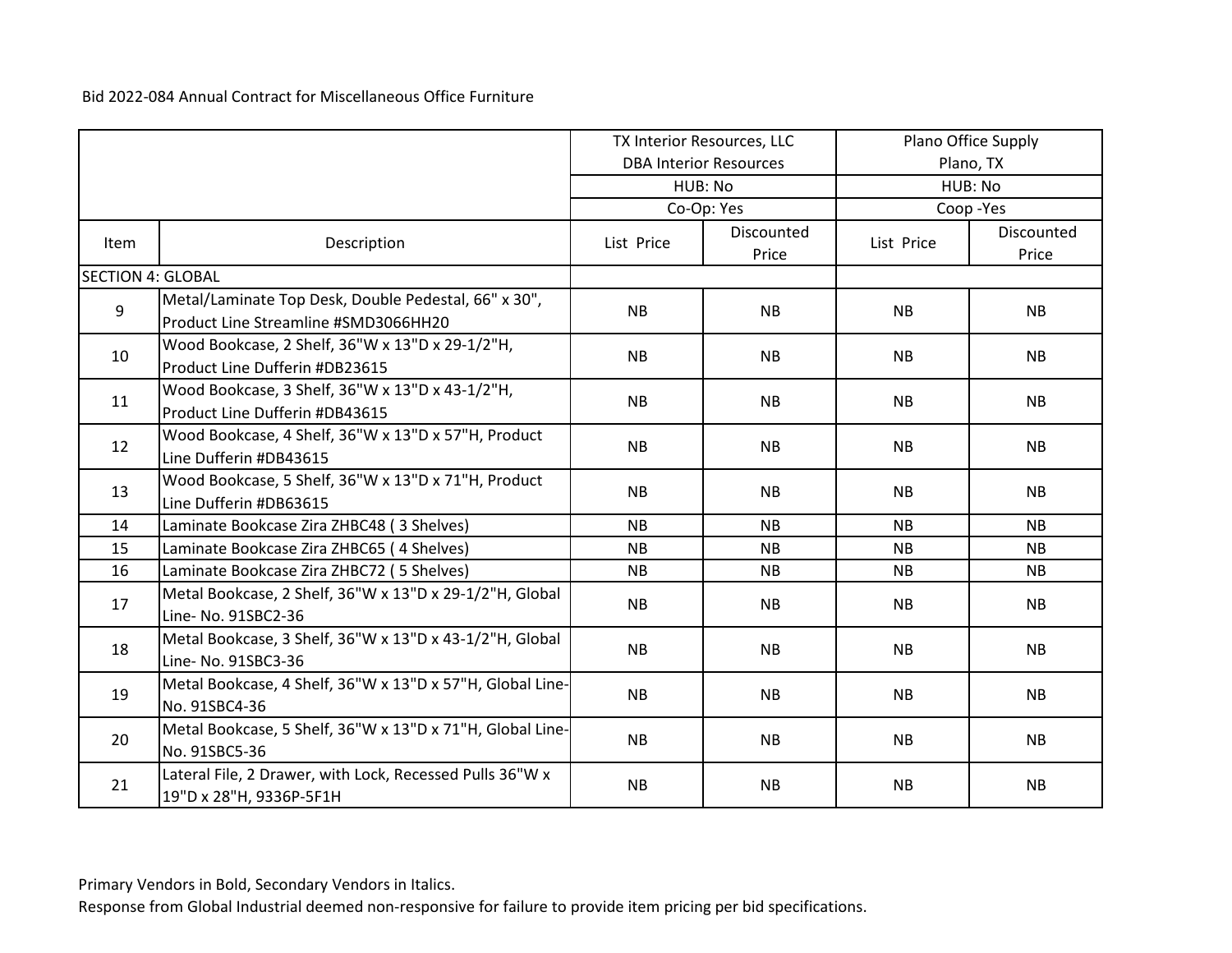Bid 2022-084 Annual Contract for Miscellaneous Office Furniture

| | | TX Interior Resources, LLC DBA Interior Resources | | Plano Office Supply Plano, TX | |
|---|---|---|---|---|---|
| | | HUB: No | | HUB: No | |
| | | Co-Op: Yes | | Coop -Yes | |
| Item | Description | List Price | Discounted Price | List Price | Discounted Price |
| SECTION 4: GLOBAL | | | | | |
| 9 | Metal/Laminate Top Desk, Double Pedestal, 66" x 30", Product Line Streamline #SMD3066HH20 | NB | NB | NB | NB |
| 10 | Wood Bookcase, 2 Shelf, 36"W x 13"D x 29-1/2"H, Product Line Dufferin #DB23615 | NB | NB | NB | NB |
| 11 | Wood Bookcase, 3 Shelf, 36"W x 13"D x 43-1/2"H, Product Line Dufferin #DB43615 | NB | NB | NB | NB |
| 12 | Wood Bookcase, 4 Shelf, 36"W x 13"D x 57"H, Product Line Dufferin #DB43615 | NB | NB | NB | NB |
| 13 | Wood Bookcase, 5 Shelf, 36"W x 13"D x 71"H, Product Line Dufferin #DB63615 | NB | NB | NB | NB |
| 14 | Laminate Bookcase Zira ZHBC48 ( 3 Shelves) | NB | NB | NB | NB |
| 15 | Laminate Bookcase Zira ZHBC65 ( 4 Shelves) | NB | NB | NB | NB |
| 16 | Laminate Bookcase Zira ZHBC72 ( 5 Shelves) | NB | NB | NB | NB |
| 17 | Metal Bookcase, 2 Shelf, 36"W x 13"D x 29-1/2"H, Global Line- No. 91SBC2-36 | NB | NB | NB | NB |
| 18 | Metal Bookcase, 3 Shelf, 36"W x 13"D x 43-1/2"H, Global Line- No. 91SBC3-36 | NB | NB | NB | NB |
| 19 | Metal Bookcase, 4 Shelf, 36"W x 13"D x 57"H, Global Line-No. 91SBC4-36 | NB | NB | NB | NB |
| 20 | Metal Bookcase, 5 Shelf, 36"W x 13"D x 71"H, Global Line-No. 91SBC5-36 | NB | NB | NB | NB |
| 21 | Lateral File, 2 Drawer, with Lock, Recessed Pulls 36"W x 19"D x 28"H, 9336P-5F1H | NB | NB | NB | NB |

Primary Vendors in Bold, Secondary Vendors in Italics.

Response from Global Industrial deemed non-responsive for failure to provide item pricing per bid specifications.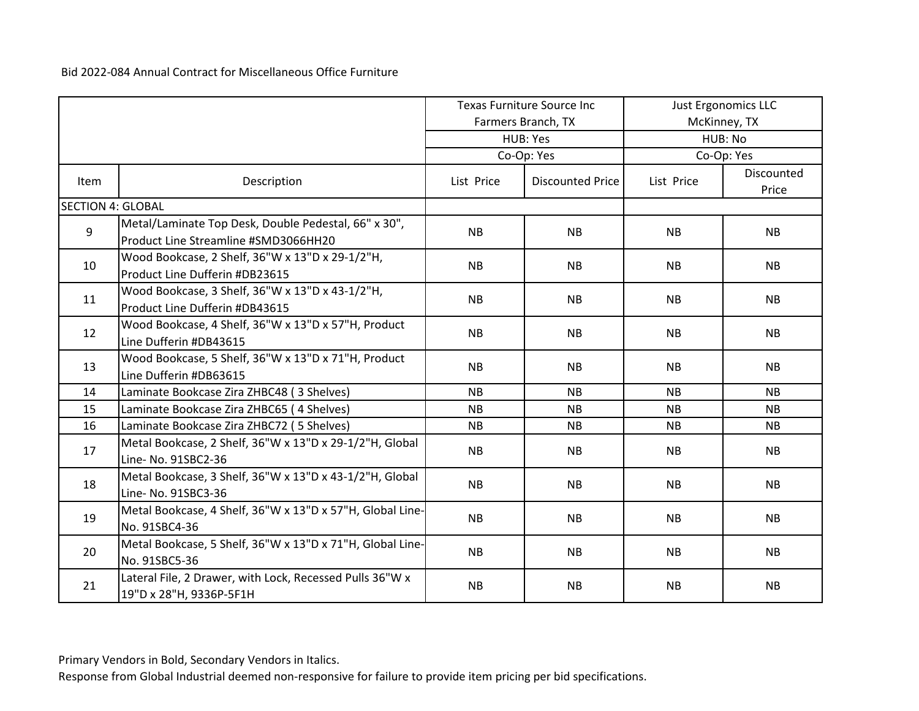Bid 2022-084 Annual Contract for Miscellaneous Office Furniture

| | | Texas Furniture Source Inc Farmers Branch, TX | | Just Ergonomics LLC McKinney, TX | |
|---|---|---|---|---|---|
| | | HUB: Yes | | HUB: No | |
| | | Co-Op: Yes | | Co-Op: Yes | |
| Item | Description | List Price | Discounted Price | List Price | Discounted Price |
| SECTION 4: GLOBAL | | | | | |
| 9 | Metal/Laminate Top Desk, Double Pedestal, 66" x 30", Product Line Streamline #SMD3066HH20 | NB | NB | NB | NB |
| 10 | Wood Bookcase, 2 Shelf, 36"W x 13"D x 29-1/2"H, Product Line Dufferin #DB23615 | NB | NB | NB | NB |
| 11 | Wood Bookcase, 3 Shelf, 36"W x 13"D x 43-1/2"H, Product Line Dufferin #DB43615 | NB | NB | NB | NB |
| 12 | Wood Bookcase, 4 Shelf, 36"W x 13"D x 57"H, Product Line Dufferin #DB43615 | NB | NB | NB | NB |
| 13 | Wood Bookcase, 5 Shelf, 36"W x 13"D x 71"H, Product Line Dufferin #DB63615 | NB | NB | NB | NB |
| 14 | Laminate Bookcase Zira ZHBC48 ( 3 Shelves) | NB | NB | NB | NB |
| 15 | Laminate Bookcase Zira ZHBC65 ( 4 Shelves) | NB | NB | NB | NB |
| 16 | Laminate Bookcase Zira ZHBC72 ( 5 Shelves) | NB | NB | NB | NB |
| 17 | Metal Bookcase, 2 Shelf, 36"W x 13"D x 29-1/2"H, Global Line- No. 91SBC2-36 | NB | NB | NB | NB |
| 18 | Metal Bookcase, 3 Shelf, 36"W x 13"D x 43-1/2"H, Global Line- No. 91SBC3-36 | NB | NB | NB | NB |
| 19 | Metal Bookcase, 4 Shelf, 36"W x 13"D x 57"H, Global Line-No. 91SBC4-36 | NB | NB | NB | NB |
| 20 | Metal Bookcase, 5 Shelf, 36"W x 13"D x 71"H, Global Line-No. 91SBC5-36 | NB | NB | NB | NB |
| 21 | Lateral File, 2 Drawer, with Lock, Recessed Pulls 36"W x 19"D x 28"H, 9336P-5F1H | NB | NB | NB | NB |

Primary Vendors in Bold, Secondary Vendors in Italics.

Response from Global Industrial deemed non-responsive for failure to provide item pricing per bid specifications.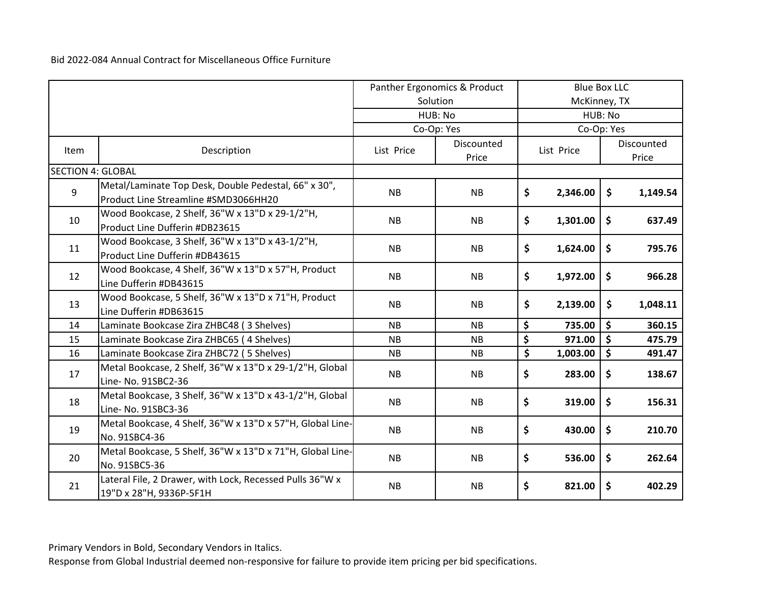Bid 2022-084 Annual Contract for Miscellaneous Office Furniture

| | | Panther Ergonomics & Product Solution | | Blue Box LLC McKinney, TX | |
|---|---|---|---|---|---|
| | | HUB: No | | HUB: No | |
| | | Co-Op: Yes | | Co-Op: Yes | |
| Item | Description | List Price | Discounted Price | List Price | Discounted Price |
| SECTION 4: GLOBAL | | | | | |
| 9 | Metal/Laminate Top Desk, Double Pedestal, 66" x 30", Product Line Streamline #SMD3066HH20 | NB | NB | $ 2,346.00 | $ 1,149.54 |
| 10 | Wood Bookcase, 2 Shelf, 36"W x 13"D x 29-1/2"H, Product Line Dufferin #DB23615 | NB | NB | $ 1,301.00 | $ 637.49 |
| 11 | Wood Bookcase, 3 Shelf, 36"W x 13"D x 43-1/2"H, Product Line Dufferin #DB43615 | NB | NB | $ 1,624.00 | $ 795.76 |
| 12 | Wood Bookcase, 4 Shelf, 36"W x 13"D x 57"H, Product Line Dufferin #DB43615 | NB | NB | $ 1,972.00 | $ 966.28 |
| 13 | Wood Bookcase, 5 Shelf, 36"W x 13"D x 71"H, Product Line Dufferin #DB63615 | NB | NB | $ 2,139.00 | $ 1,048.11 |
| 14 | Laminate Bookcase Zira ZHBC48 ( 3 Shelves) | NB | NB | $ 735.00 | $ 360.15 |
| 15 | Laminate Bookcase Zira ZHBC65 ( 4 Shelves) | NB | NB | $ 971.00 | $ 475.79 |
| 16 | Laminate Bookcase Zira ZHBC72 ( 5 Shelves) | NB | NB | $ 1,003.00 | $ 491.47 |
| 17 | Metal Bookcase, 2 Shelf, 36"W x 13"D x 29-1/2"H, Global Line- No. 91SBC2-36 | NB | NB | $ 283.00 | $ 138.67 |
| 18 | Metal Bookcase, 3 Shelf, 36"W x 13"D x 43-1/2"H, Global Line- No. 91SBC3-36 | NB | NB | $ 319.00 | $ 156.31 |
| 19 | Metal Bookcase, 4 Shelf, 36"W x 13"D x 57"H, Global Line- No. 91SBC4-36 | NB | NB | $ 430.00 | $ 210.70 |
| 20 | Metal Bookcase, 5 Shelf, 36"W x 13"D x 71"H, Global Line- No. 91SBC5-36 | NB | NB | $ 536.00 | $ 262.64 |
| 21 | Lateral File, 2 Drawer, with Lock, Recessed Pulls 36"W x 19"D x 28"H, 9336P-5F1H | NB | NB | $ 821.00 | $ 402.29 |

Primary Vendors in Bold, Secondary Vendors in Italics.

Response from Global Industrial deemed non-responsive for failure to provide item pricing per bid specifications.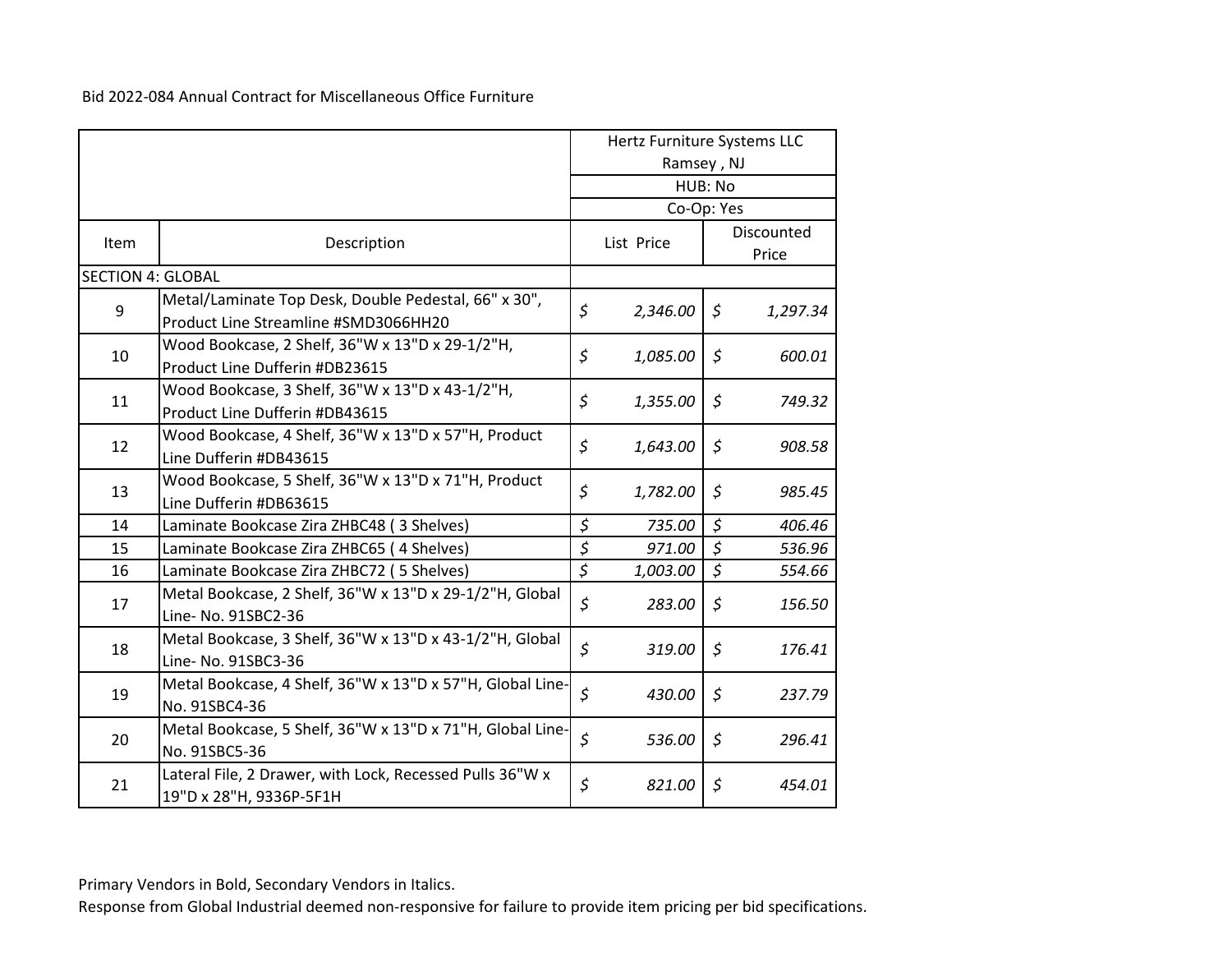Bid 2022-084 Annual Contract for Miscellaneous Office Furniture

| Item | Description | Hertz Furniture Systems LLC<br>Ramsey , NJ<br>HUB: No<br>Co-Op: Yes | |
|---|---|---|---|
| | | List Price | Discounted Price |
| SECTION 4: GLOBAL | | | |
| 9 | Metal/Laminate Top Desk, Double Pedestal, 66" x 30", Product Line Streamline #SMD3066HH20 | *$ 2,346.00* | *$ 1,297.34* |
| 10 | Wood Bookcase, 2 Shelf, 36"W x 13"D x 29-1/2"H, Product Line Dufferin #DB23615 | *$ 1,085.00* | *$ 600.01* |
| 11 | Wood Bookcase, 3 Shelf, 36"W x 13"D x 43-1/2"H, Product Line Dufferin #DB43615 | *$ 1,355.00* | *$ 749.32* |
| 12 | Wood Bookcase, 4 Shelf, 36"W x 13"D x 57"H, Product Line Dufferin #DB43615 | *$ 1,643.00* | *$ 908.58* |
| 13 | Wood Bookcase, 5 Shelf, 36"W x 13"D x 71"H, Product Line Dufferin #DB63615 | *$ 1,782.00* | *$ 985.45* |
| 14 | Laminate Bookcase Zira ZHBC48 ( 3 Shelves) | *$ 735.00* | *$ 406.46* |
| 15 | Laminate Bookcase Zira ZHBC65 ( 4 Shelves) | *$ 971.00* | *$ 536.96* |
| 16 | Laminate Bookcase Zira ZHBC72 ( 5 Shelves) | *$ 1,003.00* | *$ 554.66* |
| 17 | Metal Bookcase, 2 Shelf, 36"W x 13"D x 29-1/2"H, Global Line- No. 91SBC2-36 | *$ 283.00* | *$ 156.50* |
| 18 | Metal Bookcase, 3 Shelf, 36"W x 13"D x 43-1/2"H, Global Line- No. 91SBC3-36 | *$ 319.00* | *$ 176.41* |
| 19 | Metal Bookcase, 4 Shelf, 36"W x 13"D x 57"H, Global Line- No. 91SBC4-36 | *$ 430.00* | *$ 237.79* |
| 20 | Metal Bookcase, 5 Shelf, 36"W x 13"D x 71"H, Global Line- No. 91SBC5-36 | *$ 536.00* | *$ 296.41* |
| 21 | Lateral File, 2 Drawer, with Lock, Recessed Pulls 36"W x 19"D x 28"H, 9336P-5F1H | *$ 821.00* | *$ 454.01* |

Primary Vendors in Bold, Secondary Vendors in Italics.
Response from Global Industrial deemed non-responsive for failure to provide item pricing per bid specifications.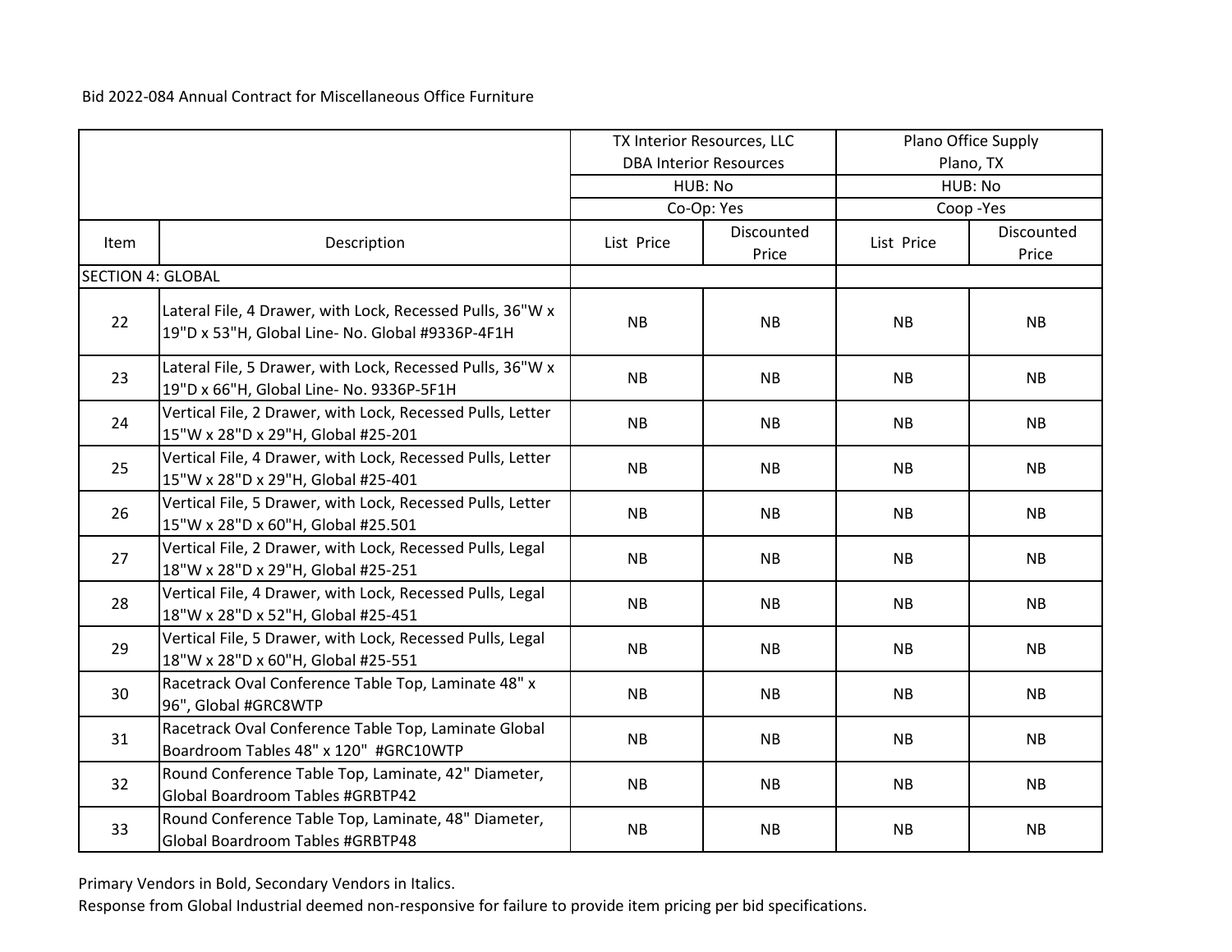Bid 2022-084 Annual Contract for Miscellaneous Office Furniture

| | | TX Interior Resources, LLC DBA Interior Resources | | Plano Office Supply Plano, TX | |
|---|---|---|---|---|---|
| | | HUB: No | | HUB: No | |
| | | Co-Op: Yes | | Coop -Yes | |
| Item | Description | List Price | Discounted Price | List Price | Discounted Price |
| SECTION 4: GLOBAL | | | | | |
| 22 | Lateral File, 4 Drawer, with Lock, Recessed Pulls, 36"W x 19"D x 53"H, Global Line- No. Global #9336P-4F1H | NB | NB | NB | NB |
| 23 | Lateral File, 5 Drawer, with Lock, Recessed Pulls, 36"W x 19"D x 66"H, Global Line- No. 9336P-5F1H | NB | NB | NB | NB |
| 24 | Vertical File, 2 Drawer, with Lock, Recessed Pulls, Letter 15"W x 28"D x 29"H, Global #25-201 | NB | NB | NB | NB |
| 25 | Vertical File, 4 Drawer, with Lock, Recessed Pulls, Letter 15"W x 28"D x 29"H, Global #25-401 | NB | NB | NB | NB |
| 26 | Vertical File, 5 Drawer, with Lock, Recessed Pulls, Letter 15"W x 28"D x 60"H, Global #25.501 | NB | NB | NB | NB |
| 27 | Vertical File, 2 Drawer, with Lock, Recessed Pulls, Legal 18"W x 28"D x 29"H, Global #25-251 | NB | NB | NB | NB |
| 28 | Vertical File, 4 Drawer, with Lock, Recessed Pulls, Legal 18"W x 28"D x 52"H, Global #25-451 | NB | NB | NB | NB |
| 29 | Vertical File, 5 Drawer, with Lock, Recessed Pulls, Legal 18"W x 28"D x 60"H, Global #25-551 | NB | NB | NB | NB |
| 30 | Racetrack Oval Conference Table Top, Laminate 48" x 96", Global #GRC8WTP | NB | NB | NB | NB |
| 31 | Racetrack Oval Conference Table Top, Laminate Global Boardroom Tables 48" x 120" #GRC10WTP | NB | NB | NB | NB |
| 32 | Round Conference Table Top, Laminate, 42" Diameter, Global Boardroom Tables #GRBTP42 | NB | NB | NB | NB |
| 33 | Round Conference Table Top, Laminate, 48" Diameter, Global Boardroom Tables #GRBTP48 | NB | NB | NB | NB |

Primary Vendors in Bold, Secondary Vendors in Italics.

Response from Global Industrial deemed non-responsive for failure to provide item pricing per bid specifications.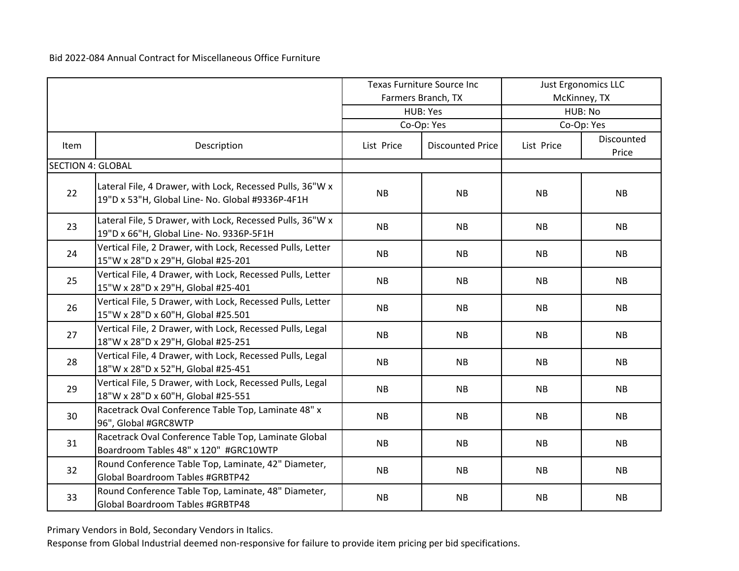Bid 2022-084 Annual Contract for Miscellaneous Office Furniture

| | | Texas Furniture Source Inc Farmers Branch, TX | | Just Ergonomics LLC McKinney, TX | |
|---|---|---|---|---|---|
| | | HUB: Yes | | HUB: No | |
| | | Co-Op: Yes | | Co-Op: Yes | |
| Item | Description | List Price | Discounted Price | List Price | Discounted Price |
| SECTION 4: GLOBAL | | | | | |
| 22 | Lateral File, 4 Drawer, with Lock, Recessed Pulls, 36"W x 19"D x 53"H, Global Line- No. Global #9336P-4F1H | NB | NB | NB | NB |
| 23 | Lateral File, 5 Drawer, with Lock, Recessed Pulls, 36"W x 19"D x 66"H, Global Line- No. 9336P-5F1H | NB | NB | NB | NB |
| 24 | Vertical File, 2 Drawer, with Lock, Recessed Pulls, Letter 15"W x 28"D x 29"H, Global #25-201 | NB | NB | NB | NB |
| 25 | Vertical File, 4 Drawer, with Lock, Recessed Pulls, Letter 15"W x 28"D x 29"H, Global #25-401 | NB | NB | NB | NB |
| 26 | Vertical File, 5 Drawer, with Lock, Recessed Pulls, Letter 15"W x 28"D x 60"H, Global #25.501 | NB | NB | NB | NB |
| 27 | Vertical File, 2 Drawer, with Lock, Recessed Pulls, Legal 18"W x 28"D x 29"H, Global #25-251 | NB | NB | NB | NB |
| 28 | Vertical File, 4 Drawer, with Lock, Recessed Pulls, Legal 18"W x 28"D x 52"H, Global #25-451 | NB | NB | NB | NB |
| 29 | Vertical File, 5 Drawer, with Lock, Recessed Pulls, Legal 18"W x 28"D x 60"H, Global #25-551 | NB | NB | NB | NB |
| 30 | Racetrack Oval Conference Table Top, Laminate 48" x 96", Global #GRC8WTP | NB | NB | NB | NB |
| 31 | Racetrack Oval Conference Table Top, Laminate Global Boardroom Tables 48" x 120" #GRC10WTP | NB | NB | NB | NB |
| 32 | Round Conference Table Top, Laminate, 42" Diameter, Global Boardroom Tables #GRBTP42 | NB | NB | NB | NB |
| 33 | Round Conference Table Top, Laminate, 48" Diameter, Global Boardroom Tables #GRBTP48 | NB | NB | NB | NB |

Primary Vendors in Bold, Secondary Vendors in Italics.

Response from Global Industrial deemed non-responsive for failure to provide item pricing per bid specifications.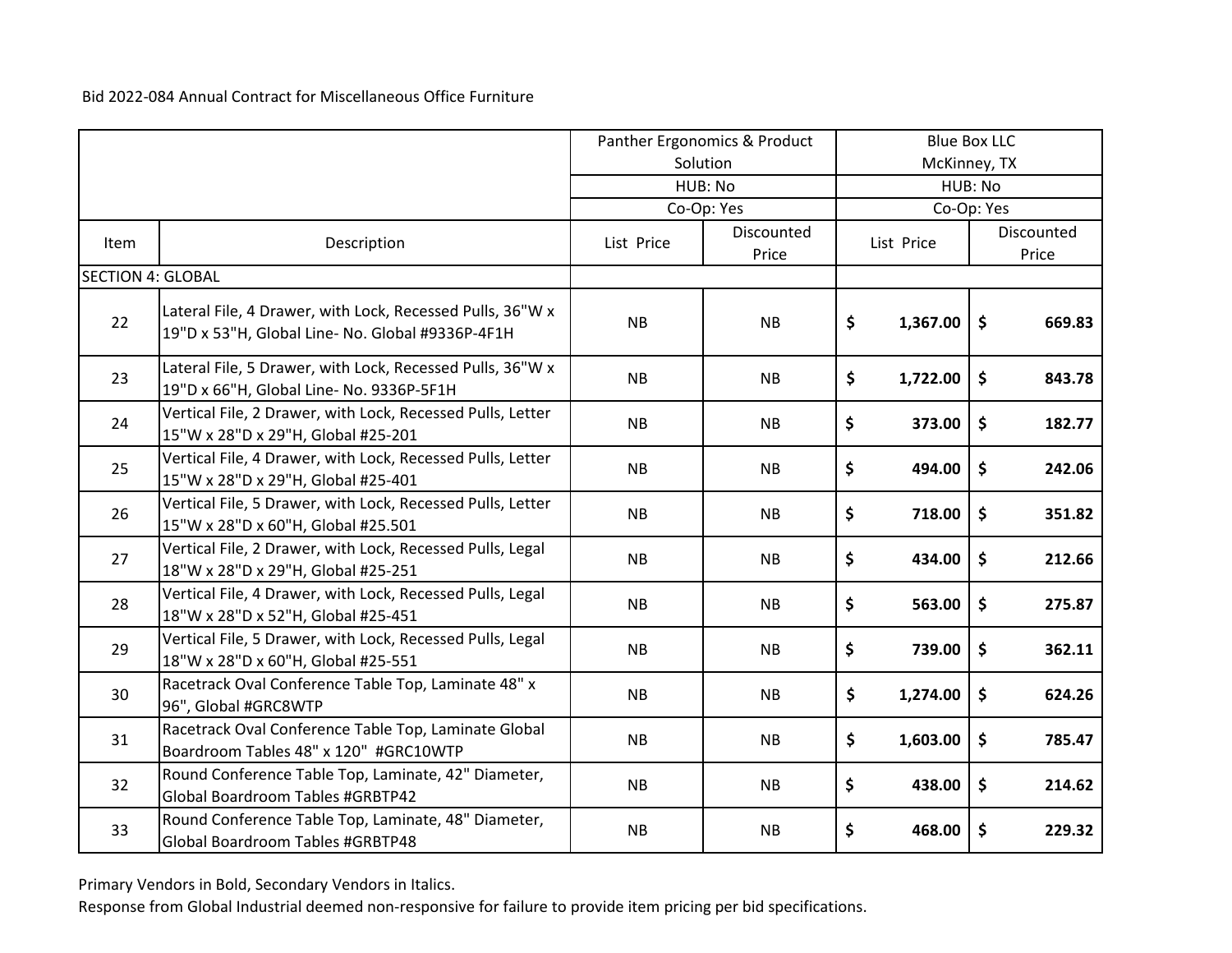Bid 2022-084 Annual Contract for Miscellaneous Office Furniture

| | | Panther Ergonomics & Product Solution | | Blue Box LLC McKinney, TX | |
|---|---|---|---|---|---|
| | | HUB: No | | HUB: No | |
| | | Co-Op: Yes | | Co-Op: Yes | |
| Item | Description | List Price | Discounted Price | List Price | Discounted Price |
| SECTION 4: GLOBAL | | | | | |
| 22 | Lateral File, 4 Drawer, with Lock, Recessed Pulls, 36"W x 19"D x 53"H, Global Line- No. Global #9336P-4F1H | NB | NB | $ 1,367.00 | $ 669.83 |
| 23 | Lateral File, 5 Drawer, with Lock, Recessed Pulls, 36"W x 19"D x 66"H, Global Line- No. 9336P-5F1H | NB | NB | $ 1,722.00 | $ 843.78 |
| 24 | Vertical File, 2 Drawer, with Lock, Recessed Pulls, Letter 15"W x 28"D x 29"H, Global #25-201 | NB | NB | $ 373.00 | $ 182.77 |
| 25 | Vertical File, 4 Drawer, with Lock, Recessed Pulls, Letter 15"W x 28"D x 29"H, Global #25-401 | NB | NB | $ 494.00 | $ 242.06 |
| 26 | Vertical File, 5 Drawer, with Lock, Recessed Pulls, Letter 15"W x 28"D x 60"H, Global #25.501 | NB | NB | $ 718.00 | $ 351.82 |
| 27 | Vertical File, 2 Drawer, with Lock, Recessed Pulls, Legal 18"W x 28"D x 29"H, Global #25-251 | NB | NB | $ 434.00 | $ 212.66 |
| 28 | Vertical File, 4 Drawer, with Lock, Recessed Pulls, Legal 18"W x 28"D x 52"H, Global #25-451 | NB | NB | $ 563.00 | $ 275.87 |
| 29 | Vertical File, 5 Drawer, with Lock, Recessed Pulls, Legal 18"W x 28"D x 60"H, Global #25-551 | NB | NB | $ 739.00 | $ 362.11 |
| 30 | Racetrack Oval Conference Table Top, Laminate 48" x 96", Global #GRC8WTP | NB | NB | $ 1,274.00 | $ 624.26 |
| 31 | Racetrack Oval Conference Table Top, Laminate Global Boardroom Tables 48" x 120" #GRC10WTP | NB | NB | $ 1,603.00 | $ 785.47 |
| 32 | Round Conference Table Top, Laminate, 42" Diameter, Global Boardroom Tables #GRBTP42 | NB | NB | $ 438.00 | $ 214.62 |
| 33 | Round Conference Table Top, Laminate, 48" Diameter, Global Boardroom Tables #GRBTP48 | NB | NB | $ 468.00 | $ 229.32 |

Primary Vendors in Bold, Secondary Vendors in Italics.

Response from Global Industrial deemed non-responsive for failure to provide item pricing per bid specifications.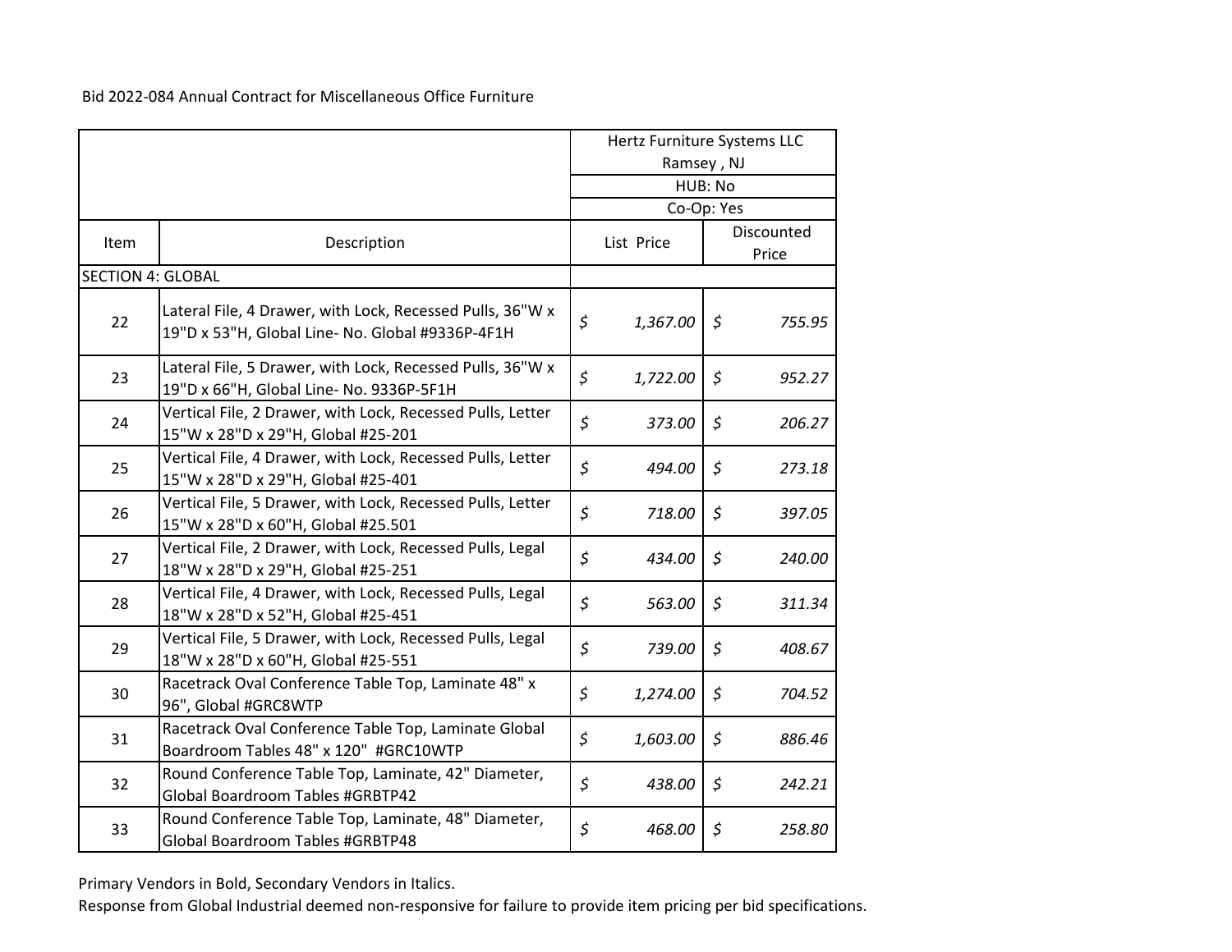Bid 2022-084 Annual Contract for Miscellaneous Office Furniture

| | | Hertz Furniture Systems LLC<br>Ramsey , NJ<br>HUB: No<br>Co-Op: Yes | |
|---|---|---|---|
| Item | Description | List Price | Discounted Price |
| SECTION 4: GLOBAL | | | |
| 22 | Lateral File, 4 Drawer, with Lock, Recessed Pulls, 36"W x 19"D x 53"H, Global Line- No. Global #9336P-4F1H | *$ 1,367.00* | *$ 755.95* |
| 23 | Lateral File, 5 Drawer, with Lock, Recessed Pulls, 36"W x 19"D x 66"H, Global Line- No. 9336P-5F1H | *$ 1,722.00* | *$ 952.27* |
| 24 | Vertical File, 2 Drawer, with Lock, Recessed Pulls, Letter 15"W x 28"D x 29"H, Global #25-201 | *$ 373.00* | *$ 206.27* |
| 25 | Vertical File, 4 Drawer, with Lock, Recessed Pulls, Letter 15"W x 28"D x 29"H, Global #25-401 | *$ 494.00* | *$ 273.18* |
| 26 | Vertical File, 5 Drawer, with Lock, Recessed Pulls, Letter 15"W x 28"D x 60"H, Global #25.501 | *$ 718.00* | *$ 397.05* |
| 27 | Vertical File, 2 Drawer, with Lock, Recessed Pulls, Legal 18"W x 28"D x 29"H, Global #25-251 | *$ 434.00* | *$ 240.00* |
| 28 | Vertical File, 4 Drawer, with Lock, Recessed Pulls, Legal 18"W x 28"D x 52"H, Global #25-451 | *$ 563.00* | *$ 311.34* |
| 29 | Vertical File, 5 Drawer, with Lock, Recessed Pulls, Legal 18"W x 28"D x 60"H, Global #25-551 | *$ 739.00* | *$ 408.67* |
| 30 | Racetrack Oval Conference Table Top, Laminate 48" x 96", Global #GRC8WTP | *$ 1,274.00* | *$ 704.52* |
| 31 | Racetrack Oval Conference Table Top, Laminate Global Boardroom Tables 48" x 120" #GRC10WTP | *$ 1,603.00* | *$ 886.46* |
| 32 | Round Conference Table Top, Laminate, 42" Diameter, Global Boardroom Tables #GRBTP42 | *$ 438.00* | *$ 242.21* |
| 33 | Round Conference Table Top, Laminate, 48" Diameter, Global Boardroom Tables #GRBTP48 | *$ 468.00* | *$ 258.80* |

Primary Vendors in Bold, Secondary Vendors in Italics.

Response from Global Industrial deemed non-responsive for failure to provide item pricing per bid specifications.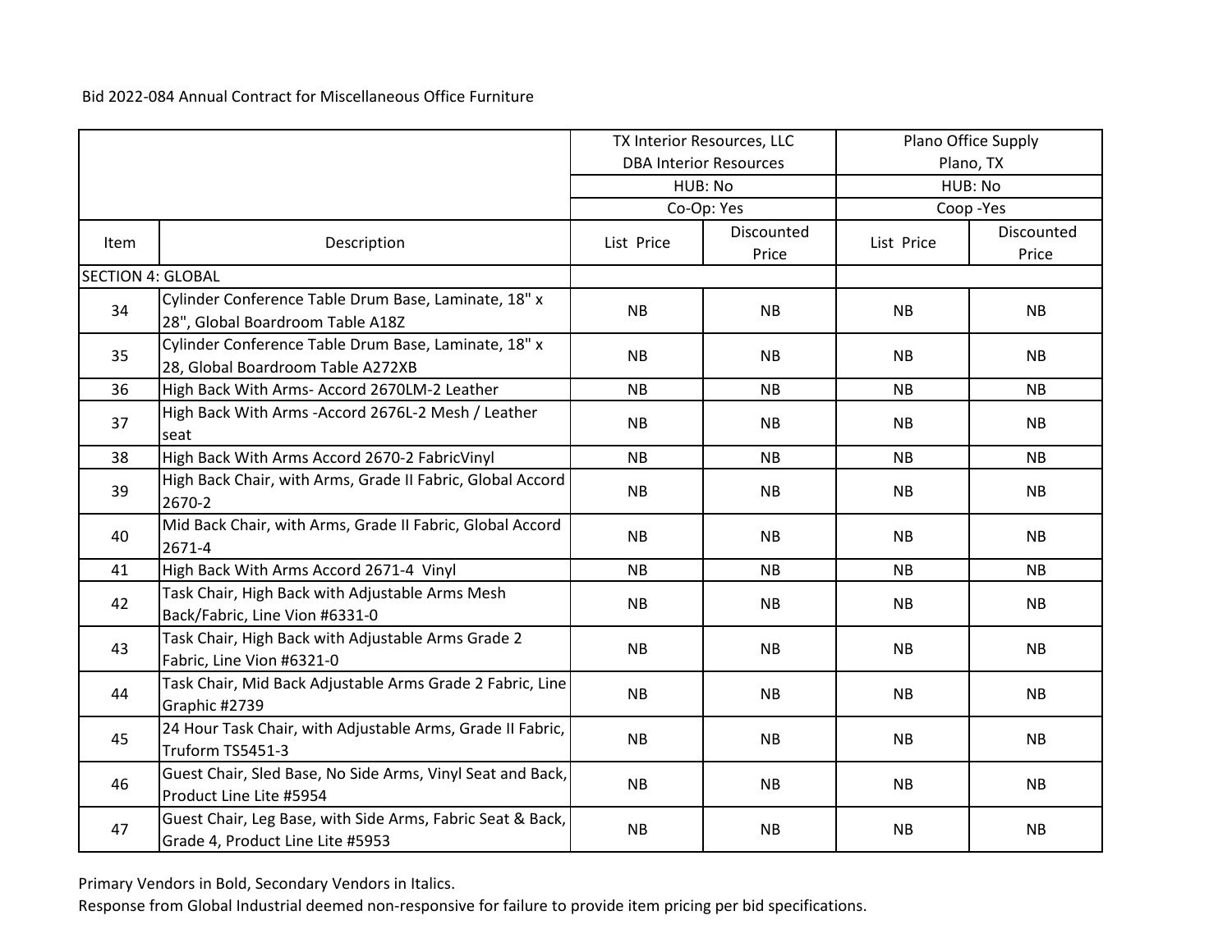Bid 2022-084 Annual Contract for Miscellaneous Office Furniture

| | | TX Interior Resources, LLC DBA Interior Resources | | Plano Office Supply Plano, TX | |
|---|---|---|---|---|---|
| | | HUB: No | | HUB: No | |
| | | Co-Op: Yes | | Coop -Yes | |
| Item | Description | List Price | Discounted Price | List Price | Discounted Price |
| SECTION 4: GLOBAL | | | | | |
| 34 | Cylinder Conference Table Drum Base, Laminate, 18" x 28", Global Boardroom Table A18Z | NB | NB | NB | NB |
| 35 | Cylinder Conference Table Drum Base, Laminate, 18" x 28, Global Boardroom Table A272XB | NB | NB | NB | NB |
| 36 | High Back With Arms- Accord 2670LM-2 Leather | NB | NB | NB | NB |
| 37 | High Back With Arms -Accord 2676L-2 Mesh / Leather seat | NB | NB | NB | NB |
| 38 | High Back With Arms Accord 2670-2 FabricVinyl | NB | NB | NB | NB |
| 39 | High Back Chair, with Arms, Grade II Fabric, Global Accord 2670-2 | NB | NB | NB | NB |
| 40 | Mid Back Chair, with Arms, Grade II Fabric, Global Accord 2671-4 | NB | NB | NB | NB |
| 41 | High Back With Arms Accord 2671-4 Vinyl | NB | NB | NB | NB |
| 42 | Task Chair, High Back with Adjustable Arms Mesh Back/Fabric, Line Vion #6331-0 | NB | NB | NB | NB |
| 43 | Task Chair, High Back with Adjustable Arms Grade 2 Fabric, Line Vion #6321-0 | NB | NB | NB | NB |
| 44 | Task Chair, Mid Back Adjustable Arms Grade 2 Fabric, Line Graphic #2739 | NB | NB | NB | NB |
| 45 | 24 Hour Task Chair, with Adjustable Arms, Grade II Fabric, Truform TS5451-3 | NB | NB | NB | NB |
| 46 | Guest Chair, Sled Base, No Side Arms, Vinyl Seat and Back, Product Line Lite #5954 | NB | NB | NB | NB |
| 47 | Guest Chair, Leg Base, with Side Arms, Fabric Seat & Back, Grade 4, Product Line Lite #5953 | NB | NB | NB | NB |

Primary Vendors in Bold, Secondary Vendors in Italics.

Response from Global Industrial deemed non-responsive for failure to provide item pricing per bid specifications.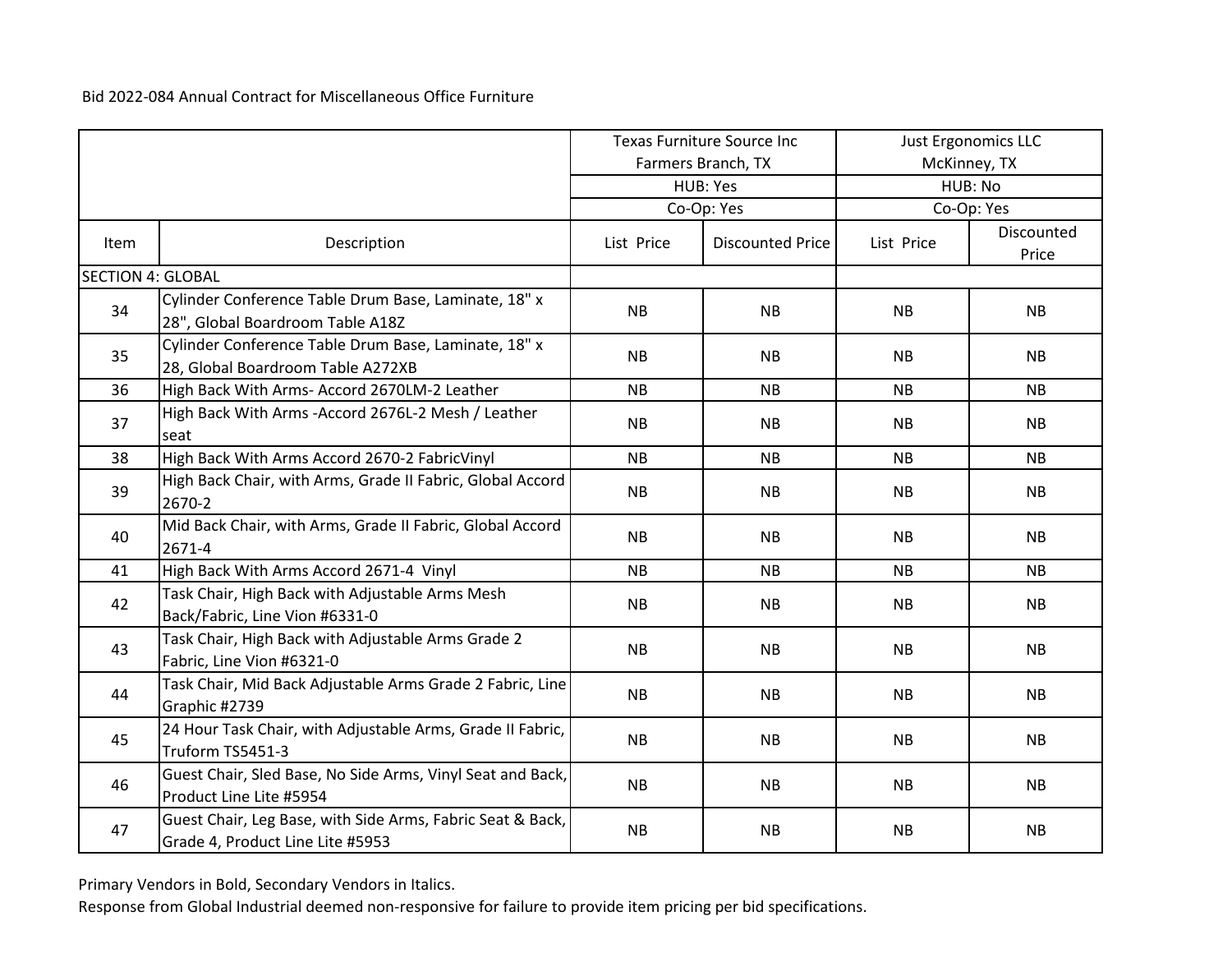Bid 2022-084 Annual Contract for Miscellaneous Office Furniture

| | | Texas Furniture Source Inc Farmers Branch, TX | | Just Ergonomics LLC McKinney, TX | |
|---|---|---|---|---|---|
| | | HUB: Yes | | HUB: No | |
| | | Co-Op: Yes | | Co-Op: Yes | |
| Item | Description | List Price | Discounted Price | List Price | Discounted Price |
| SECTION 4: GLOBAL | | | | | |
| 34 | Cylinder Conference Table Drum Base, Laminate, 18" x 28", Global Boardroom Table A18Z | NB | NB | NB | NB |
| 35 | Cylinder Conference Table Drum Base, Laminate, 18" x 28, Global Boardroom Table A272XB | NB | NB | NB | NB |
| 36 | High Back With Arms- Accord 2670LM-2 Leather | NB | NB | NB | NB |
| 37 | High Back With Arms -Accord 2676L-2 Mesh / Leather seat | NB | NB | NB | NB |
| 38 | High Back With Arms Accord 2670-2 FabricVinyl | NB | NB | NB | NB |
| 39 | High Back Chair, with Arms, Grade II Fabric, Global Accord 2670-2 | NB | NB | NB | NB |
| 40 | Mid Back Chair, with Arms, Grade II Fabric, Global Accord 2671-4 | NB | NB | NB | NB |
| 41 | High Back With Arms Accord 2671-4 Vinyl | NB | NB | NB | NB |
| 42 | Task Chair, High Back with Adjustable Arms Mesh Back/Fabric, Line Vion #6331-0 | NB | NB | NB | NB |
| 43 | Task Chair, High Back with Adjustable Arms Grade 2 Fabric, Line Vion #6321-0 | NB | NB | NB | NB |
| 44 | Task Chair, Mid Back Adjustable Arms Grade 2 Fabric, Line Graphic #2739 | NB | NB | NB | NB |
| 45 | 24 Hour Task Chair, with Adjustable Arms, Grade II Fabric, Truform TS5451-3 | NB | NB | NB | NB |
| 46 | Guest Chair, Sled Base, No Side Arms, Vinyl Seat and Back, Product Line Lite #5954 | NB | NB | NB | NB |
| 47 | Guest Chair, Leg Base, with Side Arms, Fabric Seat & Back, Grade 4, Product Line Lite #5953 | NB | NB | NB | NB |

Primary Vendors in Bold, Secondary Vendors in Italics.

Response from Global Industrial deemed non-responsive for failure to provide item pricing per bid specifications.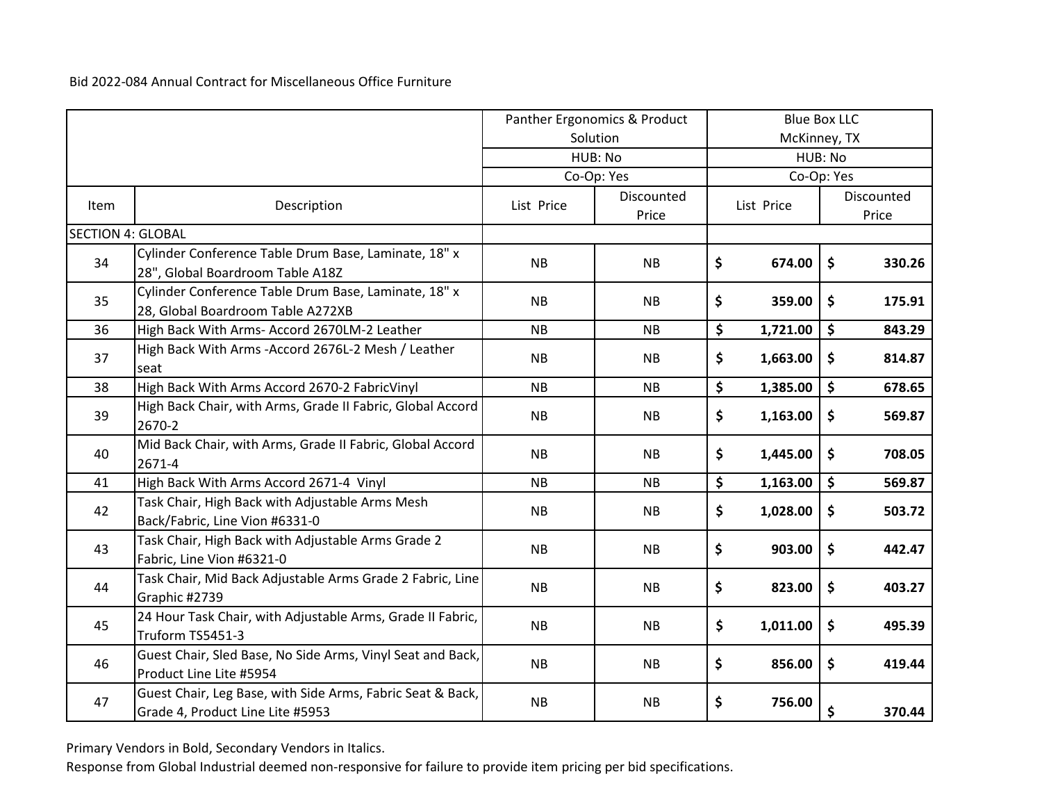Bid 2022-084 Annual Contract for Miscellaneous Office Furniture

| | | Panther Ergonomics & Product Solution | | Blue Box LLC McKinney, TX | |
|---|---|---|---|---|---|
| | | HUB: No | | HUB: No | |
| | | Co-Op: Yes | | Co-Op: Yes | |
| Item | Description | List Price | Discounted Price | List Price | Discounted Price |
| SECTION 4: GLOBAL | | | | | |
| 34 | Cylinder Conference Table Drum Base, Laminate, 18" x 28", Global Boardroom Table A18Z | NB | NB | **$ 674.00** | **$ 330.26** |
| 35 | Cylinder Conference Table Drum Base, Laminate, 18" x 28, Global Boardroom Table A272XB | NB | NB | **$ 359.00** | **$ 175.91** |
| 36 | High Back With Arms- Accord 2670LM-2 Leather | NB | NB | **$ 1,721.00** | **$ 843.29** |
| 37 | High Back With Arms -Accord 2676L-2 Mesh / Leather seat | NB | NB | **$ 1,663.00** | **$ 814.87** |
| 38 | High Back With Arms Accord 2670-2 FabricVinyl | NB | NB | **$ 1,385.00** | **$ 678.65** |
| 39 | High Back Chair, with Arms, Grade II Fabric, Global Accord 2670-2 | NB | NB | **$ 1,163.00** | **$ 569.87** |
| 40 | Mid Back Chair, with Arms, Grade II Fabric, Global Accord 2671-4 | NB | NB | **$ 1,445.00** | **$ 708.05** |
| 41 | High Back With Arms Accord 2671-4 Vinyl | NB | NB | **$ 1,163.00** | **$ 569.87** |
| 42 | Task Chair, High Back with Adjustable Arms Mesh Back/Fabric, Line Vion #6331-0 | NB | NB | **$ 1,028.00** | **$ 503.72** |
| 43 | Task Chair, High Back with Adjustable Arms Grade 2 Fabric, Line Vion #6321-0 | NB | NB | **$ 903.00** | **$ 442.47** |
| 44 | Task Chair, Mid Back Adjustable Arms Grade 2 Fabric, Line Graphic #2739 | NB | NB | **$ 823.00** | **$ 403.27** |
| 45 | 24 Hour Task Chair, with Adjustable Arms, Grade II Fabric, Truform TS5451-3 | NB | NB | **$ 1,011.00** | **$ 495.39** |
| 46 | Guest Chair, Sled Base, No Side Arms, Vinyl Seat and Back, Product Line Lite #5954 | NB | NB | **$ 856.00** | **$ 419.44** |
| 47 | Guest Chair, Leg Base, with Side Arms, Fabric Seat & Back, Grade 4, Product Line Lite #5953 | NB | NB | **$ 756.00** | **$ 370.44** |

Primary Vendors in Bold, Secondary Vendors in Italics.

Response from Global Industrial deemed non-responsive for failure to provide item pricing per bid specifications.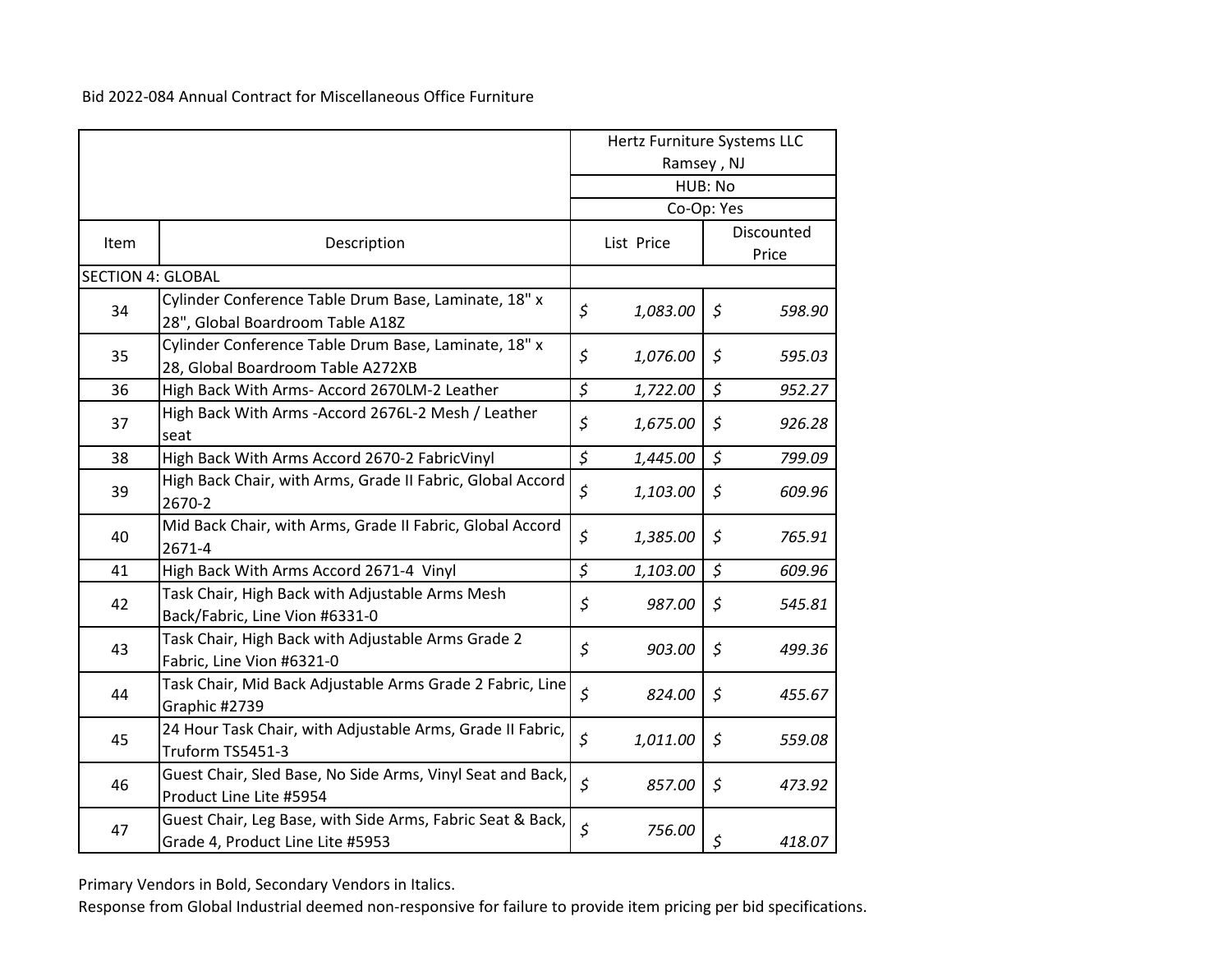Bid 2022-084 Annual Contract for Miscellaneous Office Furniture

| | | Hertz Furniture Systems LLC Ramsey , NJ HUB: No Co-Op: Yes | |
|---|---|---|---|
| Item | Description | List Price | Discounted Price |
| SECTION 4: GLOBAL | | | |
| 34 | Cylinder Conference Table Drum Base, Laminate, 18" x 28", Global Boardroom Table A18Z | *$ 1,083.00* | *$ 598.90* |
| 35 | Cylinder Conference Table Drum Base, Laminate, 18" x 28, Global Boardroom Table A272XB | *$ 1,076.00* | *$ 595.03* |
| 36 | High Back With Arms- Accord 2670LM-2 Leather | *$ 1,722.00* | *$ 952.27* |
| 37 | High Back With Arms -Accord 2676L-2 Mesh / Leather seat | *$ 1,675.00* | *$ 926.28* |
| 38 | High Back With Arms Accord 2670-2 FabricVinyl | *$ 1,445.00* | *$ 799.09* |
| 39 | High Back Chair, with Arms, Grade II Fabric, Global Accord 2670-2 | *$ 1,103.00* | *$ 609.96* |
| 40 | Mid Back Chair, with Arms, Grade II Fabric, Global Accord 2671-4 | *$ 1,385.00* | *$ 765.91* |
| 41 | High Back With Arms Accord 2671-4 Vinyl | *$ 1,103.00* | *$ 609.96* |
| 42 | Task Chair, High Back with Adjustable Arms Mesh Back/Fabric, Line Vion #6331-0 | *$ 987.00* | *$ 545.81* |
| 43 | Task Chair, High Back with Adjustable Arms Grade 2 Fabric, Line Vion #6321-0 | *$ 903.00* | *$ 499.36* |
| 44 | Task Chair, Mid Back Adjustable Arms Grade 2 Fabric, Line Graphic #2739 | *$ 824.00* | *$ 455.67* |
| 45 | 24 Hour Task Chair, with Adjustable Arms, Grade II Fabric, Truform TS5451-3 | *$ 1,011.00* | *$ 559.08* |
| 46 | Guest Chair, Sled Base, No Side Arms, Vinyl Seat and Back, Product Line Lite #5954 | *$ 857.00* | *$ 473.92* |
| 47 | Guest Chair, Leg Base, with Side Arms, Fabric Seat & Back, Grade 4, Product Line Lite #5953 | *$ 756.00* | *$ 418.07* |

Primary Vendors in Bold, Secondary Vendors in Italics.

Response from Global Industrial deemed non-responsive for failure to provide item pricing per bid specifications.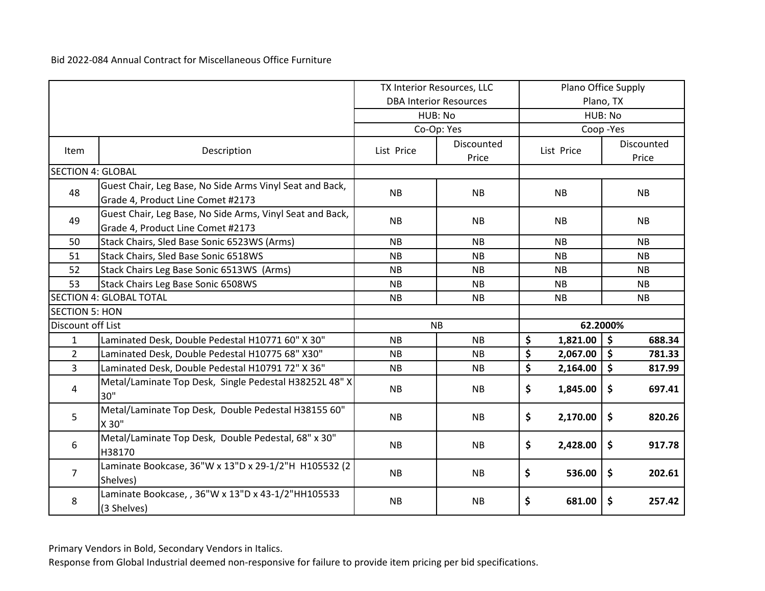Bid 2022-084 Annual Contract for Miscellaneous Office Furniture

| | | TX Interior Resources, LLC DBA Interior Resources | | Plano Office Supply Plano, TX | |
|---|---|---|---|---|---|
| | | HUB: No | | HUB: No | |
| | | Co-Op: Yes | | Coop -Yes | |
| Item | Description | List Price | Discounted Price | List Price | Discounted Price |
| SECTION 4: GLOBAL | | | | | |
| 48 | Guest Chair, Leg Base, No Side Arms Vinyl Seat and Back, Grade 4, Product Line Comet #2173 | NB | NB | NB | NB |
| 49 | Guest Chair, Leg Base, No Side Arms, Vinyl Seat and Back, Grade 4, Product Line Comet #2173 | NB | NB | NB | NB |
| 50 | Stack Chairs, Sled Base Sonic 6523WS (Arms) | NB | NB | NB | NB |
| 51 | Stack Chairs, Sled Base Sonic 6518WS | NB | NB | NB | NB |
| 52 | Stack Chairs Leg Base Sonic 6513WS (Arms) | NB | NB | NB | NB |
| 53 | Stack Chairs Leg Base Sonic 6508WS | NB | NB | NB | NB |
| SECTION 4: GLOBAL TOTAL | | NB | NB | NB | NB |
| SECTION 5: HON | | | | | |
| Discount off List | | NB | | **62.2000%** | |
| 1 | Laminated Desk, Double Pedestal H10771 60" X 30" | NB | NB | **$ 1,821.00** | **$ 688.34** |
| 2 | Laminated Desk, Double Pedestal H10775 68" X30" | NB | NB | **$ 2,067.00** | **$ 781.33** |
| 3 | Laminated Desk, Double Pedestal H10791 72" X 36" | NB | NB | **$ 2,164.00** | **$ 817.99** |
| 4 | Metal/Laminate Top Desk, Single Pedestal H38252L 48" X 30" | NB | NB | **$ 1,845.00** | **$ 697.41** |
| 5 | Metal/Laminate Top Desk, Double Pedestal H38155 60" X 30" | NB | NB | **$ 2,170.00** | **$ 820.26** |
| 6 | Metal/Laminate Top Desk, Double Pedestal, 68" x 30" H38170 | NB | NB | **$ 2,428.00** | **$ 917.78** |
| 7 | Laminate Bookcase, 36"W x 13"D x 29-1/2"H H105532 (2 Shelves) | NB | NB | **$ 536.00** | **$ 202.61** |
| 8 | Laminate Bookcase, , 36"W x 13"D x 43-1/2"HH105533 (3 Shelves) | NB | NB | **$ 681.00** | **$ 257.42** |

Primary Vendors in Bold, Secondary Vendors in Italics.

Response from Global Industrial deemed non-responsive for failure to provide item pricing per bid specifications.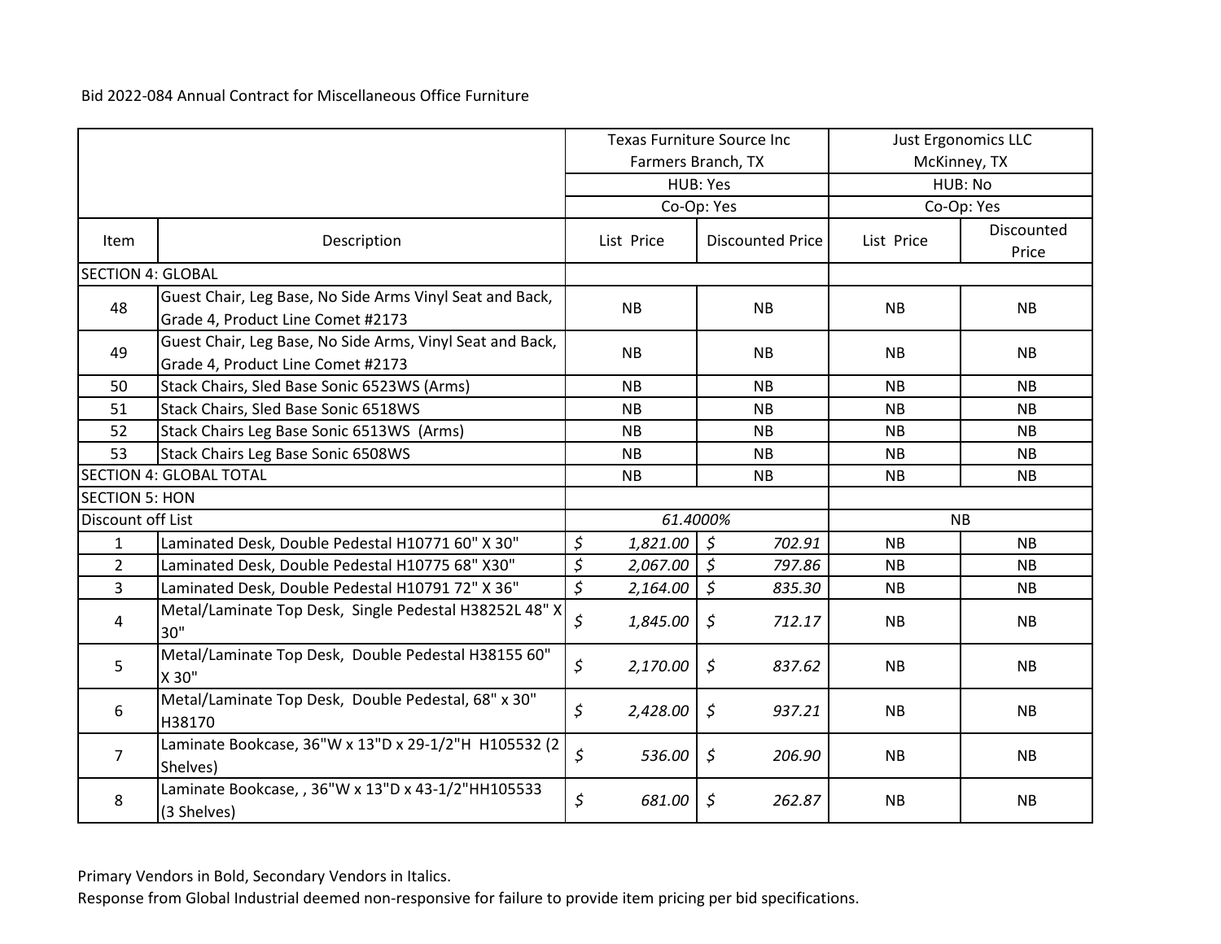Bid 2022-084 Annual Contract for Miscellaneous Office Furniture

| | | Texas Furniture Source Inc Farmers Branch, TX | | Just Ergonomics LLC McKinney, TX | |
|---|---|---|---|---|---|
| | | HUB: Yes | | HUB: No | |
| | | Co-Op: Yes | | Co-Op: Yes | |
| Item | Description | List Price | Discounted Price | List Price | Discounted Price |
| SECTION 4: GLOBAL | | | | | |
| 48 | Guest Chair, Leg Base, No Side Arms Vinyl Seat and Back, Grade 4, Product Line Comet #2173 | NB | NB | NB | NB |
| 49 | Guest Chair, Leg Base, No Side Arms, Vinyl Seat and Back, Grade 4, Product Line Comet #2173 | NB | NB | NB | NB |
| 50 | Stack Chairs, Sled Base Sonic 6523WS (Arms) | NB | NB | NB | NB |
| 51 | Stack Chairs, Sled Base Sonic 6518WS | NB | NB | NB | NB |
| 52 | Stack Chairs Leg Base Sonic 6513WS (Arms) | NB | NB | NB | NB |
| 53 | Stack Chairs Leg Base Sonic 6508WS | NB | NB | NB | NB |
| SECTION 4: GLOBAL TOTAL | | NB | NB | NB | NB |
| SECTION 5: HON | | | | | |
| Discount off List | | *61.4000%* | | NB | |
| 1 | Laminated Desk, Double Pedestal H10771 60" X 30" | *$ 1,821.00* | *$ 702.91* | NB | NB |
| 2 | Laminated Desk, Double Pedestal H10775 68" X30" | *$ 2,067.00* | *$ 797.86* | NB | NB |
| 3 | Laminated Desk, Double Pedestal H10791 72" X 36" | *$ 2,164.00* | *$ 835.30* | NB | NB |
| 4 | Metal/Laminate Top Desk, Single Pedestal H38252L 48" X 30" | *$ 1,845.00* | *$ 712.17* | NB | NB |
| 5 | Metal/Laminate Top Desk, Double Pedestal H38155 60" X 30" | *$ 2,170.00* | *$ 837.62* | NB | NB |
| 6 | Metal/Laminate Top Desk, Double Pedestal, 68" x 30" H38170 | *$ 2,428.00* | *$ 937.21* | NB | NB |
| 7 | Laminate Bookcase, 36"W x 13"D x 29-1/2"H H105532 (2 Shelves) | *$ 536.00* | *$ 206.90* | NB | NB |
| 8 | Laminate Bookcase, , 36"W x 13"D x 43-1/2"HH105533 (3 Shelves) | *$ 681.00* | *$ 262.87* | NB | NB |

Primary Vendors in Bold, Secondary Vendors in Italics.

Response from Global Industrial deemed non-responsive for failure to provide item pricing per bid specifications.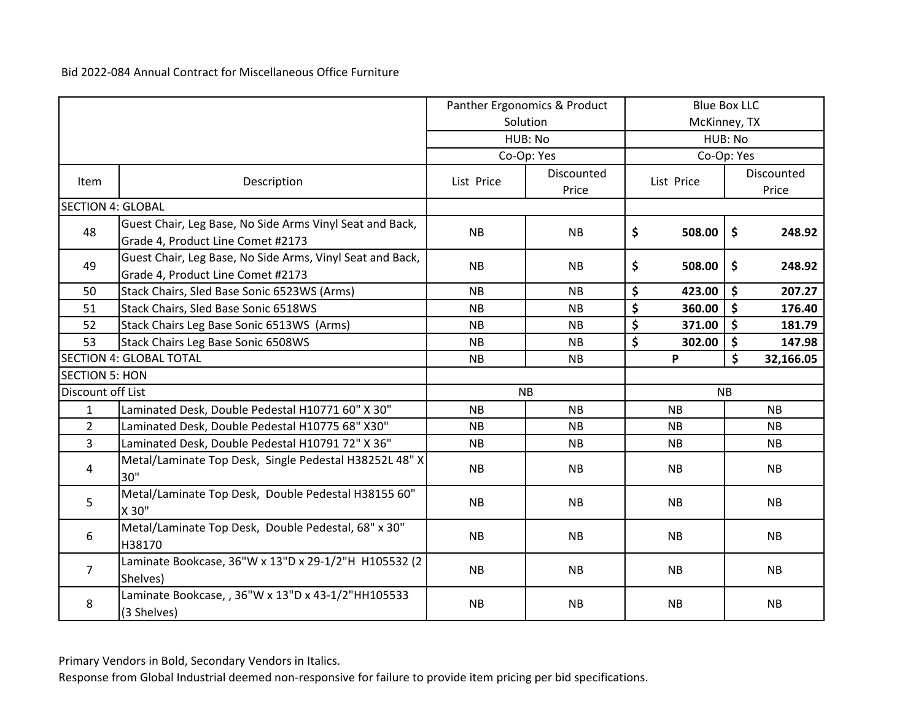Bid 2022-084 Annual Contract for Miscellaneous Office Furniture

| | | Panther Ergonomics & Product Solution | | Blue Box LLC McKinney, TX | |
|---|---|---|---|---|---|
| | | HUB: No | | HUB: No | |
| | | Co-Op: Yes | | Co-Op: Yes | |
| Item | Description | List Price | Discounted Price | List Price | Discounted Price |
| SECTION 4: GLOBAL | | | | | |
| 48 | Guest Chair, Leg Base, No Side Arms Vinyl Seat and Back, Grade 4, Product Line Comet #2173 | NB | NB | **$ 508.00** | **$ 248.92** |
| 49 | Guest Chair, Leg Base, No Side Arms, Vinyl Seat and Back, Grade 4, Product Line Comet #2173 | NB | NB | **$ 508.00** | **$ 248.92** |
| 50 | Stack Chairs, Sled Base Sonic 6523WS (Arms) | NB | NB | **$ 423.00** | **$ 207.27** |
| 51 | Stack Chairs, Sled Base Sonic 6518WS | NB | NB | **$ 360.00** | **$ 176.40** |
| 52 | Stack Chairs Leg Base Sonic 6513WS (Arms) | NB | NB | **$ 371.00** | **$ 181.79** |
| 53 | Stack Chairs Leg Base Sonic 6508WS | NB | NB | **$ 302.00** | **$ 147.98** |
| SECTION 4: GLOBAL TOTAL | | NB | NB | **P** | **$ 32,166.05** |
| SECTION 5: HON | | | | | |
| Discount off List | | NB | | NB | |
| 1 | Laminated Desk, Double Pedestal H10771 60" X 30" | NB | NB | NB | NB |
| 2 | Laminated Desk, Double Pedestal H10775 68" X30" | NB | NB | NB | NB |
| 3 | Laminated Desk, Double Pedestal H10791 72" X 36" | NB | NB | NB | NB |
| 4 | Metal/Laminate Top Desk, Single Pedestal H38252L 48" X 30" | NB | NB | NB | NB |
| 5 | Metal/Laminate Top Desk, Double Pedestal H38155 60" X 30" | NB | NB | NB | NB |
| 6 | Metal/Laminate Top Desk, Double Pedestal, 68" x 30" H38170 | NB | NB | NB | NB |
| 7 | Laminate Bookcase, 36"W x 13"D x 29-1/2"H H105532 (2 Shelves) | NB | NB | NB | NB |
| 8 | Laminate Bookcase, , 36"W x 13"D x 43-1/2"HH105533 (3 Shelves) | NB | NB | NB | NB |

Primary Vendors in Bold, Secondary Vendors in Italics.

Response from Global Industrial deemed non-responsive for failure to provide item pricing per bid specifications.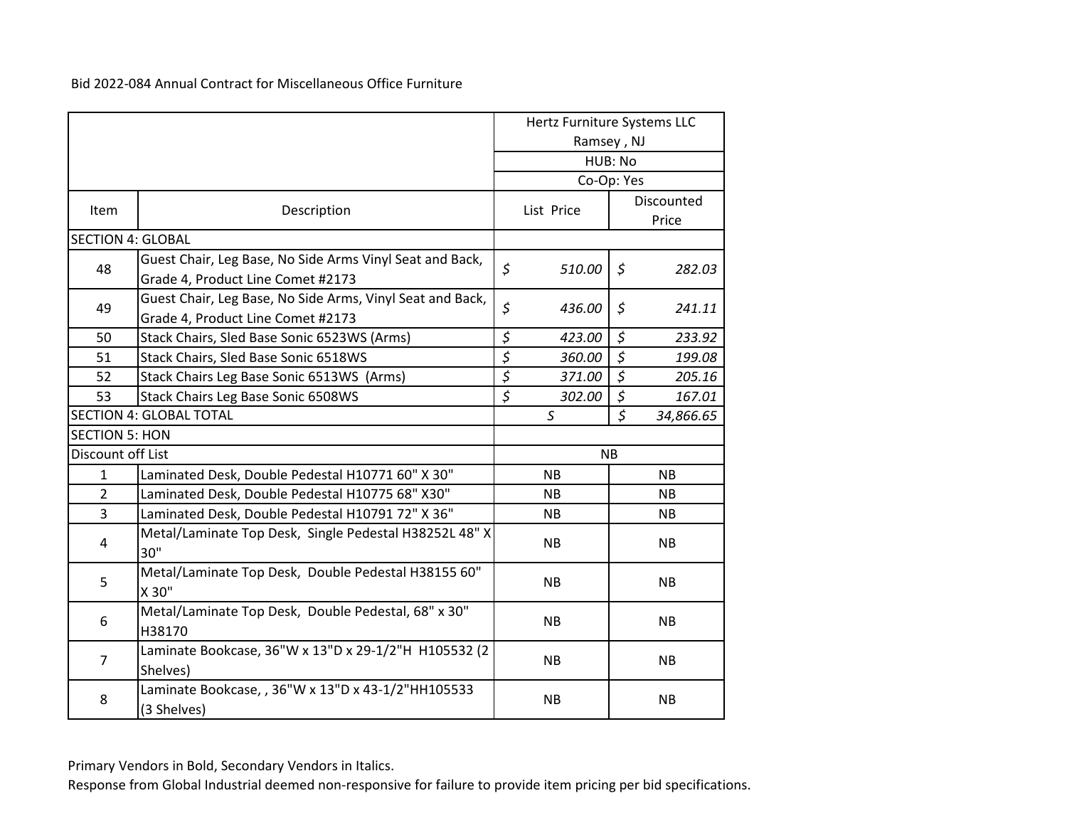Bid 2022-084 Annual Contract for Miscellaneous Office Furniture

| Item | Description | Hertz Furniture Systems LLC<br>Ramsey , NJ<br>HUB: No<br>Co-Op: Yes | |
|---|---|---|---|
| | | List Price | Discounted Price |
| SECTION 4: GLOBAL | | | |
| 48 | Guest Chair, Leg Base, No Side Arms Vinyl Seat and Back, Grade 4, Product Line Comet #2173 | *$ 510.00* | *$ 282.03* |
| 49 | Guest Chair, Leg Base, No Side Arms, Vinyl Seat and Back, Grade 4, Product Line Comet #2173 | *$ 436.00* | *$ 241.11* |
| 50 | Stack Chairs, Sled Base Sonic 6523WS (Arms) | *$ 423.00* | *$ 233.92* |
| 51 | Stack Chairs, Sled Base Sonic 6518WS | *$ 360.00* | *$ 199.08* |
| 52 | Stack Chairs Leg Base Sonic 6513WS (Arms) | *$ 371.00* | *$ 205.16* |
| 53 | Stack Chairs Leg Base Sonic 6508WS | *$ 302.00* | *$ 167.01* |
| SECTION 4: GLOBAL TOTAL | | *$* | *$ 34,866.65* |
| SECTION 5: HON | | | |
| Discount off List | | NB | |
| 1 | Laminated Desk, Double Pedestal H10771 60" X 30" | NB | NB |
| 2 | Laminated Desk, Double Pedestal H10775 68" X30" | NB | NB |
| 3 | Laminated Desk, Double Pedestal H10791 72" X 36" | NB | NB |
| 4 | Metal/Laminate Top Desk, Single Pedestal H38252L 48" X 30" | NB | NB |
| 5 | Metal/Laminate Top Desk, Double Pedestal H38155 60" X 30" | NB | NB |
| 6 | Metal/Laminate Top Desk, Double Pedestal, 68" x 30" H38170 | NB | NB |
| 7 | Laminate Bookcase, 36"W x 13"D x 29-1/2"H H105532 (2 Shelves) | NB | NB |
| 8 | Laminate Bookcase, , 36"W x 13"D x 43-1/2"HH105533 (3 Shelves) | NB | NB |

Primary Vendors in Bold, Secondary Vendors in Italics.

Response from Global Industrial deemed non-responsive for failure to provide item pricing per bid specifications.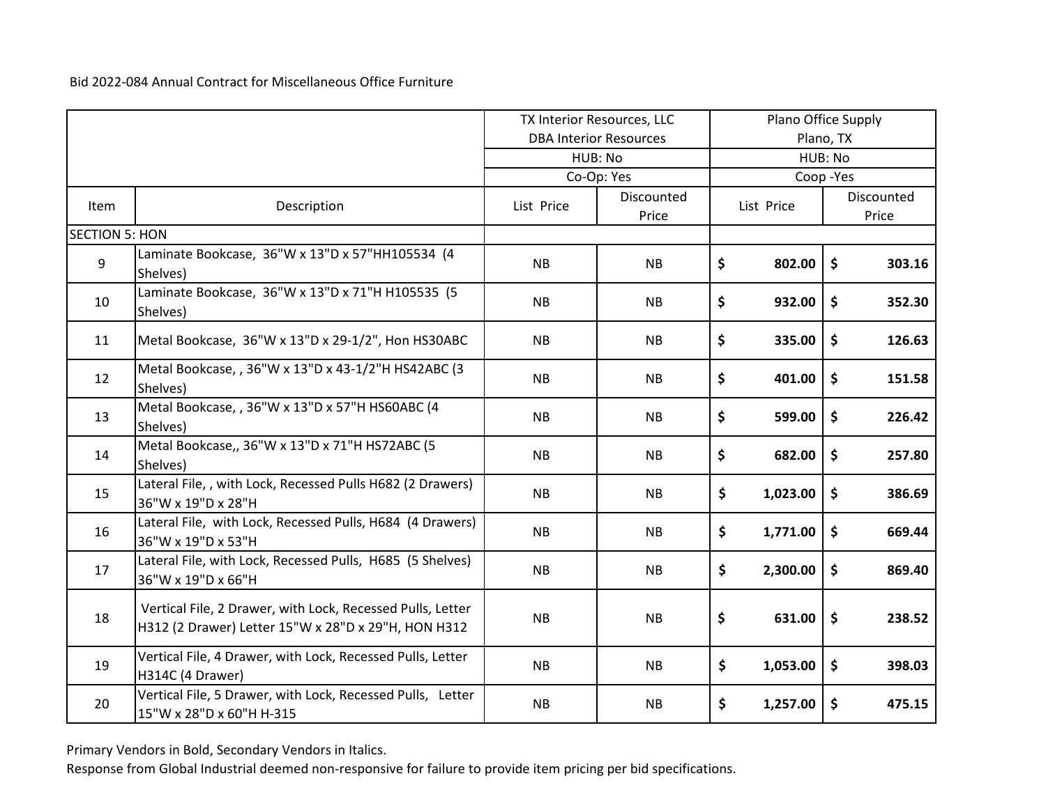Bid 2022-084 Annual Contract for Miscellaneous Office Furniture

| | | TX Interior Resources, LLC DBA Interior Resources | | Plano Office Supply Plano, TX | |
|---|---|---|---|---|---|
| | | HUB: No | | HUB: No | |
| | | Co-Op: Yes | | Coop -Yes | |
| Item | Description | List Price | Discounted Price | List Price | Discounted Price |
| SECTION 5: HON | | | | | |
| 9 | Laminate Bookcase, 36"W x 13"D x 57"HH105534 (4 Shelves) | NB | NB | **$ 802.00** | **$ 303.16** |
| 10 | Laminate Bookcase, 36"W x 13"D x 71"H H105535 (5 Shelves) | NB | NB | **$ 932.00** | **$ 352.30** |
| 11 | Metal Bookcase, 36"W x 13"D x 29-1/2", Hon HS30ABC | NB | NB | **$ 335.00** | **$ 126.63** |
| 12 | Metal Bookcase, , 36"W x 13"D x 43-1/2"H HS42ABC (3 Shelves) | NB | NB | **$ 401.00** | **$ 151.58** |
| 13 | Metal Bookcase, , 36"W x 13"D x 57"H HS60ABC (4 Shelves) | NB | NB | **$ 599.00** | **$ 226.42** |
| 14 | Metal Bookcase,, 36"W x 13"D x 71"H HS72ABC (5 Shelves) | NB | NB | **$ 682.00** | **$ 257.80** |
| 15 | Lateral File, , with Lock, Recessed Pulls H682 (2 Drawers) 36"W x 19"D x 28"H | NB | NB | **$ 1,023.00** | **$ 386.69** |
| 16 | Lateral File, with Lock, Recessed Pulls, H684 (4 Drawers) 36"W x 19"D x 53"H | NB | NB | **$ 1,771.00** | **$ 669.44** |
| 17 | Lateral File, with Lock, Recessed Pulls, H685 (5 Shelves) 36"W x 19"D x 66"H | NB | NB | **$ 2,300.00** | **$ 869.40** |
| 18 | Vertical File, 2 Drawer, with Lock, Recessed Pulls, Letter H312 (2 Drawer) Letter 15"W x 28"D x 29"H, HON H312 | NB | NB | **$ 631.00** | **$ 238.52** |
| 19 | Vertical File, 4 Drawer, with Lock, Recessed Pulls, Letter H314C (4 Drawer) | NB | NB | **$ 1,053.00** | **$ 398.03** |
| 20 | Vertical File, 5 Drawer, with Lock, Recessed Pulls, Letter 15"W x 28"D x 60"H H-315 | NB | NB | **$ 1,257.00** | **$ 475.15** |

Primary Vendors in Bold, Secondary Vendors in Italics.

Response from Global Industrial deemed non-responsive for failure to provide item pricing per bid specifications.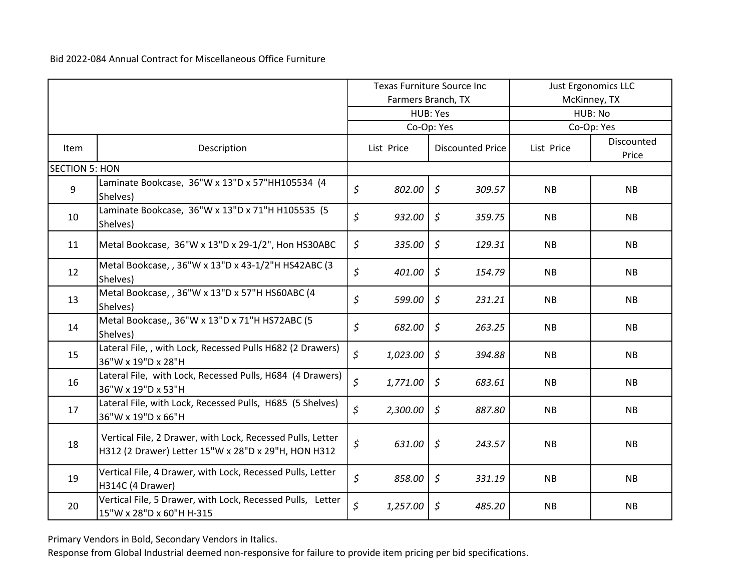Bid 2022-084 Annual Contract for Miscellaneous Office Furniture

| | | Texas Furniture Source Inc Farmers Branch, TX | | Just Ergonomics LLC McKinney, TX | |
|---|---|---|---|---|---|
| | | HUB: Yes | | HUB: No | |
| | | Co-Op: Yes | | Co-Op: Yes | |
| Item | Description | List Price | Discounted Price | List Price | Discounted Price |
| SECTION 5: HON | | | | | |
| 9 | Laminate Bookcase, 36"W x 13"D x 57"HH105534 (4 Shelves) | *$ 802.00* | *$ 309.57* | NB | NB |
| 10 | Laminate Bookcase, 36"W x 13"D x 71"H H105535 (5 Shelves) | *$ 932.00* | *$ 359.75* | NB | NB |
| 11 | Metal Bookcase, 36"W x 13"D x 29-1/2", Hon HS30ABC | *$ 335.00* | *$ 129.31* | NB | NB |
| 12 | Metal Bookcase, , 36"W x 13"D x 43-1/2"H HS42ABC (3 Shelves) | *$ 401.00* | *$ 154.79* | NB | NB |
| 13 | Metal Bookcase, , 36"W x 13"D x 57"H HS60ABC (4 Shelves) | *$ 599.00* | *$ 231.21* | NB | NB |
| 14 | Metal Bookcase,, 36"W x 13"D x 71"H HS72ABC (5 Shelves) | *$ 682.00* | *$ 263.25* | NB | NB |
| 15 | Lateral File, , with Lock, Recessed Pulls H682 (2 Drawers) 36"W x 19"D x 28"H | *$ 1,023.00* | *$ 394.88* | NB | NB |
| 16 | Lateral File, with Lock, Recessed Pulls, H684 (4 Drawers) 36"W x 19"D x 53"H | *$ 1,771.00* | *$ 683.61* | NB | NB |
| 17 | Lateral File, with Lock, Recessed Pulls, H685 (5 Shelves) 36"W x 19"D x 66"H | *$ 2,300.00* | *$ 887.80* | NB | NB |
| 18 | Vertical File, 2 Drawer, with Lock, Recessed Pulls, Letter H312 (2 Drawer) Letter 15"W x 28"D x 29"H, HON H312 | *$ 631.00* | *$ 243.57* | NB | NB |
| 19 | Vertical File, 4 Drawer, with Lock, Recessed Pulls, Letter H314C (4 Drawer) | *$ 858.00* | *$ 331.19* | NB | NB |
| 20 | Vertical File, 5 Drawer, with Lock, Recessed Pulls, Letter 15"W x 28"D x 60"H H-315 | *$ 1,257.00* | *$ 485.20* | NB | NB |

Primary Vendors in Bold, Secondary Vendors in Italics.

Response from Global Industrial deemed non-responsive for failure to provide item pricing per bid specifications.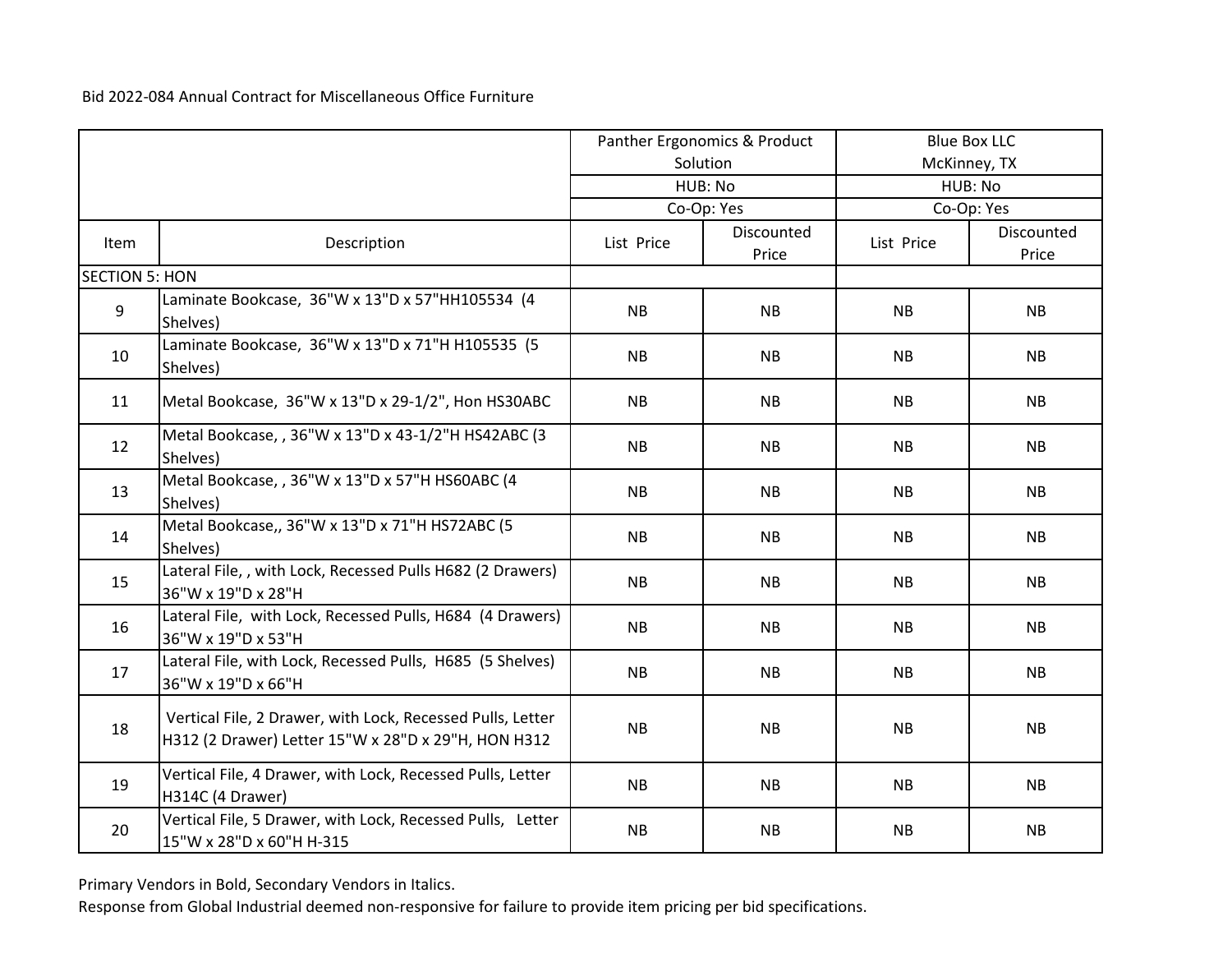Bid 2022-084 Annual Contract for Miscellaneous Office Furniture

| | | Panther Ergonomics & Product Solution | | Blue Box LLC McKinney, TX | |
|---|---|---|---|---|---|
| | | HUB: No | | HUB: No | |
| | | Co-Op: Yes | | Co-Op: Yes | |
| Item | Description | List Price | Discounted Price | List Price | Discounted Price |
| SECTION 5: HON | | | | | |
| 9 | Laminate Bookcase, 36"W x 13"D x 57"HH105534 (4 Shelves) | NB | NB | NB | NB |
| 10 | Laminate Bookcase, 36"W x 13"D x 71"H H105535 (5 Shelves) | NB | NB | NB | NB |
| 11 | Metal Bookcase, 36"W x 13"D x 29-1/2", Hon HS30ABC | NB | NB | NB | NB |
| 12 | Metal Bookcase, , 36"W x 13"D x 43-1/2"H HS42ABC (3 Shelves) | NB | NB | NB | NB |
| 13 | Metal Bookcase, , 36"W x 13"D x 57"H HS60ABC (4 Shelves) | NB | NB | NB | NB |
| 14 | Metal Bookcase,, 36"W x 13"D x 71"H HS72ABC (5 Shelves) | NB | NB | NB | NB |
| 15 | Lateral File, , with Lock, Recessed Pulls H682 (2 Drawers) 36"W x 19"D x 28"H | NB | NB | NB | NB |
| 16 | Lateral File, with Lock, Recessed Pulls, H684 (4 Drawers) 36"W x 19"D x 53"H | NB | NB | NB | NB |
| 17 | Lateral File, with Lock, Recessed Pulls, H685 (5 Shelves) 36"W x 19"D x 66"H | NB | NB | NB | NB |
| 18 | Vertical File, 2 Drawer, with Lock, Recessed Pulls, Letter H312 (2 Drawer) Letter 15"W x 28"D x 29"H, HON H312 | NB | NB | NB | NB |
| 19 | Vertical File, 4 Drawer, with Lock, Recessed Pulls, Letter H314C (4 Drawer) | NB | NB | NB | NB |
| 20 | Vertical File, 5 Drawer, with Lock, Recessed Pulls, Letter 15"W x 28"D x 60"H H-315 | NB | NB | NB | NB |

Primary Vendors in Bold, Secondary Vendors in Italics.

Response from Global Industrial deemed non-responsive for failure to provide item pricing per bid specifications.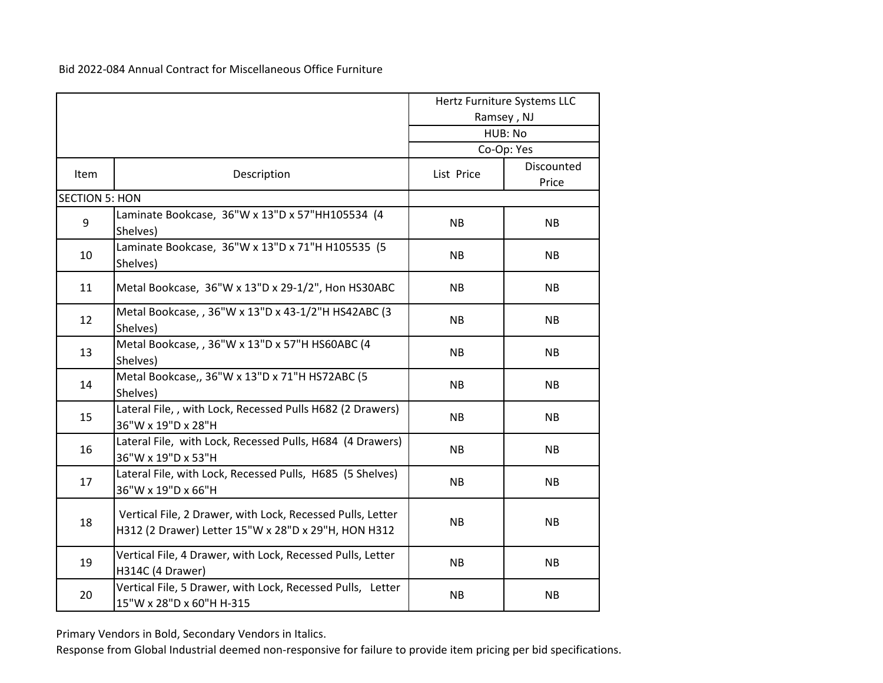Bid 2022-084 Annual Contract for Miscellaneous Office Furniture

| | | Hertz Furniture Systems LLC Ramsey , NJ | |
|---|---|---|---|
| | | HUB: No | |
| | | Co-Op: Yes | |
| Item | Description | List Price | Discounted Price |
| SECTION 5: HON | | | |
| 9 | Laminate Bookcase, 36"W x 13"D x 57"HH105534 (4 Shelves) | NB | NB |
| 10 | Laminate Bookcase, 36"W x 13"D x 71"H H105535 (5 Shelves) | NB | NB |
| 11 | Metal Bookcase, 36"W x 13"D x 29-1/2", Hon HS30ABC | NB | NB |
| 12 | Metal Bookcase, , 36"W x 13"D x 43-1/2"H HS42ABC (3 Shelves) | NB | NB |
| 13 | Metal Bookcase, , 36"W x 13"D x 57"H HS60ABC (4 Shelves) | NB | NB |
| 14 | Metal Bookcase,, 36"W x 13"D x 71"H HS72ABC (5 Shelves) | NB | NB |
| 15 | Lateral File, , with Lock, Recessed Pulls H682 (2 Drawers) 36"W x 19"D x 28"H | NB | NB |
| 16 | Lateral File, with Lock, Recessed Pulls, H684 (4 Drawers) 36"W x 19"D x 53"H | NB | NB |
| 17 | Lateral File, with Lock, Recessed Pulls, H685 (5 Shelves) 36"W x 19"D x 66"H | NB | NB |
| 18 | Vertical File, 2 Drawer, with Lock, Recessed Pulls, Letter H312 (2 Drawer) Letter 15"W x 28"D x 29"H, HON H312 | NB | NB |
| 19 | Vertical File, 4 Drawer, with Lock, Recessed Pulls, Letter H314C (4 Drawer) | NB | NB |
| 20 | Vertical File, 5 Drawer, with Lock, Recessed Pulls, Letter 15"W x 28"D x 60"H H-315 | NB | NB |

Primary Vendors in Bold, Secondary Vendors in Italics.

Response from Global Industrial deemed non-responsive for failure to provide item pricing per bid specifications.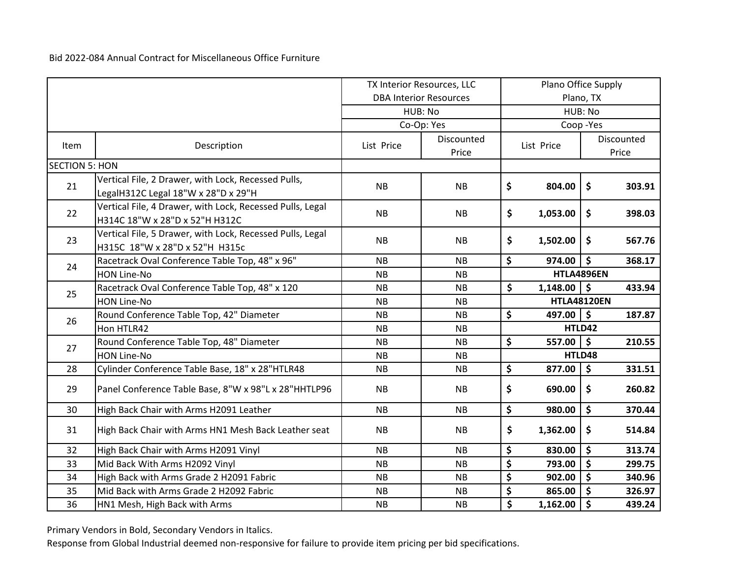Bid 2022-084 Annual Contract for Miscellaneous Office Furniture

| | | TX Interior Resources, LLC DBA Interior Resources | | Plano Office Supply Plano, TX | |
|---|---|---|---|---|---|
| | | HUB: No | | HUB: No | |
| | | Co-Op: Yes | | Coop -Yes | |
| Item | Description | List Price | Discounted Price | List Price | Discounted Price |
| SECTION 5: HON | | | | | |
| 21 | Vertical File, 2 Drawer, with Lock, Recessed Pulls, LegalH312C Legal 18"W x 28"D x 29"H | NB | NB | $ 804.00 | $ 303.91 |
| 22 | Vertical File, 4 Drawer, with Lock, Recessed Pulls, Legal H314C 18"W x 28"D x 52"H H312C | NB | NB | $ 1,053.00 | $ 398.03 |
| 23 | Vertical File, 5 Drawer, with Lock, Recessed Pulls, Legal H315C 18"W x 28"D x 52"H H315c | NB | NB | $ 1,502.00 | $ 567.76 |
| 24 | Racetrack Oval Conference Table Top, 48" x 96" | NB | NB | $ 974.00 | $ 368.17 |
| | HON Line-No | NB | NB | **HTLA4896EN** | |
| 25 | Racetrack Oval Conference Table Top, 48" x 120 | NB | NB | $ 1,148.00 | $ 433.94 |
| | HON Line-No | NB | NB | **HTLA48120EN** | |
| 26 | Round Conference Table Top, 42" Diameter | NB | NB | $ 497.00 | $ 187.87 |
| | Hon HTLR42 | NB | NB | **HTLD42** | |
| 27 | Round Conference Table Top, 48" Diameter | NB | NB | $ 557.00 | $ 210.55 |
| | HON Line-No | NB | NB | **HTLD48** | |
| 28 | Cylinder Conference Table Base, 18" x 28"HTLR48 | NB | NB | $ 877.00 | $ 331.51 |
| 29 | Panel Conference Table Base, 8"W x 98"L x 28"HHTLP96 | NB | NB | $ 690.00 | $ 260.82 |
| 30 | High Back Chair with Arms H2091 Leather | NB | NB | $ 980.00 | $ 370.44 |
| 31 | High Back Chair with Arms HN1 Mesh Back Leather seat | NB | NB | $ 1,362.00 | $ 514.84 |
| 32 | High Back Chair with Arms H2091 Vinyl | NB | NB | $ 830.00 | $ 313.74 |
| 33 | Mid Back With Arms H2092 Vinyl | NB | NB | $ 793.00 | $ 299.75 |
| 34 | High Back with Arms Grade 2 H2091 Fabric | NB | NB | $ 902.00 | $ 340.96 |
| 35 | Mid Back with Arms Grade 2 H2092 Fabric | NB | NB | $ 865.00 | $ 326.97 |
| 36 | HN1 Mesh, High Back with Arms | NB | NB | $ 1,162.00 | $ 439.24 |

Primary Vendors in Bold, Secondary Vendors in Italics.

Response from Global Industrial deemed non-responsive for failure to provide item pricing per bid specifications.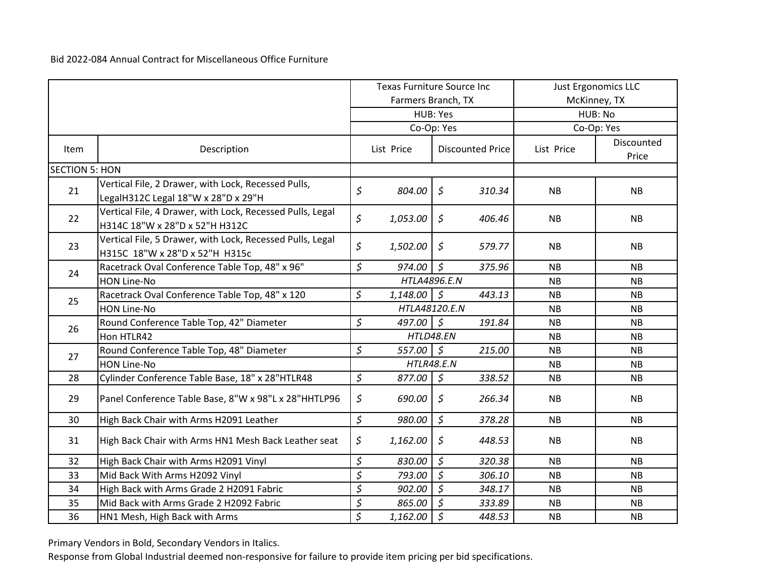Bid 2022-084 Annual Contract for Miscellaneous Office Furniture

| | | Texas Furniture Source Inc Farmers Branch, TX | | Just Ergonomics LLC McKinney, TX | |
|---|---|---|---|---|---|
| | | HUB: Yes | | HUB: No | |
| | | Co-Op: Yes | | Co-Op: Yes | |
| Item | Description | List Price | Discounted Price | List Price | Discounted Price |
| SECTION 5: HON | | | | | |
| 21 | Vertical File, 2 Drawer, with Lock, Recessed Pulls, LegalH312C Legal 18"W x 28"D x 29"H | *$ 804.00* | *$ 310.34* | NB | NB |
| 22 | Vertical File, 4 Drawer, with Lock, Recessed Pulls, Legal H314C 18"W x 28"D x 52"H H312C | *$ 1,053.00* | *$ 406.46* | NB | NB |
| 23 | Vertical File, 5 Drawer, with Lock, Recessed Pulls, Legal H315C 18"W x 28"D x 52"H H315c | *$ 1,502.00* | *$ 579.77* | NB | NB |
| 24 | Racetrack Oval Conference Table Top, 48" x 96" | *$ 974.00* | *$ 375.96* | NB | NB |
| | HON Line-No | *HTLA4896.E.N* | | NB | NB |
| 25 | Racetrack Oval Conference Table Top, 48" x 120 | *$ 1,148.00* | *$ 443.13* | NB | NB |
| | HON Line-No | *HTLA48120.E.N* | | NB | NB |
| 26 | Round Conference Table Top, 42" Diameter | *$ 497.00* | *$ 191.84* | NB | NB |
| | Hon HTLR42 | *HTLD48.EN* | | NB | NB |
| 27 | Round Conference Table Top, 48" Diameter | *$ 557.00* | *$ 215.00* | NB | NB |
| | HON Line-No | *HTLR48.E.N* | | NB | NB |
| 28 | Cylinder Conference Table Base, 18" x 28"HTLR48 | *$ 877.00* | *$ 338.52* | NB | NB |
| 29 | Panel Conference Table Base, 8"W x 98"L x 28"HHTLP96 | *$ 690.00* | *$ 266.34* | NB | NB |
| 30 | High Back Chair with Arms H2091 Leather | *$ 980.00* | *$ 378.28* | NB | NB |
| 31 | High Back Chair with Arms HN1 Mesh Back Leather seat | *$ 1,162.00* | *$ 448.53* | NB | NB |
| 32 | High Back Chair with Arms H2091 Vinyl | *$ 830.00* | *$ 320.38* | NB | NB |
| 33 | Mid Back With Arms H2092 Vinyl | *$ 793.00* | *$ 306.10* | NB | NB |
| 34 | High Back with Arms Grade 2 H2091 Fabric | *$ 902.00* | *$ 348.17* | NB | NB |
| 35 | Mid Back with Arms Grade 2 H2092 Fabric | *$ 865.00* | *$ 333.89* | NB | NB |
| 36 | HN1 Mesh, High Back with Arms | *$ 1,162.00* | *$ 448.53* | NB | NB |

Primary Vendors in Bold, Secondary Vendors in Italics.

Response from Global Industrial deemed non-responsive for failure to provide item pricing per bid specifications.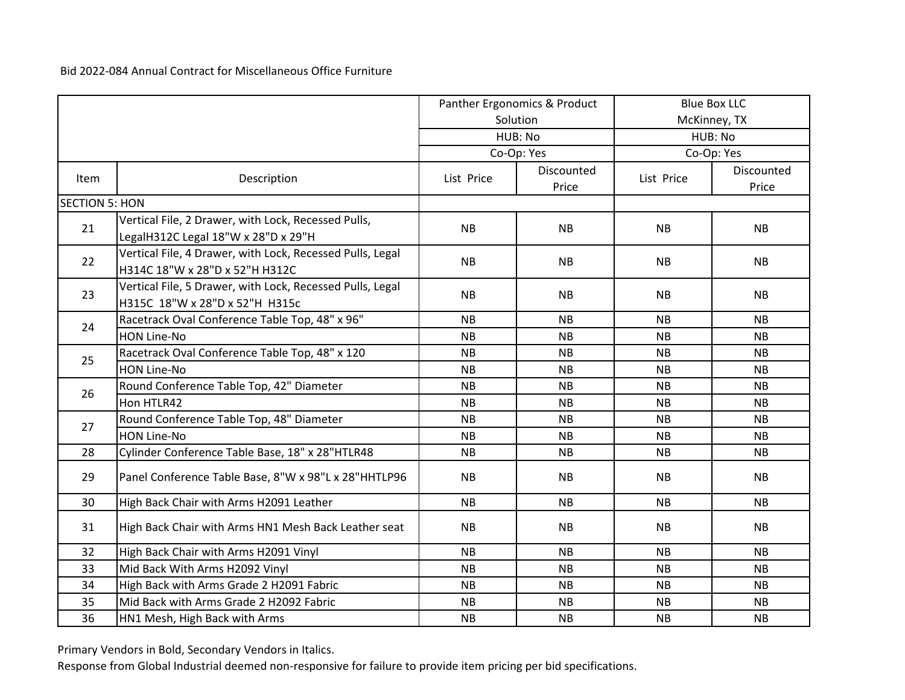Bid 2022-084 Annual Contract for Miscellaneous Office Furniture

| | | Panther Ergonomics & Product Solution | | Blue Box LLC McKinney, TX | |
|---|---|---|---|---|---|
| | | HUB: No | | HUB: No | |
| | | Co-Op: Yes | | Co-Op: Yes | |
| Item | Description | List Price | Discounted Price | List Price | Discounted Price |
| SECTION 5: HON | | | | | |
| 21 | Vertical File, 2 Drawer, with Lock, Recessed Pulls, LegalH312C Legal 18"W x 28"D x 29"H | NB | NB | NB | NB |
| 22 | Vertical File, 4 Drawer, with Lock, Recessed Pulls, Legal H314C 18"W x 28"D x 52"H H312C | NB | NB | NB | NB |
| 23 | Vertical File, 5 Drawer, with Lock, Recessed Pulls, Legal H315C 18"W x 28"D x 52"H H315c | NB | NB | NB | NB |
| 24 | Racetrack Oval Conference Table Top, 48" x 96" | NB | NB | NB | NB |
| | HON Line-No | NB | NB | NB | NB |
| 25 | Racetrack Oval Conference Table Top, 48" x 120 | NB | NB | NB | NB |
| | HON Line-No | NB | NB | NB | NB |
| 26 | Round Conference Table Top, 42" Diameter | NB | NB | NB | NB |
| | Hon HTLR42 | NB | NB | NB | NB |
| 27 | Round Conference Table Top, 48" Diameter | NB | NB | NB | NB |
| | HON Line-No | NB | NB | NB | NB |
| 28 | Cylinder Conference Table Base, 18" x 28"HTLR48 | NB | NB | NB | NB |
| 29 | Panel Conference Table Base, 8"W x 98"L x 28"HHTLP96 | NB | NB | NB | NB |
| 30 | High Back Chair with Arms H2091 Leather | NB | NB | NB | NB |
| 31 | High Back Chair with Arms HN1 Mesh Back Leather seat | NB | NB | NB | NB |
| 32 | High Back Chair with Arms H2091 Vinyl | NB | NB | NB | NB |
| 33 | Mid Back With Arms H2092 Vinyl | NB | NB | NB | NB |
| 34 | High Back with Arms Grade 2 H2091 Fabric | NB | NB | NB | NB |
| 35 | Mid Back with Arms Grade 2 H2092 Fabric | NB | NB | NB | NB |
| 36 | HN1 Mesh, High Back with Arms | NB | NB | NB | NB |

Primary Vendors in Bold, Secondary Vendors in Italics.

Response from Global Industrial deemed non-responsive for failure to provide item pricing per bid specifications.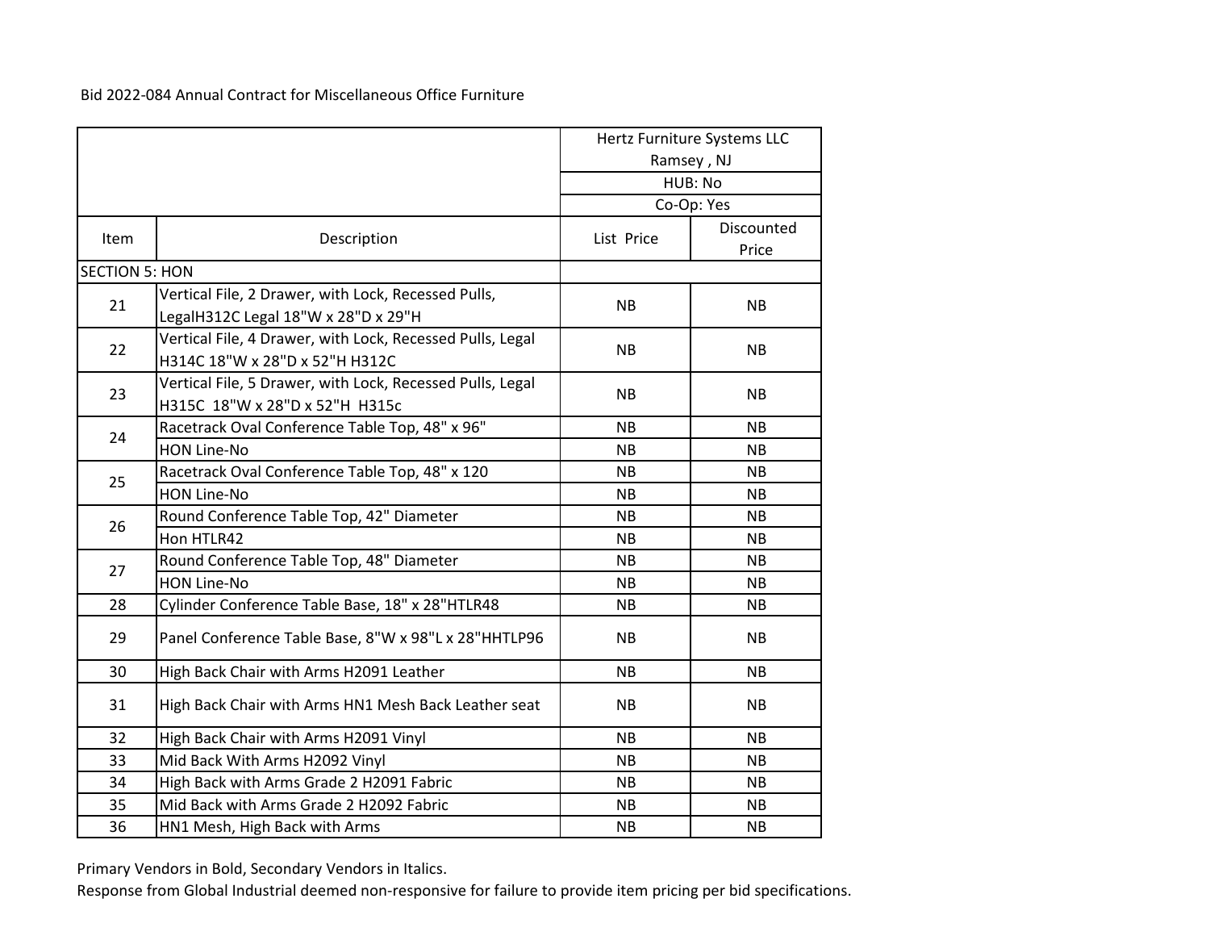Bid 2022-084 Annual Contract for Miscellaneous Office Furniture

| | | Hertz Furniture Systems LLC Ramsey , NJ HUB: No Co-Op: Yes | |
|---|---|---|---|
| Item | Description | List Price | Discounted Price |
| SECTION 5: HON | | | |
| 21 | Vertical File, 2 Drawer, with Lock, Recessed Pulls, LegalH312C Legal 18"W x 28"D x 29"H | NB | NB |
| 22 | Vertical File, 4 Drawer, with Lock, Recessed Pulls, Legal H314C 18"W x 28"D x 52"H H312C | NB | NB |
| 23 | Vertical File, 5 Drawer, with Lock, Recessed Pulls, Legal H315C 18"W x 28"D x 52"H H315c | NB | NB |
| 24 | Racetrack Oval Conference Table Top, 48" x 96" | NB | NB |
| | HON Line-No | NB | NB |
| 25 | Racetrack Oval Conference Table Top, 48" x 120 | NB | NB |
| | HON Line-No | NB | NB |
| 26 | Round Conference Table Top, 42" Diameter | NB | NB |
| | Hon HTLR42 | NB | NB |
| 27 | Round Conference Table Top, 48" Diameter | NB | NB |
| | HON Line-No | NB | NB |
| 28 | Cylinder Conference Table Base, 18" x 28"HTLR48 | NB | NB |
| 29 | Panel Conference Table Base, 8"W x 98"L x 28"HHTLP96 | NB | NB |
| 30 | High Back Chair with Arms H2091 Leather | NB | NB |
| 31 | High Back Chair with Arms HN1 Mesh Back Leather seat | NB | NB |
| 32 | High Back Chair with Arms H2091 Vinyl | NB | NB |
| 33 | Mid Back With Arms H2092 Vinyl | NB | NB |
| 34 | High Back with Arms Grade 2 H2091 Fabric | NB | NB |
| 35 | Mid Back with Arms Grade 2 H2092 Fabric | NB | NB |
| 36 | HN1 Mesh, High Back with Arms | NB | NB |

Primary Vendors in Bold, Secondary Vendors in Italics.

Response from Global Industrial deemed non-responsive for failure to provide item pricing per bid specifications.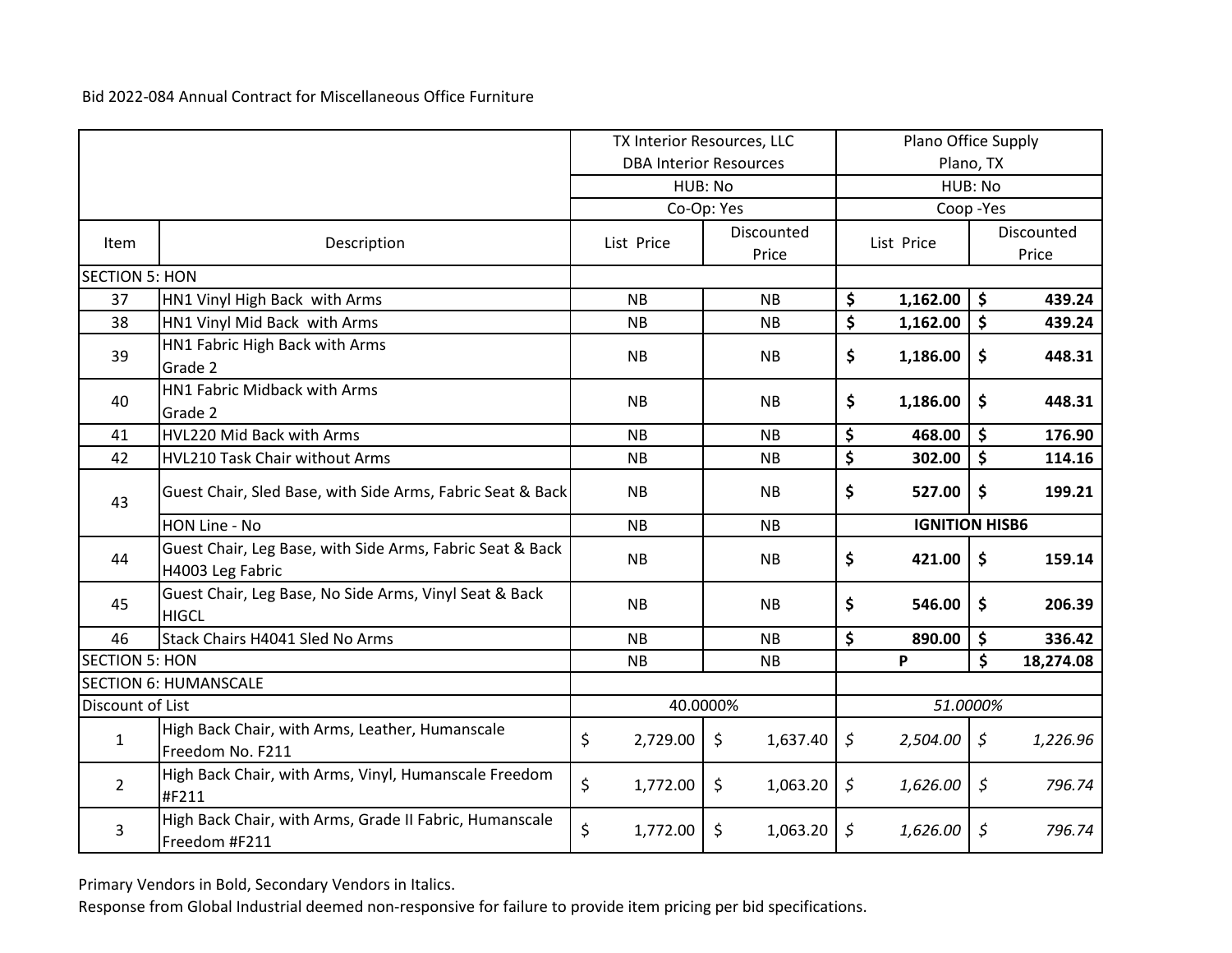Bid 2022-084 Annual Contract for Miscellaneous Office Furniture

| | | TX Interior Resources, LLC DBA Interior Resources | | Plano Office Supply Plano, TX | |
|---|---|---|---|---|---|
| | | HUB: No | | HUB: No | |
| | | Co-Op: Yes | | Coop -Yes | |
| Item | Description | List Price | Discounted Price | List Price | Discounted Price |
| SECTION 5: HON | | | | | |
| 37 | HN1 Vinyl High Back with Arms | NB | NB | **$ 1,162.00** | **$ 439.24** |
| 38 | HN1 Vinyl Mid Back with Arms | NB | NB | **$ 1,162.00** | **$ 439.24** |
| 39 | HN1 Fabric High Back with Arms Grade 2 | NB | NB | **$ 1,186.00** | **$ 448.31** |
| 40 | HN1 Fabric Midback with Arms Grade 2 | NB | NB | **$ 1,186.00** | **$ 448.31** |
| 41 | HVL220 Mid Back with Arms | NB | NB | **$ 468.00** | **$ 176.90** |
| 42 | HVL210 Task Chair without Arms | NB | NB | **$ 302.00** | **$ 114.16** |
| 43 | Guest Chair, Sled Base, with Side Arms, Fabric Seat & Back | NB | NB | **$ 527.00** | **$ 199.21** |
| | HON Line - No | NB | NB | **IGNITION HISB6** | |
| 44 | Guest Chair, Leg Base, with Side Arms, Fabric Seat & Back H4003 Leg Fabric | NB | NB | **$ 421.00** | **$ 159.14** |
| 45 | Guest Chair, Leg Base, No Side Arms, Vinyl Seat & Back HIGCL | NB | NB | **$ 546.00** | **$ 206.39** |
| 46 | Stack Chairs H4041 Sled No Arms | NB | NB | **$ 890.00** | **$ 336.42** |
| SECTION 5: HON | | NB | NB | **P** | **$ 18,274.08** |
| SECTION 6: HUMANSCALE | | | | | |
| Discount of List | | 40.0000% | | *51.0000%* | |
| 1 | High Back Chair, with Arms, Leather, Humanscale Freedom No. F211 | $ 2,729.00 | $ 1,637.40 | *$ 2,504.00* | *$ 1,226.96* |
| 2 | High Back Chair, with Arms, Vinyl, Humanscale Freedom #F211 | $ 1,772.00 | $ 1,063.20 | *$ 1,626.00* | *$ 796.74* |
| 3 | High Back Chair, with Arms, Grade II Fabric, Humanscale Freedom #F211 | $ 1,772.00 | $ 1,063.20 | *$ 1,626.00* | *$ 796.74* |

Primary Vendors in Bold, Secondary Vendors in Italics.

Response from Global Industrial deemed non-responsive for failure to provide item pricing per bid specifications.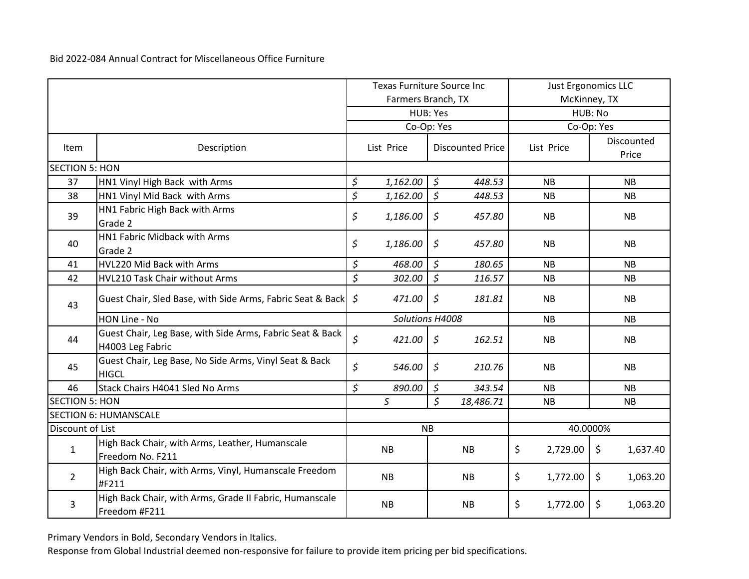Bid 2022-084 Annual Contract for Miscellaneous Office Furniture

| Item | Description | Texas Furniture Source Inc Farmers Branch, TX HUB: Yes Co-Op: Yes | | Just Ergonomics LLC McKinney, TX HUB: No Co-Op: Yes | |
|---|---|---|---|---|---|
| | | List Price | Discounted Price | List Price | Discounted Price |
| SECTION 5: HON | | | | | |
| 37 | HN1 Vinyl High Back with Arms | *$ 1,162.00* | *$ 448.53* | NB | NB |
| 38 | HN1 Vinyl Mid Back with Arms | *$ 1,162.00* | *$ 448.53* | NB | NB |
| 39 | HN1 Fabric High Back with Arms Grade 2 | *$ 1,186.00* | *$ 457.80* | NB | NB |
| 40 | HN1 Fabric Midback with Arms Grade 2 | *$ 1,186.00* | *$ 457.80* | NB | NB |
| 41 | HVL220 Mid Back with Arms | *$ 468.00* | *$ 180.65* | NB | NB |
| 42 | HVL210 Task Chair without Arms | *$ 302.00* | *$ 116.57* | NB | NB |
| 43 | Guest Chair, Sled Base, with Side Arms, Fabric Seat & Back | *$ 471.00* | *$ 181.81* | NB | NB |
| | HON Line - No | *Solutions H4008* | | NB | NB |
| 44 | Guest Chair, Leg Base, with Side Arms, Fabric Seat & Back H4003 Leg Fabric | *$ 421.00* | *$ 162.51* | NB | NB |
| 45 | Guest Chair, Leg Base, No Side Arms, Vinyl Seat & Back HIGCL | *$ 546.00* | *$ 210.76* | NB | NB |
| 46 | Stack Chairs H4041 Sled No Arms | *$ 890.00* | *$ 343.54* | NB | NB |
| SECTION 5: HON | | *$* | *$ 18,486.71* | NB | NB |
| SECTION 6: HUMANSCALE | | | | | |
| Discount of List | | NB | | 40.0000% | |
| 1 | High Back Chair, with Arms, Leather, Humanscale Freedom No. F211 | NB | NB | $ 2,729.00 | $ 1,637.40 |
| 2 | High Back Chair, with Arms, Vinyl, Humanscale Freedom #F211 | NB | NB | $ 1,772.00 | $ 1,063.20 |
| 3 | High Back Chair, with Arms, Grade II Fabric, Humanscale Freedom #F211 | NB | NB | $ 1,772.00 | $ 1,063.20 |

Primary Vendors in Bold, Secondary Vendors in Italics.

Response from Global Industrial deemed non-responsive for failure to provide item pricing per bid specifications.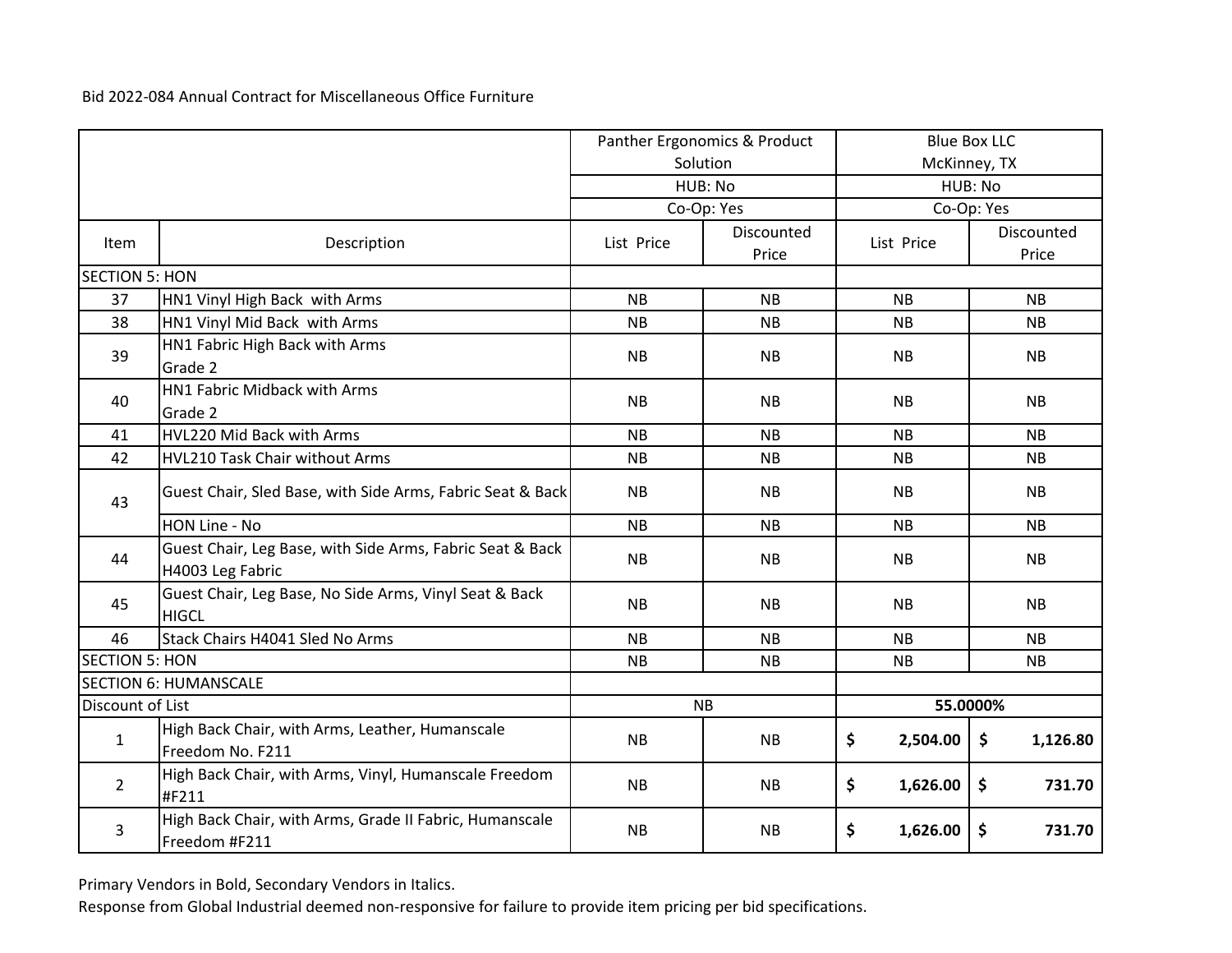Bid 2022-084 Annual Contract for Miscellaneous Office Furniture

| | | Panther Ergonomics & Product Solution | | Blue Box LLC McKinney, TX | |
|---|---|---|---|---|---|
| | | HUB: No | | HUB: No | |
| | | Co-Op: Yes | | Co-Op: Yes | |
| Item | Description | List Price | Discounted Price | List Price | Discounted Price |
| SECTION 5: HON | | | | | |
| 37 | HN1 Vinyl High Back with Arms | NB | NB | NB | NB |
| 38 | HN1 Vinyl Mid Back with Arms | NB | NB | NB | NB |
| 39 | HN1 Fabric High Back with Arms Grade 2 | NB | NB | NB | NB |
| 40 | HN1 Fabric Midback with Arms Grade 2 | NB | NB | NB | NB |
| 41 | HVL220 Mid Back with Arms | NB | NB | NB | NB |
| 42 | HVL210 Task Chair without Arms | NB | NB | NB | NB |
| 43 | Guest Chair, Sled Base, with Side Arms, Fabric Seat & Back | NB | NB | NB | NB |
| | HON Line - No | NB | NB | NB | NB |
| 44 | Guest Chair, Leg Base, with Side Arms, Fabric Seat & Back H4003 Leg Fabric | NB | NB | NB | NB |
| 45 | Guest Chair, Leg Base, No Side Arms, Vinyl Seat & Back HIGCL | NB | NB | NB | NB |
| 46 | Stack Chairs H4041 Sled No Arms | NB | NB | NB | NB |
| SECTION 5: HON | | NB | NB | NB | NB |
| SECTION 6: HUMANSCALE | | | | | |
| Discount of List | | NB | | **55.0000%** | |
| 1 | High Back Chair, with Arms, Leather, Humanscale Freedom No. F211 | NB | NB | **$ 2,504.00** | **$ 1,126.80** |
| 2 | High Back Chair, with Arms, Vinyl, Humanscale Freedom #F211 | NB | NB | **$ 1,626.00** | **$ 731.70** |
| 3 | High Back Chair, with Arms, Grade II Fabric, Humanscale Freedom #F211 | NB | NB | **$ 1,626.00** | **$ 731.70** |

Primary Vendors in Bold, Secondary Vendors in Italics.

Response from Global Industrial deemed non-responsive for failure to provide item pricing per bid specifications.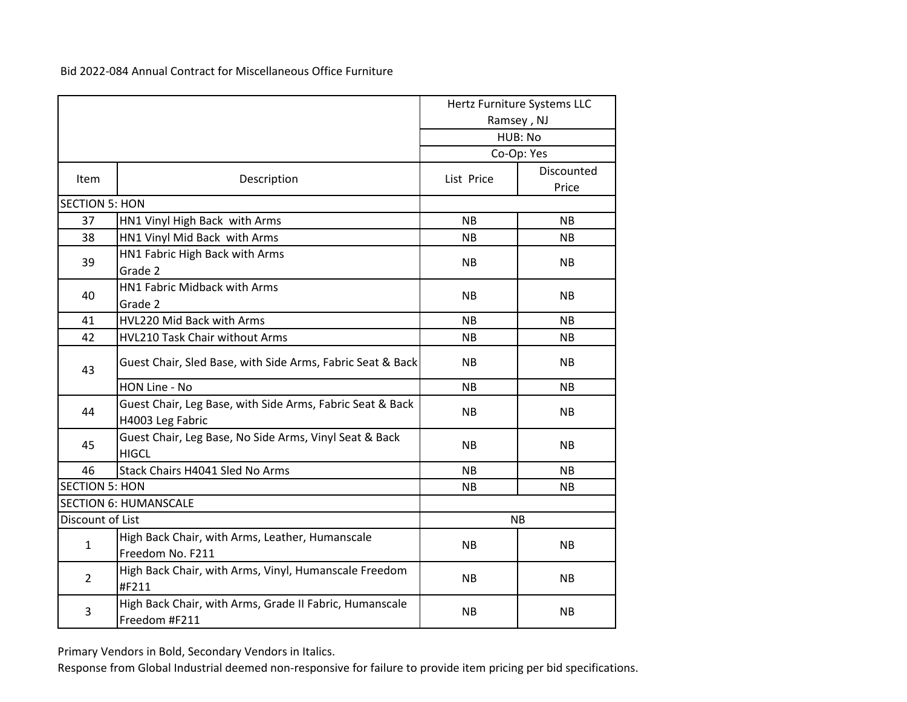Bid 2022-084 Annual Contract for Miscellaneous Office Furniture

| | | Hertz Furniture Systems LLC Ramsey , NJ | |
|---|---|---|---|
| | | HUB: No | |
| | | Co-Op: Yes | |
| Item | Description | List Price | Discounted Price |
| SECTION 5: HON | | | |
| 37 | HN1 Vinyl High Back with Arms | NB | NB |
| 38 | HN1 Vinyl Mid Back with Arms | NB | NB |
| 39 | HN1 Fabric High Back with Arms Grade 2 | NB | NB |
| 40 | HN1 Fabric Midback with Arms Grade 2 | NB | NB |
| 41 | HVL220 Mid Back with Arms | NB | NB |
| 42 | HVL210 Task Chair without Arms | NB | NB |
| 43 | Guest Chair, Sled Base, with Side Arms, Fabric Seat & Back | NB | NB |
| | HON Line - No | NB | NB |
| 44 | Guest Chair, Leg Base, with Side Arms, Fabric Seat & Back H4003 Leg Fabric | NB | NB |
| 45 | Guest Chair, Leg Base, No Side Arms, Vinyl Seat & Back HIGCL | NB | NB |
| 46 | Stack Chairs H4041 Sled No Arms | NB | NB |
| SECTION 5: HON | | NB | NB |
| SECTION 6: HUMANSCALE | | | |
| Discount of List | | NB | |
| 1 | High Back Chair, with Arms, Leather, Humanscale Freedom No. F211 | NB | NB |
| 2 | High Back Chair, with Arms, Vinyl, Humanscale Freedom #F211 | NB | NB |
| 3 | High Back Chair, with Arms, Grade II Fabric, Humanscale Freedom #F211 | NB | NB |

Primary Vendors in Bold, Secondary Vendors in Italics.

Response from Global Industrial deemed non-responsive for failure to provide item pricing per bid specifications.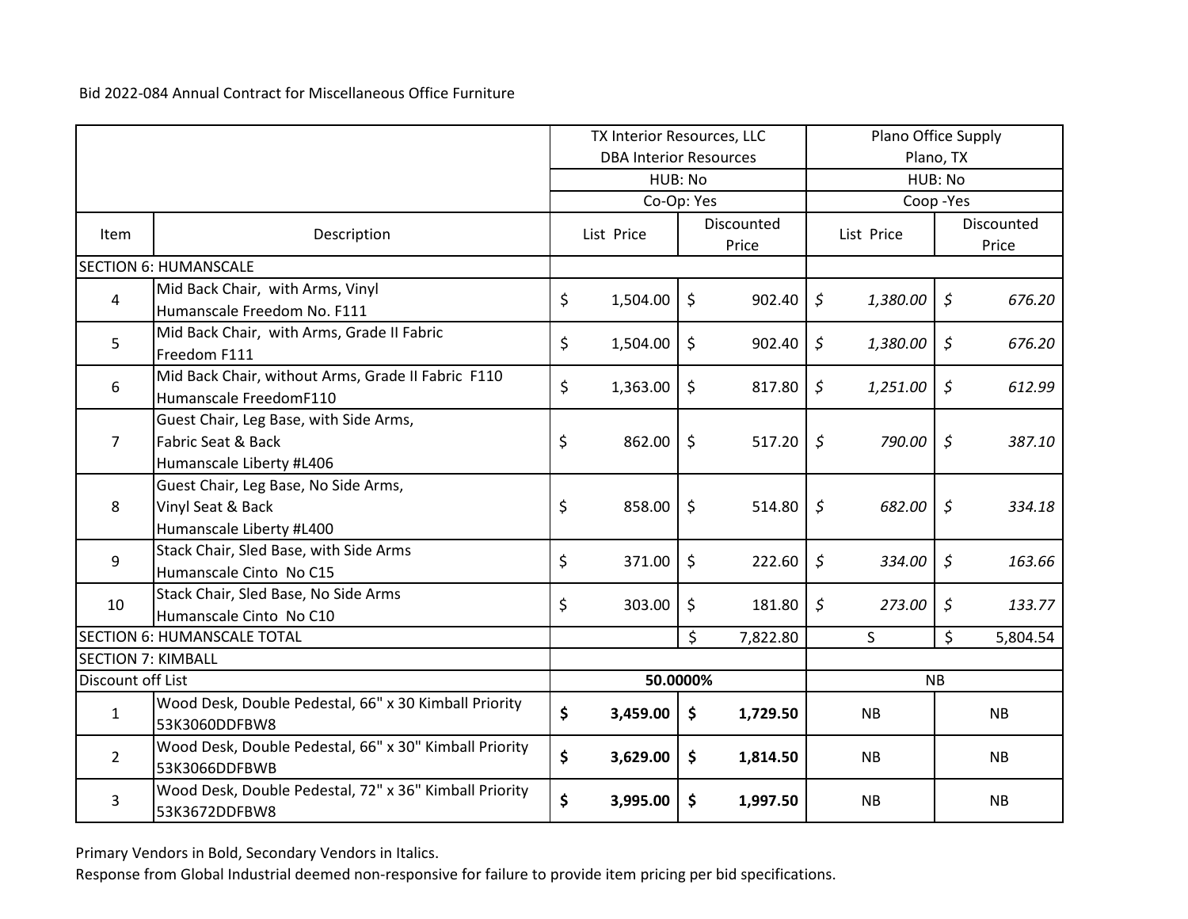Bid 2022-084 Annual Contract for Miscellaneous Office Furniture

| Item | Description | TX Interior Resources, LLC DBA Interior Resources | | Plano Office Supply Plano, TX | |
|---|---|---|---|---|---|
| | | HUB: No | | HUB: No | |
| | | Co-Op: Yes | | Coop -Yes | |
| | | List Price | Discounted Price | List Price | Discounted Price |
| SECTION 6: HUMANSCALE | | | | | |
| 4 | Mid Back Chair, with Arms, Vinyl Humanscale Freedom No. F111 | $ 1,504.00 | $ 902.40 | *$ 1,380.00* | *$ 676.20* |
| 5 | Mid Back Chair, with Arms, Grade II Fabric Freedom F111 | $ 1,504.00 | $ 902.40 | *$ 1,380.00* | *$ 676.20* |
| 6 | Mid Back Chair, without Arms, Grade II Fabric F110 Humanscale FreedomF110 | $ 1,363.00 | $ 817.80 | *$ 1,251.00* | *$ 612.99* |
| 7 | Guest Chair, Leg Base, with Side Arms, Fabric Seat & Back Humanscale Liberty #L406 | $ 862.00 | $ 517.20 | *$ 790.00* | *$ 387.10* |
| 8 | Guest Chair, Leg Base, No Side Arms, Vinyl Seat & Back Humanscale Liberty #L400 | $ 858.00 | $ 514.80 | *$ 682.00* | *$ 334.18* |
| 9 | Stack Chair, Sled Base, with Side Arms Humanscale Cinto No C15 | $ 371.00 | $ 222.60 | *$ 334.00* | *$ 163.66* |
| 10 | Stack Chair, Sled Base, No Side Arms Humanscale Cinto No C10 | $ 303.00 | $ 181.80 | *$ 273.00* | *$ 133.77* |
| SECTION 6: HUMANSCALE TOTAL | | | $ 7,822.80 | S | $ 5,804.54 |
| SECTION 7: KIMBALL | | | | | |
| Discount off List | | **50.0000%** | | NB | |
| 1 | Wood Desk, Double Pedestal, 66" x 30 Kimball Priority 53K3060DDFBW8 | **$ 3,459.00** | **$ 1,729.50** | NB | NB |
| 2 | Wood Desk, Double Pedestal, 66" x 30" Kimball Priority 53K3066DDFBWB | **$ 3,629.00** | **$ 1,814.50** | NB | NB |
| 3 | Wood Desk, Double Pedestal, 72" x 36" Kimball Priority 53K3672DDFBW8 | **$ 3,995.00** | **$ 1,997.50** | NB | NB |

Primary Vendors in Bold, Secondary Vendors in Italics.

Response from Global Industrial deemed non-responsive for failure to provide item pricing per bid specifications.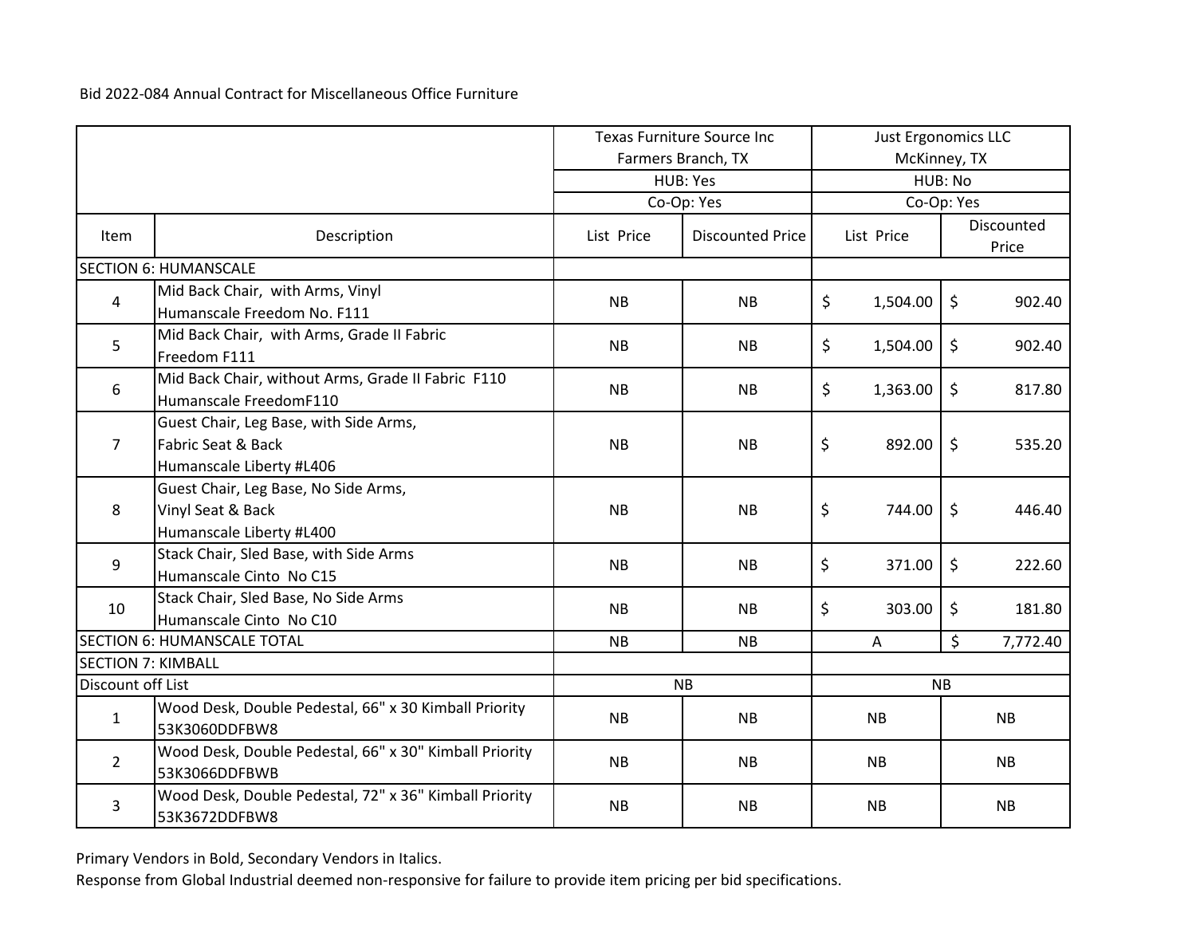Bid 2022-084 Annual Contract for Miscellaneous Office Furniture

| Item | Description | Texas Furniture Source Inc Farmers Branch, TX HUB: Yes Co-Op: Yes | | Just Ergonomics LLC McKinney, TX HUB: No Co-Op: Yes | |
|---|---|---|---|---|---|
| | | List Price | Discounted Price | List Price | Discounted Price |
| SECTION 6: HUMANSCALE | | | | | |
| 4 | Mid Back Chair, with Arms, Vinyl Humanscale Freedom No. F111 | NB | NB | $ 1,504.00 | $ 902.40 |
| 5 | Mid Back Chair, with Arms, Grade II Fabric Freedom F111 | NB | NB | $ 1,504.00 | $ 902.40 |
| 6 | Mid Back Chair, without Arms, Grade II Fabric F110 Humanscale FreedomF110 | NB | NB | $ 1,363.00 | $ 817.80 |
| 7 | Guest Chair, Leg Base, with Side Arms, Fabric Seat & Back Humanscale Liberty #L406 | NB | NB | $ 892.00 | $ 535.20 |
| 8 | Guest Chair, Leg Base, No Side Arms, Vinyl Seat & Back Humanscale Liberty #L400 | NB | NB | $ 744.00 | $ 446.40 |
| 9 | Stack Chair, Sled Base, with Side Arms Humanscale Cinto No C15 | NB | NB | $ 371.00 | $ 222.60 |
| 10 | Stack Chair, Sled Base, No Side Arms Humanscale Cinto No C10 | NB | NB | $ 303.00 | $ 181.80 |
| SECTION 6: HUMANSCALE TOTAL | | NB | NB | A | $ 7,772.40 |
| SECTION 7: KIMBALL | | | | | |
| Discount off List | | NB | | NB | |
| 1 | Wood Desk, Double Pedestal, 66" x 30 Kimball Priority 53K3060DDFBW8 | NB | NB | NB | NB |
| 2 | Wood Desk, Double Pedestal, 66" x 30" Kimball Priority 53K3066DDFBWB | NB | NB | NB | NB |
| 3 | Wood Desk, Double Pedestal, 72" x 36" Kimball Priority 53K3672DDFBW8 | NB | NB | NB | NB |

Primary Vendors in Bold, Secondary Vendors in Italics.

Response from Global Industrial deemed non-responsive for failure to provide item pricing per bid specifications.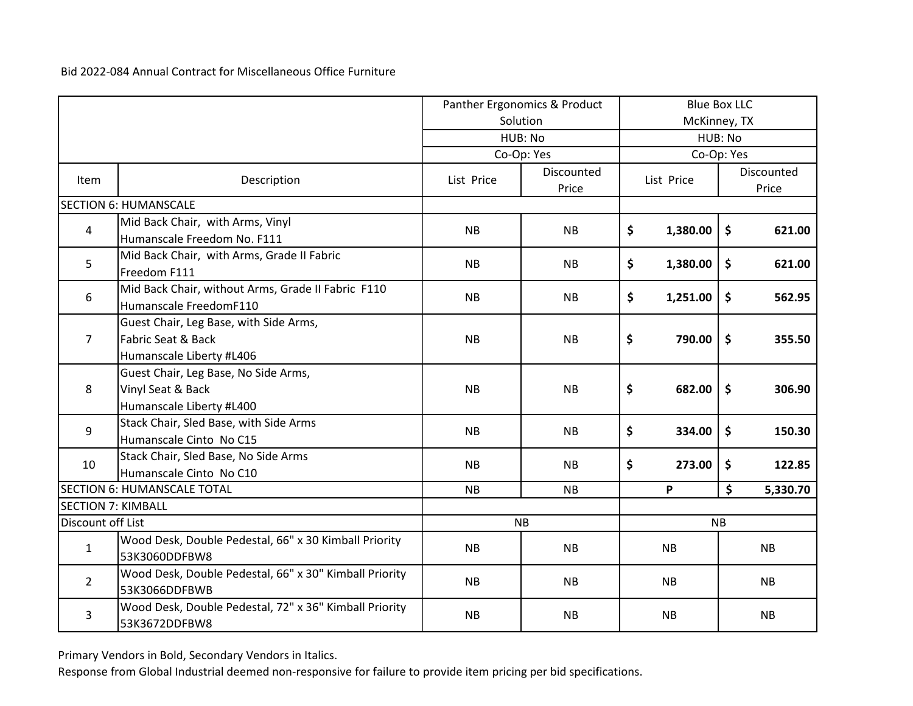Bid 2022-084 Annual Contract for Miscellaneous Office Furniture

| | | Panther Ergonomics & Product Solution | | Blue Box LLC McKinney, TX | |
|---|---|---|---|---|---|
| | | HUB: No | | HUB: No | |
| | | Co-Op: Yes | | Co-Op: Yes | |
| Item | Description | List Price | Discounted Price | List Price | Discounted Price |
| SECTION 6: HUMANSCALE | | | | | |
| 4 | Mid Back Chair, with Arms, Vinyl Humanscale Freedom No. F111 | NB | NB | $ 1,380.00 | $ 621.00 |
| 5 | Mid Back Chair, with Arms, Grade II Fabric Freedom F111 | NB | NB | $ 1,380.00 | $ 621.00 |
| 6 | Mid Back Chair, without Arms, Grade II Fabric F110 Humanscale FreedomF110 | NB | NB | $ 1,251.00 | $ 562.95 |
| 7 | Guest Chair, Leg Base, with Side Arms, Fabric Seat & Back Humanscale Liberty #L406 | NB | NB | $ 790.00 | $ 355.50 |
| 8 | Guest Chair, Leg Base, No Side Arms, Vinyl Seat & Back Humanscale Liberty #L400 | NB | NB | $ 682.00 | $ 306.90 |
| 9 | Stack Chair, Sled Base, with Side Arms Humanscale Cinto No C15 | NB | NB | $ 334.00 | $ 150.30 |
| 10 | Stack Chair, Sled Base, No Side Arms Humanscale Cinto No C10 | NB | NB | $ 273.00 | $ 122.85 |
| SECTION 6: HUMANSCALE TOTAL | | NB | NB | **P** | **$ 5,330.70** |
| SECTION 7: KIMBALL | | | | | |
| Discount off List | | NB | | NB | |
| 1 | Wood Desk, Double Pedestal, 66" x 30 Kimball Priority 53K3060DDFBW8 | NB | NB | NB | NB |
| 2 | Wood Desk, Double Pedestal, 66" x 30" Kimball Priority 53K3066DDFBWB | NB | NB | NB | NB |
| 3 | Wood Desk, Double Pedestal, 72" x 36" Kimball Priority 53K3672DDFBW8 | NB | NB | NB | NB |

Primary Vendors in Bold, Secondary Vendors in Italics.

Response from Global Industrial deemed non-responsive for failure to provide item pricing per bid specifications.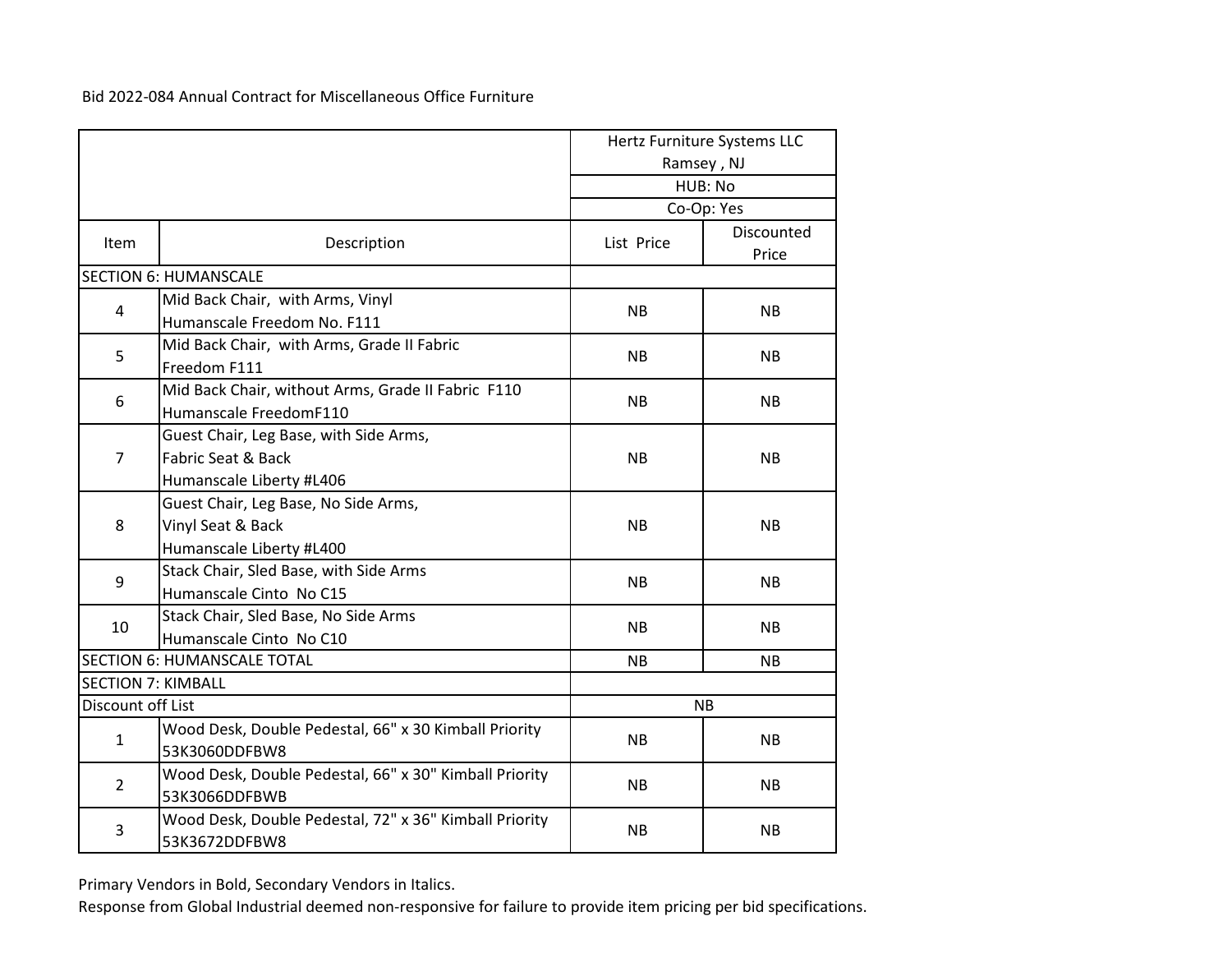Bid 2022-084 Annual Contract for Miscellaneous Office Furniture

| | | Hertz Furniture Systems LLC Ramsey , NJ | |
|---|---|---|---|
| | | HUB: No | |
| | | Co-Op: Yes | |
| Item | Description | List Price | Discounted Price |
| SECTION 6: HUMANSCALE | | | |
| 4 | Mid Back Chair, with Arms, Vinyl Humanscale Freedom No. F111 | NB | NB |
| 5 | Mid Back Chair, with Arms, Grade II Fabric Freedom F111 | NB | NB |
| 6 | Mid Back Chair, without Arms, Grade II Fabric F110 Humanscale FreedomF110 | NB | NB |
| 7 | Guest Chair, Leg Base, with Side Arms, Fabric Seat & Back Humanscale Liberty #L406 | NB | NB |
| 8 | Guest Chair, Leg Base, No Side Arms, Vinyl Seat & Back Humanscale Liberty #L400 | NB | NB |
| 9 | Stack Chair, Sled Base, with Side Arms Humanscale Cinto No C15 | NB | NB |
| 10 | Stack Chair, Sled Base, No Side Arms Humanscale Cinto No C10 | NB | NB |
| SECTION 6: HUMANSCALE TOTAL | | NB | NB |
| SECTION 7: KIMBALL | | | |
| Discount off List | | NB | |
| 1 | Wood Desk, Double Pedestal, 66" x 30 Kimball Priority 53K3060DDFBW8 | NB | NB |
| 2 | Wood Desk, Double Pedestal, 66" x 30" Kimball Priority 53K3066DDFBWB | NB | NB |
| 3 | Wood Desk, Double Pedestal, 72" x 36" Kimball Priority 53K3672DDFBW8 | NB | NB |

Primary Vendors in Bold, Secondary Vendors in Italics.

Response from Global Industrial deemed non-responsive for failure to provide item pricing per bid specifications.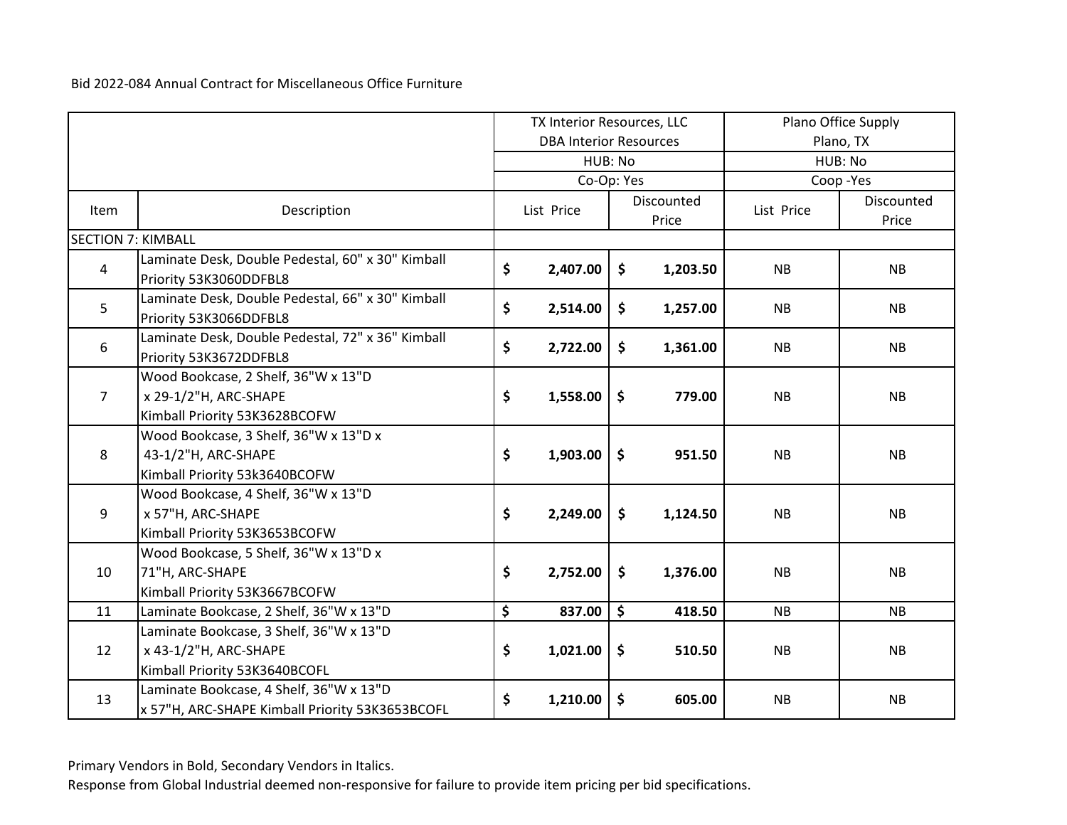Bid 2022-084 Annual Contract for Miscellaneous Office Furniture

| | | TX Interior Resources, LLC DBA Interior Resources | | Plano Office Supply Plano, TX | |
|---|---|---|---|---|---|
| | | HUB: No | | HUB: No | |
| | | Co-Op: Yes | | Coop -Yes | |
| Item | Description | List Price | Discounted Price | List Price | Discounted Price |
| SECTION 7: KIMBALL | | | | | |
| 4 | Laminate Desk, Double Pedestal, 60" x 30" Kimball Priority 53K3060DDFBL8 | **$ 2,407.00** | **$ 1,203.50** | NB | NB |
| 5 | Laminate Desk, Double Pedestal, 66" x 30" Kimball Priority 53K3066DDFBL8 | **$ 2,514.00** | **$ 1,257.00** | NB | NB |
| 6 | Laminate Desk, Double Pedestal, 72" x 36" Kimball Priority 53K3672DDFBL8 | **$ 2,722.00** | **$ 1,361.00** | NB | NB |
| 7 | Wood Bookcase, 2 Shelf, 36"W x 13"D x 29-1/2"H, ARC-SHAPE Kimball Priority 53K3628BCOFW | **$ 1,558.00** | **$ 779.00** | NB | NB |
| 8 | Wood Bookcase, 3 Shelf, 36"W x 13"D x 43-1/2"H, ARC-SHAPE Kimball Priority 53k3640BCOFW | **$ 1,903.00** | **$ 951.50** | NB | NB |
| 9 | Wood Bookcase, 4 Shelf, 36"W x 13"D x 57"H, ARC-SHAPE Kimball Priority 53K3653BCOFW | **$ 2,249.00** | **$ 1,124.50** | NB | NB |
| 10 | Wood Bookcase, 5 Shelf, 36"W x 13"D x 71"H, ARC-SHAPE Kimball Priority 53K3667BCOFW | **$ 2,752.00** | **$ 1,376.00** | NB | NB |
| 11 | Laminate Bookcase, 2 Shelf, 36"W x 13"D | **$ 837.00** | **$ 418.50** | NB | NB |
| 12 | Laminate Bookcase, 3 Shelf, 36"W x 13"D x 43-1/2"H, ARC-SHAPE Kimball Priority 53K3640BCOFL | **$ 1,021.00** | **$ 510.50** | NB | NB |
| 13 | Laminate Bookcase, 4 Shelf, 36"W x 13"D x 57"H, ARC-SHAPE Kimball Priority 53K3653BCOFL | **$ 1,210.00** | **$ 605.00** | NB | NB |

Primary Vendors in Bold, Secondary Vendors in Italics.

Response from Global Industrial deemed non-responsive for failure to provide item pricing per bid specifications.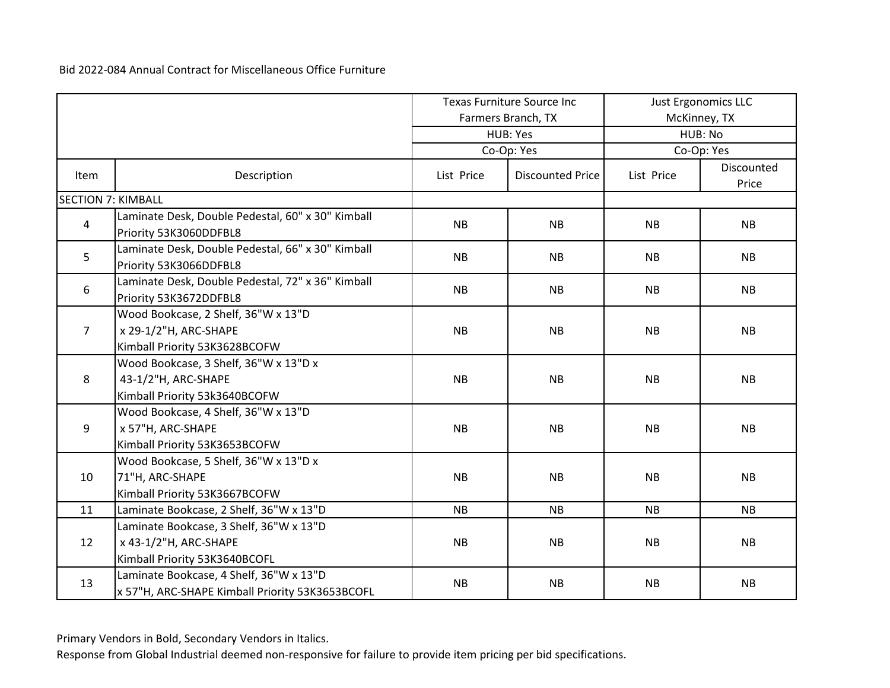Bid 2022-084 Annual Contract for Miscellaneous Office Furniture

| | | Texas Furniture Source Inc<br>Farmers Branch, TX | | Just Ergonomics LLC<br>McKinney, TX | |
|---|---|---|---|---|---|
| | | HUB: Yes | | HUB: No | |
| | | Co-Op: Yes | | Co-Op: Yes | |
| Item | Description | List Price | Discounted Price | List Price | Discounted Price |
| SECTION 7: KIMBALL | | | | | |
| 4 | Laminate Desk, Double Pedestal, 60" x 30" Kimball Priority 53K3060DDFBL8 | NB | NB | NB | NB |
| 5 | Laminate Desk, Double Pedestal, 66" x 30" Kimball Priority 53K3066DDFBL8 | NB | NB | NB | NB |
| 6 | Laminate Desk, Double Pedestal, 72" x 36" Kimball Priority 53K3672DDFBL8 | NB | NB | NB | NB |
| 7 | Wood Bookcase, 2 Shelf, 36"W x 13"D x 29-1/2"H, ARC-SHAPE Kimball Priority 53K3628BCOFW | NB | NB | NB | NB |
| 8 | Wood Bookcase, 3 Shelf, 36"W x 13"D x 43-1/2"H, ARC-SHAPE Kimball Priority 53k3640BCOFW | NB | NB | NB | NB |
| 9 | Wood Bookcase, 4 Shelf, 36"W x 13"D x 57"H, ARC-SHAPE Kimball Priority 53K3653BCOFW | NB | NB | NB | NB |
| 10 | Wood Bookcase, 5 Shelf, 36"W x 13"D x 71"H, ARC-SHAPE Kimball Priority 53K3667BCOFW | NB | NB | NB | NB |
| 11 | Laminate Bookcase, 2 Shelf, 36"W x 13"D | NB | NB | NB | NB |
| 12 | Laminate Bookcase, 3 Shelf, 36"W x 13"D x 43-1/2"H, ARC-SHAPE Kimball Priority 53K3640BCOFL | NB | NB | NB | NB |
| 13 | Laminate Bookcase, 4 Shelf, 36"W x 13"D x 57"H, ARC-SHAPE Kimball Priority 53K3653BCOFL | NB | NB | NB | NB |

Primary Vendors in Bold, Secondary Vendors in Italics.

Response from Global Industrial deemed non-responsive for failure to provide item pricing per bid specifications.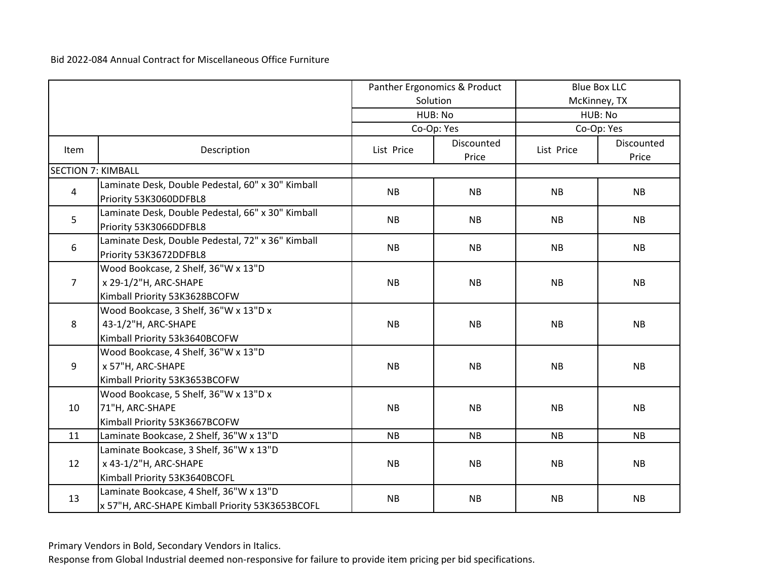Bid 2022-084 Annual Contract for Miscellaneous Office Furniture

| | | Panther Ergonomics & Product Solution | | Blue Box LLC McKinney, TX | |
|---|---|---|---|---|---|
| | | HUB: No | | HUB: No | |
| | | Co-Op: Yes | | Co-Op: Yes | |
| Item | Description | List Price | Discounted Price | List Price | Discounted Price |
| SECTION 7: KIMBALL | | | | | |
| 4 | Laminate Desk, Double Pedestal, 60" x 30" Kimball Priority 53K3060DDFBL8 | NB | NB | NB | NB |
| 5 | Laminate Desk, Double Pedestal, 66" x 30" Kimball Priority 53K3066DDFBL8 | NB | NB | NB | NB |
| 6 | Laminate Desk, Double Pedestal, 72" x 36" Kimball Priority 53K3672DDFBL8 | NB | NB | NB | NB |
| 7 | Wood Bookcase, 2 Shelf, 36"W x 13"D x 29-1/2"H, ARC-SHAPE Kimball Priority 53K3628BCOFW | NB | NB | NB | NB |
| 8 | Wood Bookcase, 3 Shelf, 36"W x 13"D x 43-1/2"H, ARC-SHAPE Kimball Priority 53k3640BCOFW | NB | NB | NB | NB |
| 9 | Wood Bookcase, 4 Shelf, 36"W x 13"D x 57"H, ARC-SHAPE Kimball Priority 53K3653BCOFW | NB | NB | NB | NB |
| 10 | Wood Bookcase, 5 Shelf, 36"W x 13"D x 71"H, ARC-SHAPE Kimball Priority 53K3667BCOFW | NB | NB | NB | NB |
| 11 | Laminate Bookcase, 2 Shelf, 36"W x 13"D | NB | NB | NB | NB |
| 12 | Laminate Bookcase, 3 Shelf, 36"W x 13"D x 43-1/2"H, ARC-SHAPE Kimball Priority 53K3640BCOFL | NB | NB | NB | NB |
| 13 | Laminate Bookcase, 4 Shelf, 36"W x 13"D x 57"H, ARC-SHAPE Kimball Priority 53K3653BCOFL | NB | NB | NB | NB |

Primary Vendors in Bold, Secondary Vendors in Italics.

Response from Global Industrial deemed non-responsive for failure to provide item pricing per bid specifications.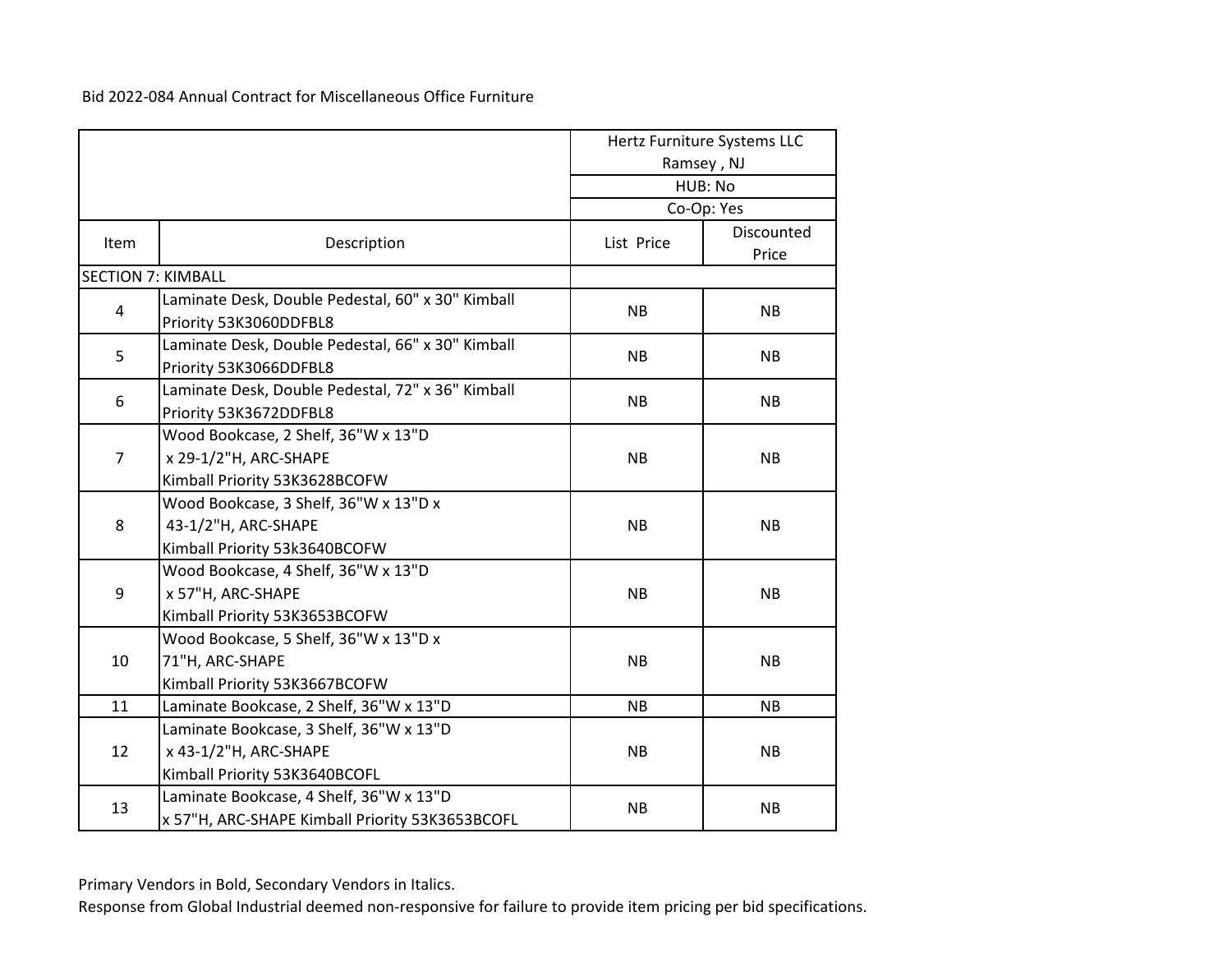Bid 2022-084 Annual Contract for Miscellaneous Office Furniture

| | | Hertz Furniture Systems LLC Ramsey , NJ | |
|---|---|---|---|
| | | HUB: No | |
| | | Co-Op: Yes | |
| Item | Description | List Price | Discounted Price |
| SECTION 7: KIMBALL | | | |
| 4 | Laminate Desk, Double Pedestal, 60" x 30" Kimball Priority 53K3060DDFBL8 | NB | NB |
| 5 | Laminate Desk, Double Pedestal, 66" x 30" Kimball Priority 53K3066DDFBL8 | NB | NB |
| 6 | Laminate Desk, Double Pedestal, 72" x 36" Kimball Priority 53K3672DDFBL8 | NB | NB |
| 7 | Wood Bookcase, 2 Shelf, 36"W x 13"D x 29-1/2"H, ARC-SHAPE Kimball Priority 53K3628BCOFW | NB | NB |
| 8 | Wood Bookcase, 3 Shelf, 36"W x 13"D x 43-1/2"H, ARC-SHAPE Kimball Priority 53k3640BCOFW | NB | NB |
| 9 | Wood Bookcase, 4 Shelf, 36"W x 13"D x 57"H, ARC-SHAPE Kimball Priority 53K3653BCOFW | NB | NB |
| 10 | Wood Bookcase, 5 Shelf, 36"W x 13"D x 71"H, ARC-SHAPE Kimball Priority 53K3667BCOFW | NB | NB |
| 11 | Laminate Bookcase, 2 Shelf, 36"W x 13"D | NB | NB |
| 12 | Laminate Bookcase, 3 Shelf, 36"W x 13"D x 43-1/2"H, ARC-SHAPE Kimball Priority 53K3640BCOFL | NB | NB |
| 13 | Laminate Bookcase, 4 Shelf, 36"W x 13"D x 57"H, ARC-SHAPE Kimball Priority 53K3653BCOFL | NB | NB |

Primary Vendors in Bold, Secondary Vendors in Italics.
Response from Global Industrial deemed non-responsive for failure to provide item pricing per bid specifications.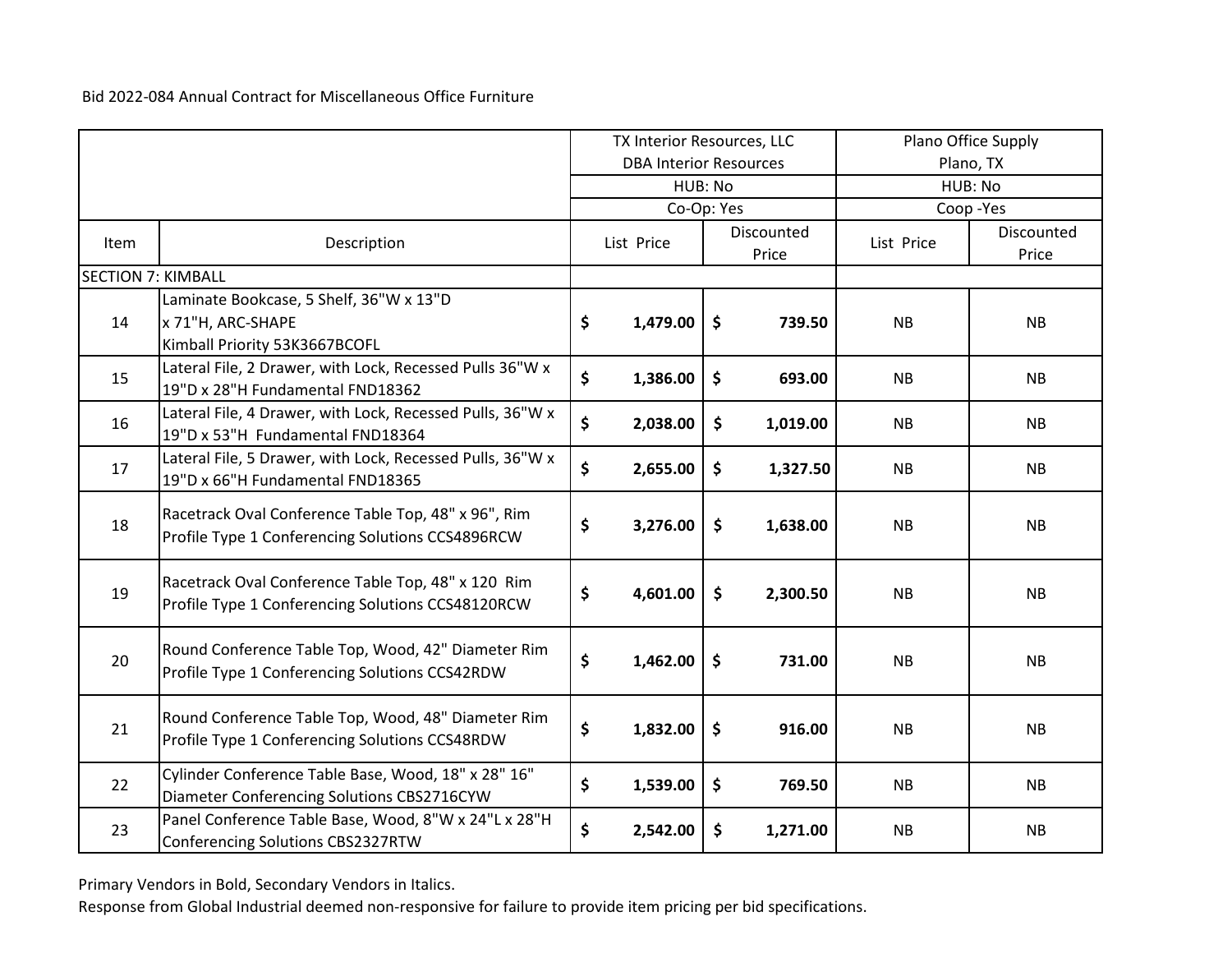Bid 2022-084 Annual Contract for Miscellaneous Office Furniture

| | | TX Interior Resources, LLC DBA Interior Resources | | Plano Office Supply Plano, TX | |
|---|---|---|---|---|---|
| | | HUB: No | | HUB: No | |
| | | Co-Op: Yes | | Coop -Yes | |
| Item | Description | List Price | Discounted Price | List Price | Discounted Price |
| SECTION 7: KIMBALL | | | | | |
| 14 | Laminate Bookcase, 5 Shelf, 36"W x 13"D x 71"H, ARC-SHAPE Kimball Priority 53K3667BCOFL | $ 1,479.00 | $ 739.50 | NB | NB |
| 15 | Lateral File, 2 Drawer, with Lock, Recessed Pulls 36"W x 19"D x 28"H Fundamental FND18362 | $ 1,386.00 | $ 693.00 | NB | NB |
| 16 | Lateral File, 4 Drawer, with Lock, Recessed Pulls, 36"W x 19"D x 53"H Fundamental FND18364 | $ 2,038.00 | $ 1,019.00 | NB | NB |
| 17 | Lateral File, 5 Drawer, with Lock, Recessed Pulls, 36"W x 19"D x 66"H Fundamental FND18365 | $ 2,655.00 | $ 1,327.50 | NB | NB |
| 18 | Racetrack Oval Conference Table Top, 48" x 96", Rim Profile Type 1 Conferencing Solutions CCS4896RCW | $ 3,276.00 | $ 1,638.00 | NB | NB |
| 19 | Racetrack Oval Conference Table Top, 48" x 120 Rim Profile Type 1 Conferencing Solutions CCS48120RCW | $ 4,601.00 | $ 2,300.50 | NB | NB |
| 20 | Round Conference Table Top, Wood, 42" Diameter Rim Profile Type 1 Conferencing Solutions CCS42RDW | $ 1,462.00 | $ 731.00 | NB | NB |
| 21 | Round Conference Table Top, Wood, 48" Diameter Rim Profile Type 1 Conferencing Solutions CCS48RDW | $ 1,832.00 | $ 916.00 | NB | NB |
| 22 | Cylinder Conference Table Base, Wood, 18" x 28" 16" Diameter Conferencing Solutions CBS2716CYW | $ 1,539.00 | $ 769.50 | NB | NB |
| 23 | Panel Conference Table Base, Wood, 8"W x 24"L x 28"H Conferencing Solutions CBS2327RTW | $ 2,542.00 | $ 1,271.00 | NB | NB |

Primary Vendors in Bold, Secondary Vendors in Italics.

Response from Global Industrial deemed non-responsive for failure to provide item pricing per bid specifications.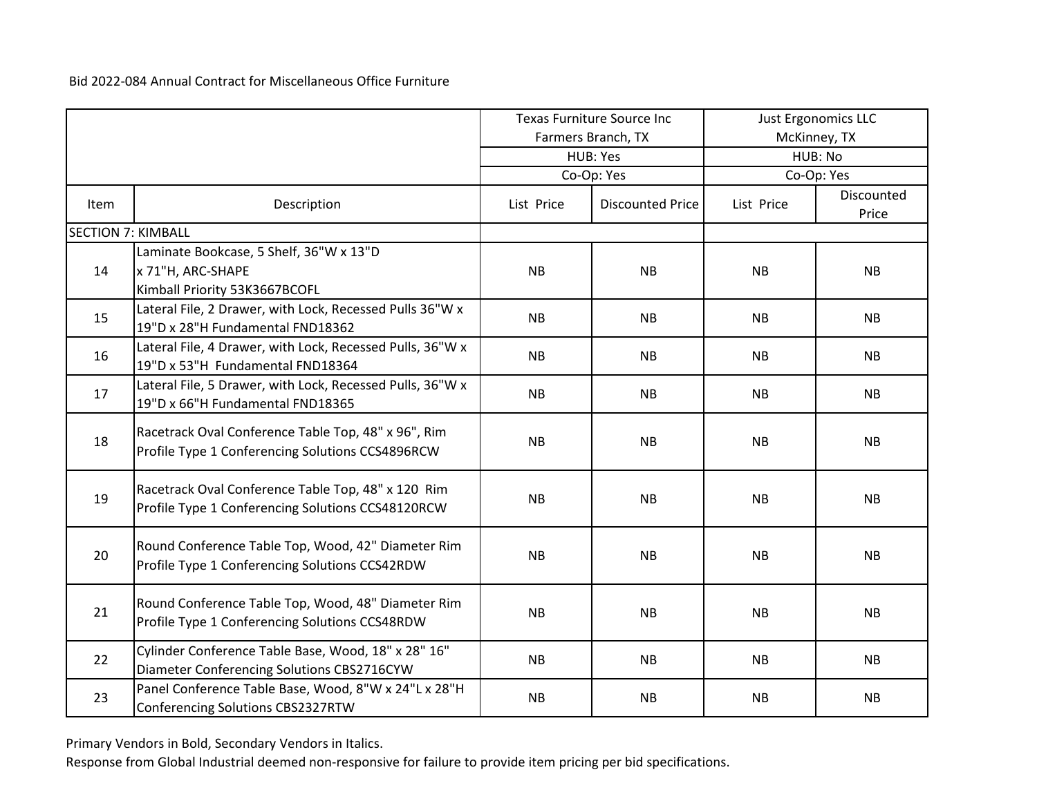Bid 2022-084 Annual Contract for Miscellaneous Office Furniture

| | | Texas Furniture Source Inc<br>Farmers Branch, TX | | Just Ergonomics LLC<br>McKinney, TX | |
|---|---|---|---|---|---|
| | | HUB: Yes | | HUB: No | |
| | | Co-Op: Yes | | Co-Op: Yes | |
| Item | Description | List Price | Discounted Price | List Price | Discounted Price |
| SECTION 7: KIMBALL | | | | | |
| 14 | Laminate Bookcase, 5 Shelf, 36"W x 13"D x 71"H, ARC-SHAPE Kimball Priority 53K3667BCOFL | NB | NB | NB | NB |
| 15 | Lateral File, 2 Drawer, with Lock, Recessed Pulls 36"W x 19"D x 28"H Fundamental FND18362 | NB | NB | NB | NB |
| 16 | Lateral File, 4 Drawer, with Lock, Recessed Pulls, 36"W x 19"D x 53"H Fundamental FND18364 | NB | NB | NB | NB |
| 17 | Lateral File, 5 Drawer, with Lock, Recessed Pulls, 36"W x 19"D x 66"H Fundamental FND18365 | NB | NB | NB | NB |
| 18 | Racetrack Oval Conference Table Top, 48" x 96", Rim Profile Type 1 Conferencing Solutions CCS4896RCW | NB | NB | NB | NB |
| 19 | Racetrack Oval Conference Table Top, 48" x 120 Rim Profile Type 1 Conferencing Solutions CCS48120RCW | NB | NB | NB | NB |
| 20 | Round Conference Table Top, Wood, 42" Diameter Rim Profile Type 1 Conferencing Solutions CCS42RDW | NB | NB | NB | NB |
| 21 | Round Conference Table Top, Wood, 48" Diameter Rim Profile Type 1 Conferencing Solutions CCS48RDW | NB | NB | NB | NB |
| 22 | Cylinder Conference Table Base, Wood, 18" x 28" 16" Diameter Conferencing Solutions CBS2716CYW | NB | NB | NB | NB |
| 23 | Panel Conference Table Base, Wood, 8"W x 24"L x 28"H Conferencing Solutions CBS2327RTW | NB | NB | NB | NB |

Primary Vendors in Bold, Secondary Vendors in Italics.

Response from Global Industrial deemed non-responsive for failure to provide item pricing per bid specifications.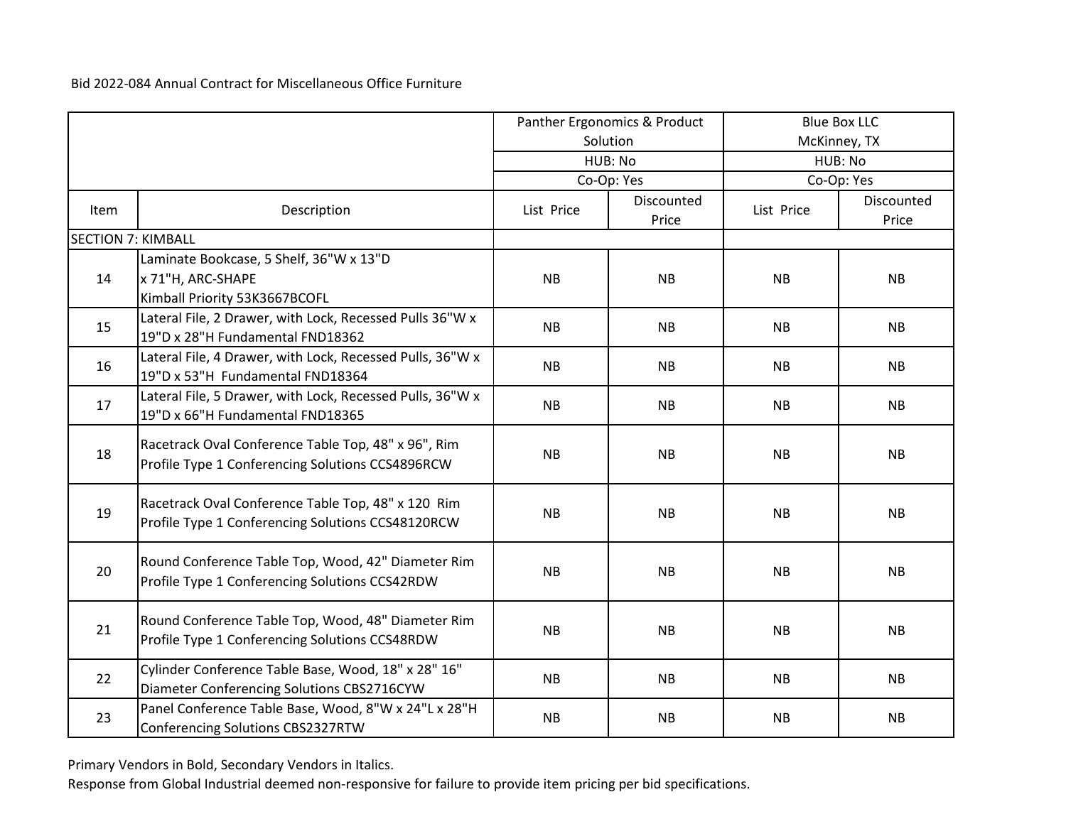Bid 2022-084 Annual Contract for Miscellaneous Office Furniture

| | | Panther Ergonomics & Product Solution | | Blue Box LLC McKinney, TX | |
|---|---|---|---|---|---|
| | | HUB: No | | HUB: No | |
| | | Co-Op: Yes | | Co-Op: Yes | |
| Item | Description | List Price | Discounted Price | List Price | Discounted Price |
| SECTION 7: KIMBALL | | | | | |
| 14 | Laminate Bookcase, 5 Shelf, 36"W x 13"D x 71"H, ARC-SHAPE Kimball Priority 53K3667BCOFL | NB | NB | NB | NB |
| 15 | Lateral File, 2 Drawer, with Lock, Recessed Pulls 36"W x 19"D x 28"H Fundamental FND18362 | NB | NB | NB | NB |
| 16 | Lateral File, 4 Drawer, with Lock, Recessed Pulls, 36"W x 19"D x 53"H Fundamental FND18364 | NB | NB | NB | NB |
| 17 | Lateral File, 5 Drawer, with Lock, Recessed Pulls, 36"W x 19"D x 66"H Fundamental FND18365 | NB | NB | NB | NB |
| 18 | Racetrack Oval Conference Table Top, 48" x 96", Rim Profile Type 1 Conferencing Solutions CCS4896RCW | NB | NB | NB | NB |
| 19 | Racetrack Oval Conference Table Top, 48" x 120 Rim Profile Type 1 Conferencing Solutions CCS48120RCW | NB | NB | NB | NB |
| 20 | Round Conference Table Top, Wood, 42" Diameter Rim Profile Type 1 Conferencing Solutions CCS42RDW | NB | NB | NB | NB |
| 21 | Round Conference Table Top, Wood, 48" Diameter Rim Profile Type 1 Conferencing Solutions CCS48RDW | NB | NB | NB | NB |
| 22 | Cylinder Conference Table Base, Wood, 18" x 28" 16" Diameter Conferencing Solutions CBS2716CYW | NB | NB | NB | NB |
| 23 | Panel Conference Table Base, Wood, 8"W x 24"L x 28"H Conferencing Solutions CBS2327RTW | NB | NB | NB | NB |

Primary Vendors in Bold, Secondary Vendors in Italics.

Response from Global Industrial deemed non-responsive for failure to provide item pricing per bid specifications.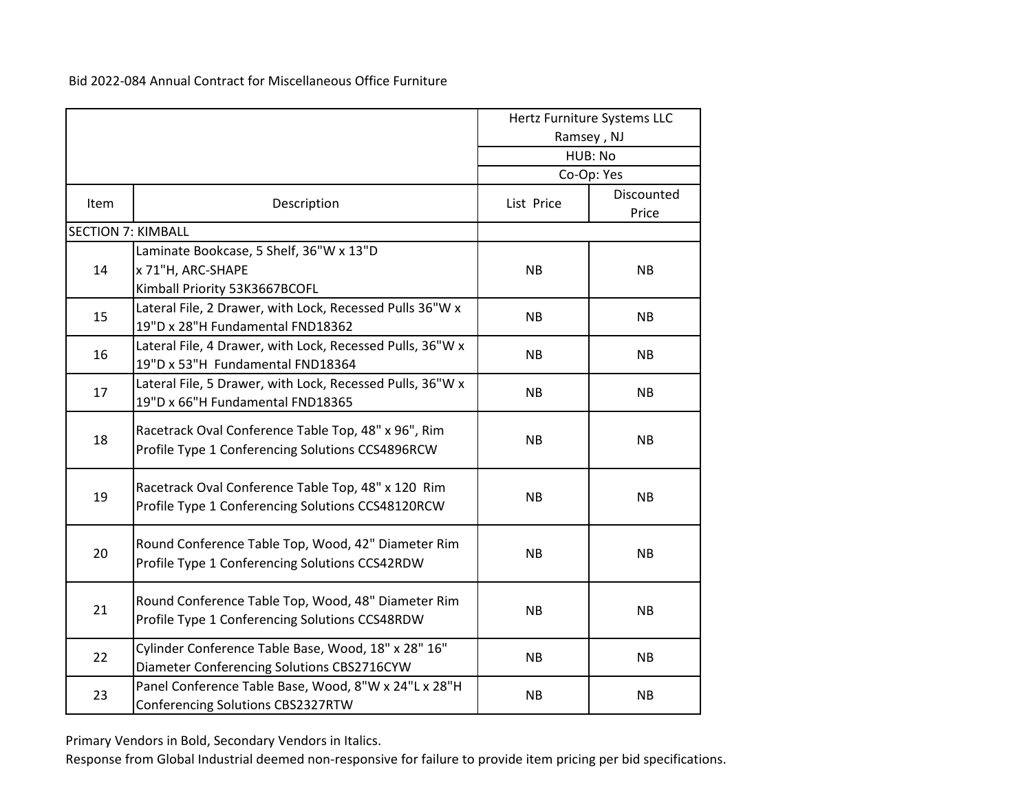Bid 2022-084 Annual Contract for Miscellaneous Office Furniture

| | | Hertz Furniture Systems LLC Ramsey , NJ | |
|---|---|---|---|
| | | HUB: No | |
| | | Co-Op: Yes | |
| Item | Description | List Price | Discounted Price |
| SECTION 7: KIMBALL | | | |
| 14 | Laminate Bookcase, 5 Shelf, 36"W x 13"D x 71"H, ARC-SHAPE Kimball Priority 53K3667BCOFL | NB | NB |
| 15 | Lateral File, 2 Drawer, with Lock, Recessed Pulls 36"W x 19"D x 28"H Fundamental FND18362 | NB | NB |
| 16 | Lateral File, 4 Drawer, with Lock, Recessed Pulls, 36"W x 19"D x 53"H Fundamental FND18364 | NB | NB |
| 17 | Lateral File, 5 Drawer, with Lock, Recessed Pulls, 36"W x 19"D x 66"H Fundamental FND18365 | NB | NB |
| 18 | Racetrack Oval Conference Table Top, 48" x 96", Rim Profile Type 1 Conferencing Solutions CCS4896RCW | NB | NB |
| 19 | Racetrack Oval Conference Table Top, 48" x 120 Rim Profile Type 1 Conferencing Solutions CCS48120RCW | NB | NB |
| 20 | Round Conference Table Top, Wood, 42" Diameter Rim Profile Type 1 Conferencing Solutions CCS42RDW | NB | NB |
| 21 | Round Conference Table Top, Wood, 48" Diameter Rim Profile Type 1 Conferencing Solutions CCS48RDW | NB | NB |
| 22 | Cylinder Conference Table Base, Wood, 18" x 28" 16" Diameter Conferencing Solutions CBS2716CYW | NB | NB |
| 23 | Panel Conference Table Base, Wood, 8"W x 24"L x 28"H Conferencing Solutions CBS2327RTW | NB | NB |

Primary Vendors in Bold, Secondary Vendors in Italics.

Response from Global Industrial deemed non-responsive for failure to provide item pricing per bid specifications.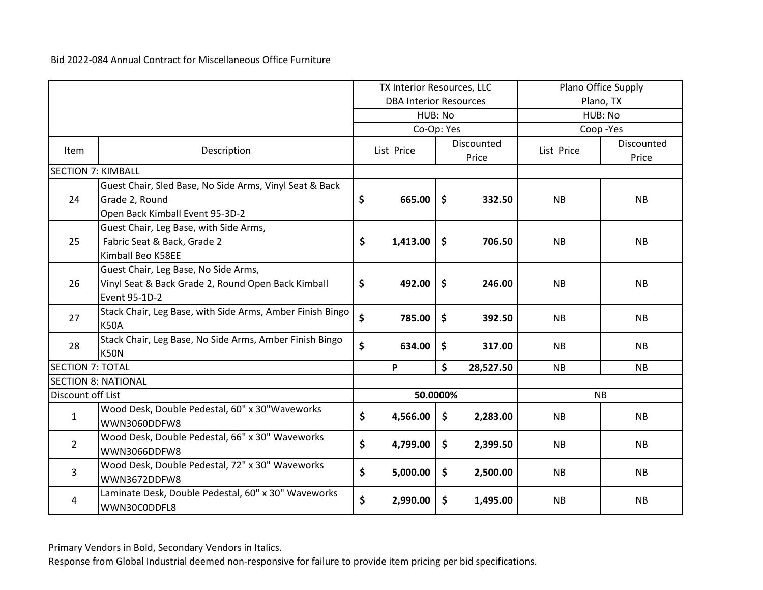Bid 2022-084 Annual Contract for Miscellaneous Office Furniture

| Item | Description | TX Interior Resources, LLC DBA Interior Resources | | Plano Office Supply Plano, TX | |
|---|---|---|---|---|---|
| | | HUB: No | | HUB: No | |
| | | Co-Op: Yes | | Coop -Yes | |
| | | List Price | Discounted Price | List Price | Discounted Price |
| SECTION 7: KIMBALL | | | | | |
| 24 | Guest Chair, Sled Base, No Side Arms, Vinyl Seat & Back Grade 2, Round Open Back Kimball Event 95-3D-2 | $ 665.00 | $ 332.50 | NB | NB |
| 25 | Guest Chair, Leg Base, with Side Arms, Fabric Seat & Back, Grade 2 Kimball Beo K58EE | $ 1,413.00 | $ 706.50 | NB | NB |
| 26 | Guest Chair, Leg Base, No Side Arms, Vinyl Seat & Back Grade 2, Round Open Back Kimball Event 95-1D-2 | $ 492.00 | $ 246.00 | NB | NB |
| 27 | Stack Chair, Leg Base, with Side Arms, Amber Finish Bingo K50A | $ 785.00 | $ 392.50 | NB | NB |
| 28 | Stack Chair, Leg Base, No Side Arms, Amber Finish Bingo K50N | $ 634.00 | $ 317.00 | NB | NB |
| SECTION 7: TOTAL | | P | $ 28,527.50 | NB | NB |
| SECTION 8: NATIONAL | | | | | |
| Discount off List | | 50.0000% | | NB | |
| 1 | Wood Desk, Double Pedestal, 60" x 30"Waveworks WWN3060DDFW8 | $ 4,566.00 | $ 2,283.00 | NB | NB |
| 2 | Wood Desk, Double Pedestal, 66" x 30" Waveworks WWN3066DDFW8 | $ 4,799.00 | $ 2,399.50 | NB | NB |
| 3 | Wood Desk, Double Pedestal, 72" x 30" Waveworks WWN3672DDFW8 | $ 5,000.00 | $ 2,500.00 | NB | NB |
| 4 | Laminate Desk, Double Pedestal, 60" x 30" Waveworks WWN30C0DDFL8 | $ 2,990.00 | $ 1,495.00 | NB | NB |

Primary Vendors in Bold, Secondary Vendors in Italics.

Response from Global Industrial deemed non-responsive for failure to provide item pricing per bid specifications.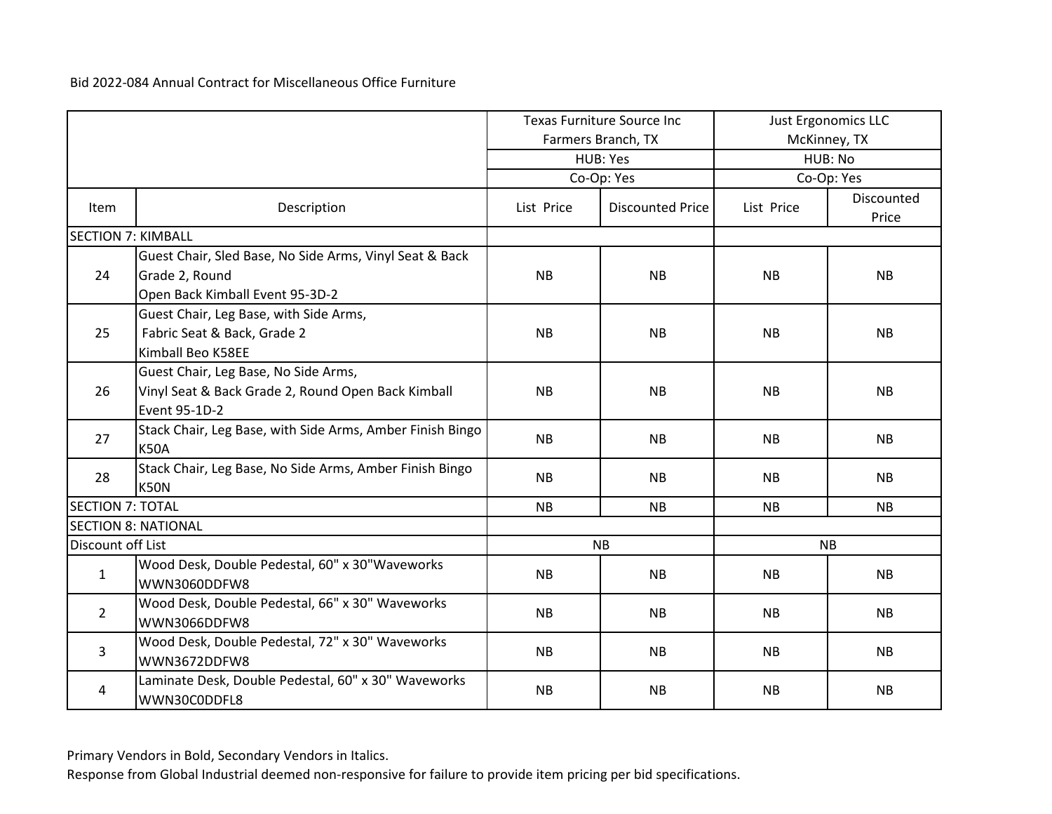Bid 2022-084 Annual Contract for Miscellaneous Office Furniture

| | | Texas Furniture Source Inc<br>Farmers Branch, TX | | Just Ergonomics LLC<br>McKinney, TX | |
|---|---|---|---|---|---|
| | | HUB: Yes | | HUB: No | |
| | | Co-Op: Yes | | Co-Op: Yes | |
| Item | Description | List Price | Discounted Price | List Price | Discounted Price |
| SECTION 7: KIMBALL | | | | | |
| 24 | Guest Chair, Sled Base, No Side Arms, Vinyl Seat & Back Grade 2, Round Open Back Kimball Event 95-3D-2 | NB | NB | NB | NB |
| 25 | Guest Chair, Leg Base, with Side Arms, Fabric Seat & Back, Grade 2 Kimball Beo K58EE | NB | NB | NB | NB |
| 26 | Guest Chair, Leg Base, No Side Arms, Vinyl Seat & Back Grade 2, Round Open Back Kimball Event 95-1D-2 | NB | NB | NB | NB |
| 27 | Stack Chair, Leg Base, with Side Arms, Amber Finish Bingo K50A | NB | NB | NB | NB |
| 28 | Stack Chair, Leg Base, No Side Arms, Amber Finish Bingo K50N | NB | NB | NB | NB |
| SECTION 7: TOTAL | | NB | NB | NB | NB |
| SECTION 8: NATIONAL | | | | | |
| Discount off List | | NB | | NB | |
| 1 | Wood Desk, Double Pedestal, 60" x 30"Waveworks WWN3060DDFW8 | NB | NB | NB | NB |
| 2 | Wood Desk, Double Pedestal, 66" x 30" Waveworks WWN3066DDFW8 | NB | NB | NB | NB |
| 3 | Wood Desk, Double Pedestal, 72" x 30" Waveworks WWN3672DDFW8 | NB | NB | NB | NB |
| 4 | Laminate Desk, Double Pedestal, 60" x 30" Waveworks WWN30C0DDFL8 | NB | NB | NB | NB |

Primary Vendors in Bold, Secondary Vendors in Italics.

Response from Global Industrial deemed non-responsive for failure to provide item pricing per bid specifications.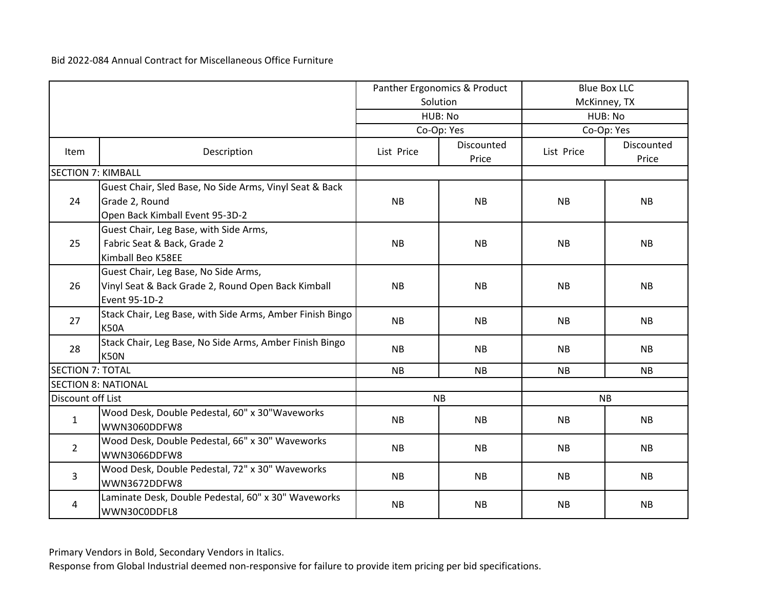Bid 2022-084 Annual Contract for Miscellaneous Office Furniture

| | | Panther Ergonomics & Product Solution | | Blue Box LLC McKinney, TX | |
|---|---|---|---|---|---|
| | | HUB: No | | HUB: No | |
| | | Co-Op: Yes | | Co-Op: Yes | |
| Item | Description | List Price | Discounted Price | List Price | Discounted Price |
| SECTION 7: KIMBALL | | | | | |
| 24 | Guest Chair, Sled Base, No Side Arms, Vinyl Seat & Back Grade 2, Round Open Back Kimball Event 95-3D-2 | NB | NB | NB | NB |
| 25 | Guest Chair, Leg Base, with Side Arms, Fabric Seat & Back, Grade 2 Kimball Beo K58EE | NB | NB | NB | NB |
| 26 | Guest Chair, Leg Base, No Side Arms, Vinyl Seat & Back Grade 2, Round Open Back Kimball Event 95-1D-2 | NB | NB | NB | NB |
| 27 | Stack Chair, Leg Base, with Side Arms, Amber Finish Bingo K50A | NB | NB | NB | NB |
| 28 | Stack Chair, Leg Base, No Side Arms, Amber Finish Bingo K50N | NB | NB | NB | NB |
| SECTION 7: TOTAL | | NB | NB | NB | NB |
| SECTION 8: NATIONAL | | | | | |
| Discount off List | | NB | | NB | |
| 1 | Wood Desk, Double Pedestal, 60" x 30"Waveworks WWN3060DDFW8 | NB | NB | NB | NB |
| 2 | Wood Desk, Double Pedestal, 66" x 30" Waveworks WWN3066DDFW8 | NB | NB | NB | NB |
| 3 | Wood Desk, Double Pedestal, 72" x 30" Waveworks WWN3672DDFW8 | NB | NB | NB | NB |
| 4 | Laminate Desk, Double Pedestal, 60" x 30" Waveworks WWN30C0DDFL8 | NB | NB | NB | NB |

Primary Vendors in Bold, Secondary Vendors in Italics.

Response from Global Industrial deemed non-responsive for failure to provide item pricing per bid specifications.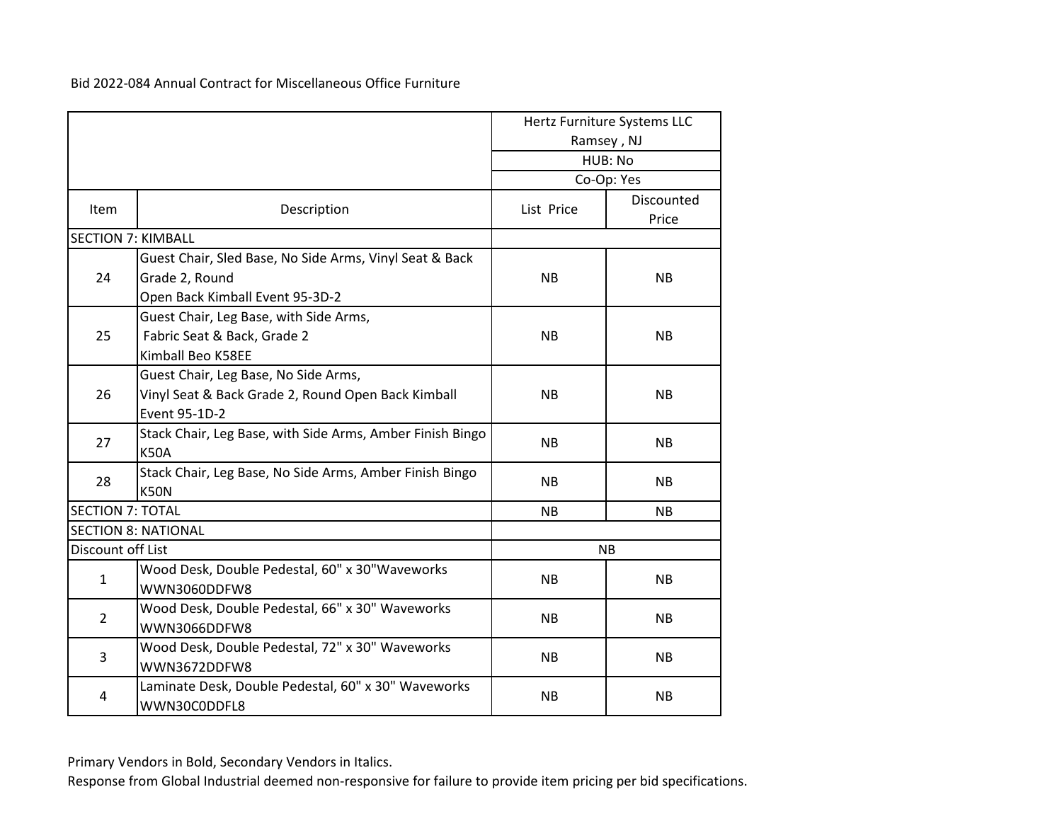Bid 2022-084 Annual Contract for Miscellaneous Office Furniture

| | | Hertz Furniture Systems LLC<br>Ramsey , NJ | |
|---|---|---|---|
| | | HUB: No | |
| | | Co-Op: Yes | |
| Item | Description | List Price | Discounted Price |
| SECTION 7: KIMBALL | | | |
| 24 | Guest Chair, Sled Base, No Side Arms, Vinyl Seat & Back Grade 2, Round Open Back Kimball Event 95-3D-2 | NB | NB |
| 25 | Guest Chair, Leg Base, with Side Arms, Fabric Seat & Back, Grade 2 Kimball Beo K58EE | NB | NB |
| 26 | Guest Chair, Leg Base, No Side Arms, Vinyl Seat & Back Grade 2, Round Open Back Kimball Event 95-1D-2 | NB | NB |
| 27 | Stack Chair, Leg Base, with Side Arms, Amber Finish Bingo K50A | NB | NB |
| 28 | Stack Chair, Leg Base, No Side Arms, Amber Finish Bingo K50N | NB | NB |
| SECTION 7: TOTAL | | NB | NB |
| SECTION 8: NATIONAL | | | |
| Discount off List | | NB | |
| 1 | Wood Desk, Double Pedestal, 60" x 30"Waveworks WWN3060DDFW8 | NB | NB |
| 2 | Wood Desk, Double Pedestal, 66" x 30" Waveworks WWN3066DDFW8 | NB | NB |
| 3 | Wood Desk, Double Pedestal, 72" x 30" Waveworks WWN3672DDFW8 | NB | NB |
| 4 | Laminate Desk, Double Pedestal, 60" x 30" Waveworks WWN30C0DDFL8 | NB | NB |

Primary Vendors in Bold, Secondary Vendors in Italics.
Response from Global Industrial deemed non-responsive for failure to provide item pricing per bid specifications.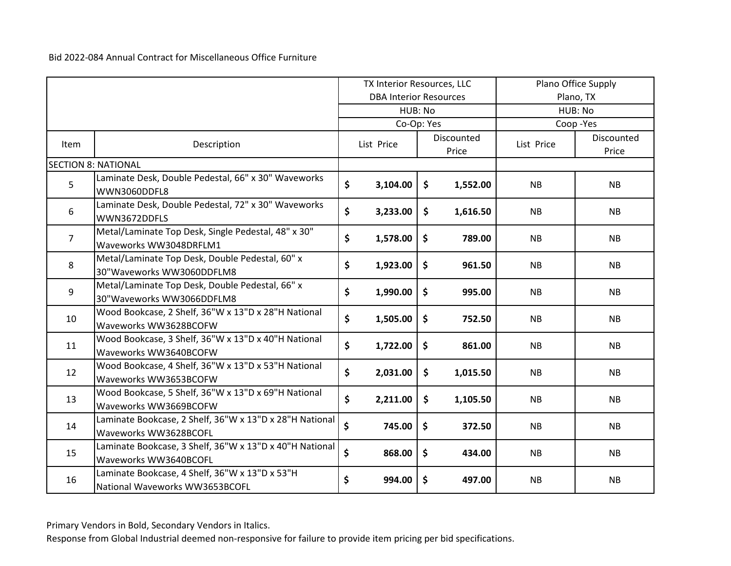Bid 2022-084 Annual Contract for Miscellaneous Office Furniture

| | | TX Interior Resources, LLC DBA Interior Resources | | Plano Office Supply Plano, TX | |
|---|---|---|---|---|---|
| | | HUB: No | | HUB: No | |
| | | Co-Op: Yes | | Coop -Yes | |
| Item | Description | List Price | Discounted Price | List Price | Discounted Price |
| SECTION 8: NATIONAL | | | | | |
| 5 | Laminate Desk, Double Pedestal, 66" x 30" Waveworks WWN3060DDFL8 | $ 3,104.00 | $ 1,552.00 | NB | NB |
| 6 | Laminate Desk, Double Pedestal, 72" x 30" Waveworks WWN3672DDFLS | $ 3,233.00 | $ 1,616.50 | NB | NB |
| 7 | Metal/Laminate Top Desk, Single Pedestal, 48" x 30" Waveworks WW3048DRFLM1 | $ 1,578.00 | $ 789.00 | NB | NB |
| 8 | Metal/Laminate Top Desk, Double Pedestal, 60" x 30"Waveworks WW3060DDFLM8 | $ 1,923.00 | $ 961.50 | NB | NB |
| 9 | Metal/Laminate Top Desk, Double Pedestal, 66" x 30"Waveworks WW3066DDFLM8 | $ 1,990.00 | $ 995.00 | NB | NB |
| 10 | Wood Bookcase, 2 Shelf, 36"W x 13"D x 28"H National Waveworks WW3628BCOFW | $ 1,505.00 | $ 752.50 | NB | NB |
| 11 | Wood Bookcase, 3 Shelf, 36"W x 13"D x 40"H National Waveworks WW3640BCOFW | $ 1,722.00 | $ 861.00 | NB | NB |
| 12 | Wood Bookcase, 4 Shelf, 36"W x 13"D x 53"H National Waveworks WW3653BCOFW | $ 2,031.00 | $ 1,015.50 | NB | NB |
| 13 | Wood Bookcase, 5 Shelf, 36"W x 13"D x 69"H National Waveworks WW3669BCOFW | $ 2,211.00 | $ 1,105.50 | NB | NB |
| 14 | Laminate Bookcase, 2 Shelf, 36"W x 13"D x 28"H National Waveworks WW3628BCOFL | $ 745.00 | $ 372.50 | NB | NB |
| 15 | Laminate Bookcase, 3 Shelf, 36"W x 13"D x 40"H National Waveworks WW3640BCOFL | $ 868.00 | $ 434.00 | NB | NB |
| 16 | Laminate Bookcase, 4 Shelf, 36"W x 13"D x 53"H National Waveworks WW3653BCOFL | $ 994.00 | $ 497.00 | NB | NB |

Primary Vendors in Bold, Secondary Vendors in Italics.

Response from Global Industrial deemed non-responsive for failure to provide item pricing per bid specifications.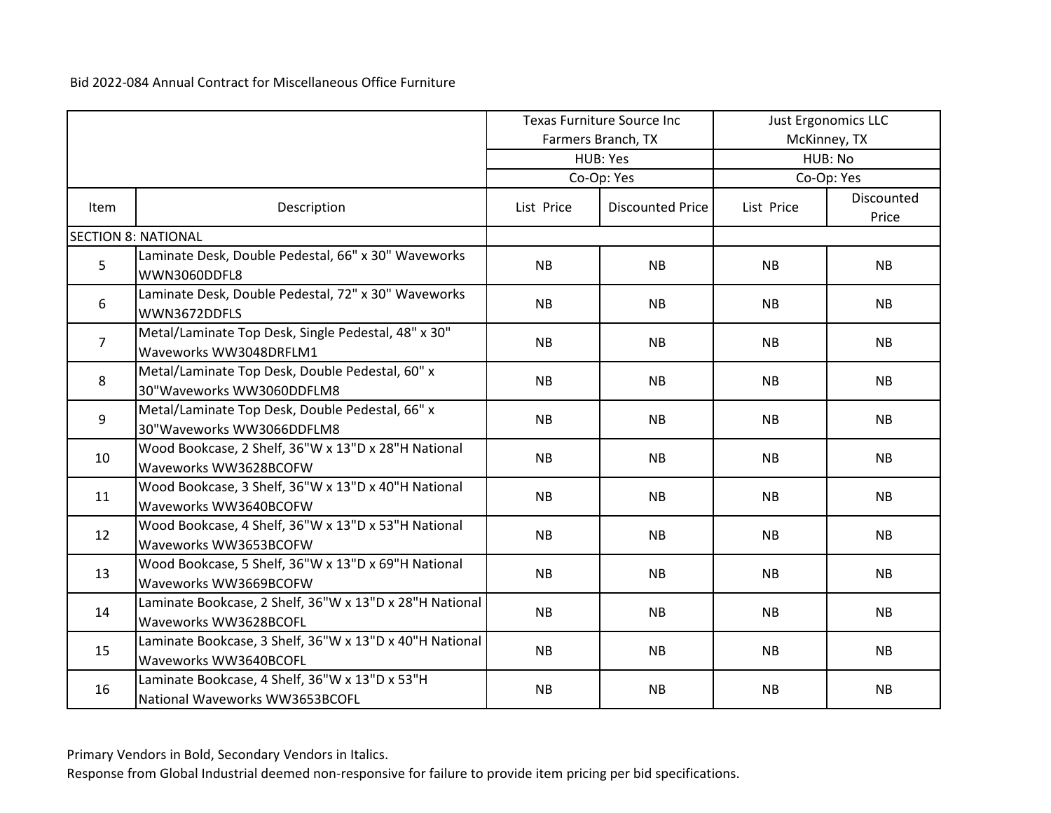Bid 2022-084 Annual Contract for Miscellaneous Office Furniture

| | | Texas Furniture Source Inc Farmers Branch, TX | | Just Ergonomics LLC McKinney, TX | |
|---|---|---|---|---|---|
| | | HUB: Yes | | HUB: No | |
| | | Co-Op: Yes | | Co-Op: Yes | |
| Item | Description | List Price | Discounted Price | List Price | Discounted Price |
| SECTION 8: NATIONAL | | | | | |
| 5 | Laminate Desk, Double Pedestal, 66" x 30" Waveworks WWN3060DDFL8 | NB | NB | NB | NB |
| 6 | Laminate Desk, Double Pedestal, 72" x 30" Waveworks WWN3672DDFLS | NB | NB | NB | NB |
| 7 | Metal/Laminate Top Desk, Single Pedestal, 48" x 30" Waveworks WW3048DRFLM1 | NB | NB | NB | NB |
| 8 | Metal/Laminate Top Desk, Double Pedestal, 60" x 30"Waveworks WW3060DDFLM8 | NB | NB | NB | NB |
| 9 | Metal/Laminate Top Desk, Double Pedestal, 66" x 30"Waveworks WW3066DDFLM8 | NB | NB | NB | NB |
| 10 | Wood Bookcase, 2 Shelf, 36"W x 13"D x 28"H National Waveworks WW3628BCOFW | NB | NB | NB | NB |
| 11 | Wood Bookcase, 3 Shelf, 36"W x 13"D x 40"H National Waveworks WW3640BCOFW | NB | NB | NB | NB |
| 12 | Wood Bookcase, 4 Shelf, 36"W x 13"D x 53"H National Waveworks WW3653BCOFW | NB | NB | NB | NB |
| 13 | Wood Bookcase, 5 Shelf, 36"W x 13"D x 69"H National Waveworks WW3669BCOFW | NB | NB | NB | NB |
| 14 | Laminate Bookcase, 2 Shelf, 36"W x 13"D x 28"H National Waveworks WW3628BCOFL | NB | NB | NB | NB |
| 15 | Laminate Bookcase, 3 Shelf, 36"W x 13"D x 40"H National Waveworks WW3640BCOFL | NB | NB | NB | NB |
| 16 | Laminate Bookcase, 4 Shelf, 36"W x 13"D x 53"H National Waveworks WW3653BCOFL | NB | NB | NB | NB |

Primary Vendors in Bold, Secondary Vendors in Italics.

Response from Global Industrial deemed non-responsive for failure to provide item pricing per bid specifications.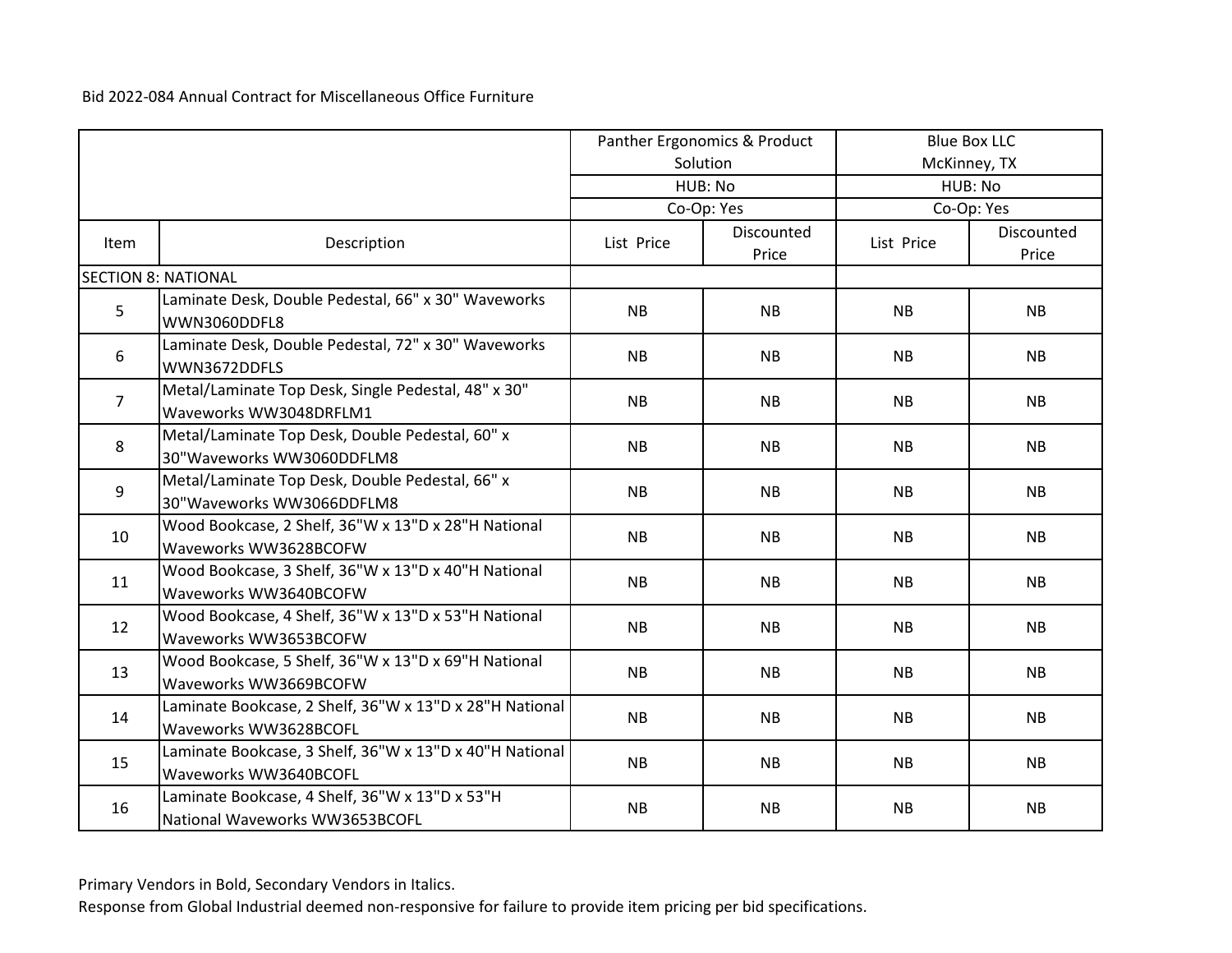Bid 2022-084 Annual Contract for Miscellaneous Office Furniture

| | | Panther Ergonomics & Product Solution | | Blue Box LLC McKinney, TX | |
|---|---|---|---|---|---|
| | | HUB: No | | HUB: No | |
| | | Co-Op: Yes | | Co-Op: Yes | |
| Item | Description | List Price | Discounted Price | List Price | Discounted Price |
| SECTION 8: NATIONAL | | | | | |
| 5 | Laminate Desk, Double Pedestal, 66" x 30" Waveworks WWN3060DDFL8 | NB | NB | NB | NB |
| 6 | Laminate Desk, Double Pedestal, 72" x 30" Waveworks WWN3672DDFLS | NB | NB | NB | NB |
| 7 | Metal/Laminate Top Desk, Single Pedestal, 48" x 30" Waveworks WW3048DRFLM1 | NB | NB | NB | NB |
| 8 | Metal/Laminate Top Desk, Double Pedestal, 60" x 30"Waveworks WW3060DDFLM8 | NB | NB | NB | NB |
| 9 | Metal/Laminate Top Desk, Double Pedestal, 66" x 30"Waveworks WW3066DDFLM8 | NB | NB | NB | NB |
| 10 | Wood Bookcase, 2 Shelf, 36"W x 13"D x 28"H National Waveworks WW3628BCOFW | NB | NB | NB | NB |
| 11 | Wood Bookcase, 3 Shelf, 36"W x 13"D x 40"H National Waveworks WW3640BCOFW | NB | NB | NB | NB |
| 12 | Wood Bookcase, 4 Shelf, 36"W x 13"D x 53"H National Waveworks WW3653BCOFW | NB | NB | NB | NB |
| 13 | Wood Bookcase, 5 Shelf, 36"W x 13"D x 69"H National Waveworks WW3669BCOFW | NB | NB | NB | NB |
| 14 | Laminate Bookcase, 2 Shelf, 36"W x 13"D x 28"H National Waveworks WW3628BCOFL | NB | NB | NB | NB |
| 15 | Laminate Bookcase, 3 Shelf, 36"W x 13"D x 40"H National Waveworks WW3640BCOFL | NB | NB | NB | NB |
| 16 | Laminate Bookcase, 4 Shelf, 36"W x 13"D x 53"H National Waveworks WW3653BCOFL | NB | NB | NB | NB |

Primary Vendors in Bold, Secondary Vendors in Italics.

Response from Global Industrial deemed non-responsive for failure to provide item pricing per bid specifications.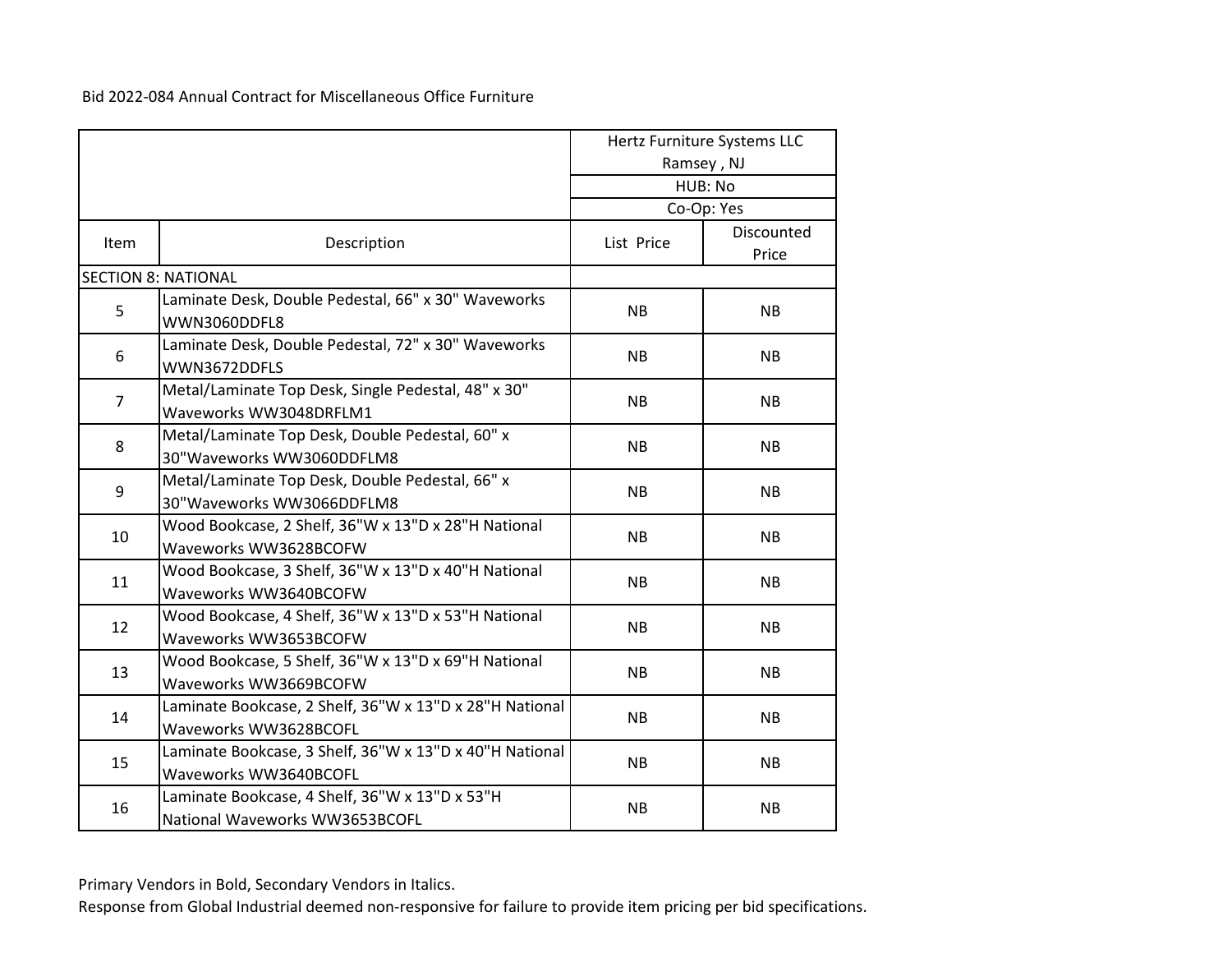Bid 2022-084 Annual Contract for Miscellaneous Office Furniture

| | | Hertz Furniture Systems LLC<br>Ramsey , NJ<br>HUB: No<br>Co-Op: Yes | |
|---|---|---|---|
| Item | Description | List Price | Discounted Price |
| SECTION 8: NATIONAL | | | |
| 5 | Laminate Desk, Double Pedestal, 66" x 30" Waveworks WWN3060DDFL8 | NB | NB |
| 6 | Laminate Desk, Double Pedestal, 72" x 30" Waveworks WWN3672DDFLS | NB | NB |
| 7 | Metal/Laminate Top Desk, Single Pedestal, 48" x 30" Waveworks WW3048DRFLM1 | NB | NB |
| 8 | Metal/Laminate Top Desk, Double Pedestal, 60" x 30"Waveworks WW3060DDFLM8 | NB | NB |
| 9 | Metal/Laminate Top Desk, Double Pedestal, 66" x 30"Waveworks WW3066DDFLM8 | NB | NB |
| 10 | Wood Bookcase, 2 Shelf, 36"W x 13"D x 28"H National Waveworks WW3628BCOFW | NB | NB |
| 11 | Wood Bookcase, 3 Shelf, 36"W x 13"D x 40"H National Waveworks WW3640BCOFW | NB | NB |
| 12 | Wood Bookcase, 4 Shelf, 36"W x 13"D x 53"H National Waveworks WW3653BCOFW | NB | NB |
| 13 | Wood Bookcase, 5 Shelf, 36"W x 13"D x 69"H National Waveworks WW3669BCOFW | NB | NB |
| 14 | Laminate Bookcase, 2 Shelf, 36"W x 13"D x 28"H National Waveworks WW3628BCOFL | NB | NB |
| 15 | Laminate Bookcase, 3 Shelf, 36"W x 13"D x 40"H National Waveworks WW3640BCOFL | NB | NB |
| 16 | Laminate Bookcase, 4 Shelf, 36"W x 13"D x 53"H National Waveworks WW3653BCOFL | NB | NB |

Primary Vendors in Bold, Secondary Vendors in Italics.

Response from Global Industrial deemed non-responsive for failure to provide item pricing per bid specifications.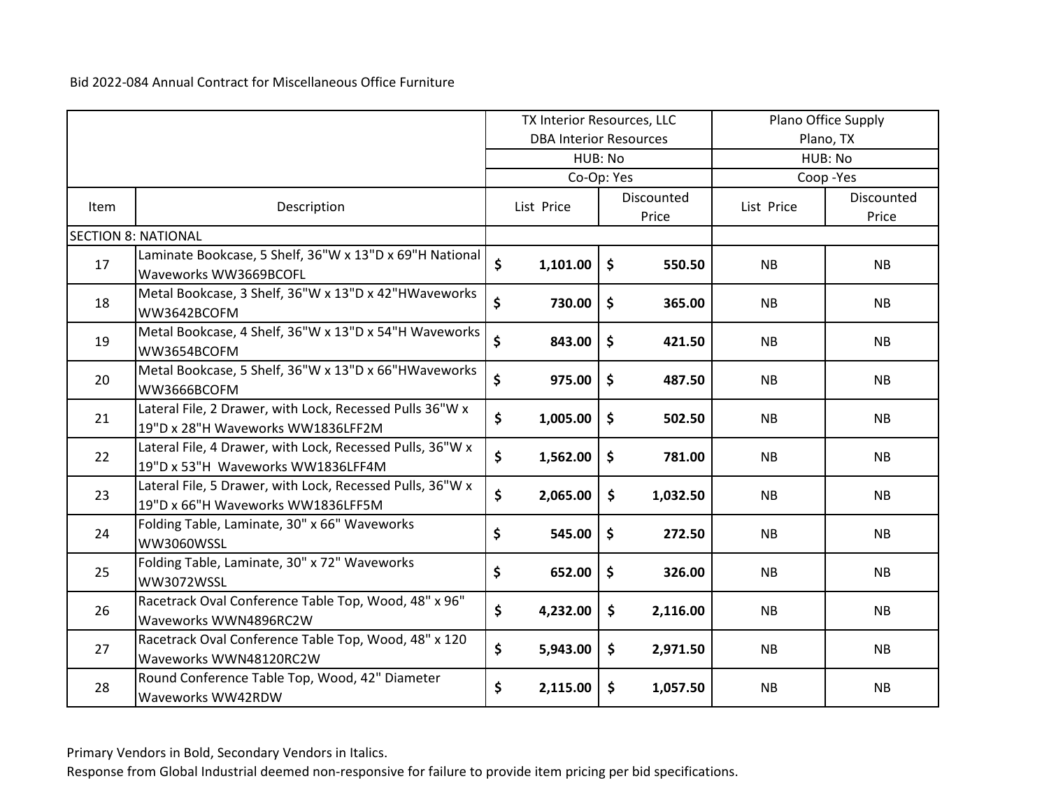Bid 2022-084 Annual Contract for Miscellaneous Office Furniture

| | | TX Interior Resources, LLC DBA Interior Resources | | Plano Office Supply Plano, TX | |
|---|---|---|---|---|---|
| | | HUB: No | | HUB: No | |
| | | Co-Op: Yes | | Coop -Yes | |
| Item | Description | List Price | Discounted Price | List Price | Discounted Price |
| SECTION 8: NATIONAL | | | | | |
| 17 | Laminate Bookcase, 5 Shelf, 36"W x 13"D x 69"H National Waveworks WW3669BCOFL | $ 1,101.00 | $ 550.50 | NB | NB |
| 18 | Metal Bookcase, 3 Shelf, 36"W x 13"D x 42"HWaveworks WW3642BCOFM | $ 730.00 | $ 365.00 | NB | NB |
| 19 | Metal Bookcase, 4 Shelf, 36"W x 13"D x 54"H Waveworks WW3654BCOFM | $ 843.00 | $ 421.50 | NB | NB |
| 20 | Metal Bookcase, 5 Shelf, 36"W x 13"D x 66"HWaveworks WW3666BCOFM | $ 975.00 | $ 487.50 | NB | NB |
| 21 | Lateral File, 2 Drawer, with Lock, Recessed Pulls 36"W x 19"D x 28"H Waveworks WW1836LFF2M | $ 1,005.00 | $ 502.50 | NB | NB |
| 22 | Lateral File, 4 Drawer, with Lock, Recessed Pulls, 36"W x 19"D x 53"H Waveworks WW1836LFF4M | $ 1,562.00 | $ 781.00 | NB | NB |
| 23 | Lateral File, 5 Drawer, with Lock, Recessed Pulls, 36"W x 19"D x 66"H Waveworks WW1836LFF5M | $ 2,065.00 | $ 1,032.50 | NB | NB |
| 24 | Folding Table, Laminate, 30" x 66" Waveworks WW3060WSSL | $ 545.00 | $ 272.50 | NB | NB |
| 25 | Folding Table, Laminate, 30" x 72" Waveworks WW3072WSSL | $ 652.00 | $ 326.00 | NB | NB |
| 26 | Racetrack Oval Conference Table Top, Wood, 48" x 96" Waveworks WWN4896RC2W | $ 4,232.00 | $ 2,116.00 | NB | NB |
| 27 | Racetrack Oval Conference Table Top, Wood, 48" x 120 Waveworks WWN48120RC2W | $ 5,943.00 | $ 2,971.50 | NB | NB |
| 28 | Round Conference Table Top, Wood, 42" Diameter Waveworks WW42RDW | $ 2,115.00 | $ 1,057.50 | NB | NB |

Primary Vendors in Bold, Secondary Vendors in Italics.

Response from Global Industrial deemed non-responsive for failure to provide item pricing per bid specifications.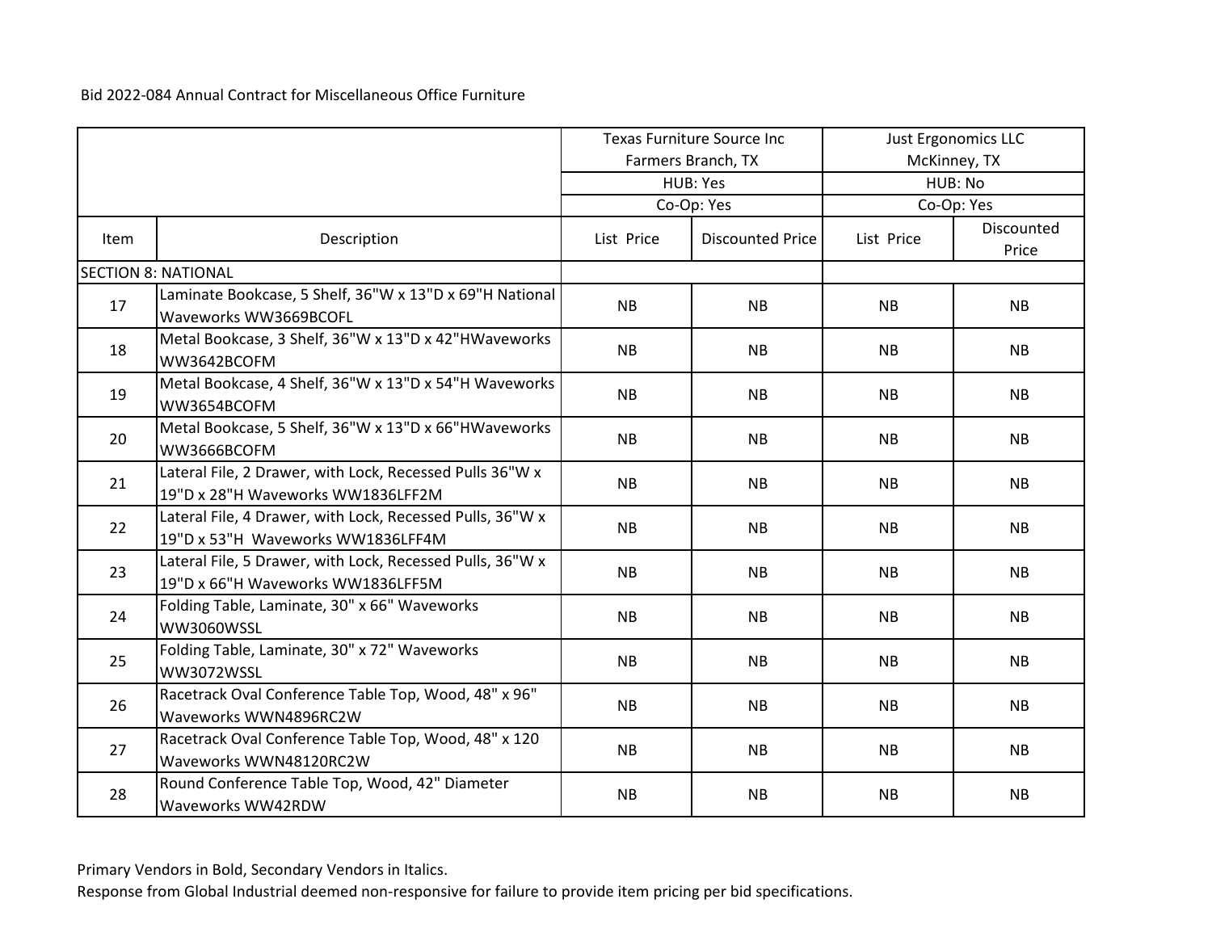Bid 2022-084 Annual Contract for Miscellaneous Office Furniture

| | | Texas Furniture Source Inc Farmers Branch, TX | | Just Ergonomics LLC McKinney, TX | |
|---|---|---|---|---|---|
| | | HUB: Yes | | HUB: No | |
| | | Co-Op: Yes | | Co-Op: Yes | |
| Item | Description | List Price | Discounted Price | List Price | Discounted Price |
| SECTION 8: NATIONAL | | | | | |
| 17 | Laminate Bookcase, 5 Shelf, 36"W x 13"D x 69"H National Waveworks WW3669BCOFL | NB | NB | NB | NB |
| 18 | Metal Bookcase, 3 Shelf, 36"W x 13"D x 42"HWaveworks WW3642BCOFM | NB | NB | NB | NB |
| 19 | Metal Bookcase, 4 Shelf, 36"W x 13"D x 54"H Waveworks WW3654BCOFM | NB | NB | NB | NB |
| 20 | Metal Bookcase, 5 Shelf, 36"W x 13"D x 66"HWaveworks WW3666BCOFM | NB | NB | NB | NB |
| 21 | Lateral File, 2 Drawer, with Lock, Recessed Pulls 36"W x 19"D x 28"H Waveworks WW1836LFF2M | NB | NB | NB | NB |
| 22 | Lateral File, 4 Drawer, with Lock, Recessed Pulls, 36"W x 19"D x 53"H Waveworks WW1836LFF4M | NB | NB | NB | NB |
| 23 | Lateral File, 5 Drawer, with Lock, Recessed Pulls, 36"W x 19"D x 66"H Waveworks WW1836LFF5M | NB | NB | NB | NB |
| 24 | Folding Table, Laminate, 30" x 66" Waveworks WW3060WSSL | NB | NB | NB | NB |
| 25 | Folding Table, Laminate, 30" x 72" Waveworks WW3072WSSL | NB | NB | NB | NB |
| 26 | Racetrack Oval Conference Table Top, Wood, 48" x 96" Waveworks WWN4896RC2W | NB | NB | NB | NB |
| 27 | Racetrack Oval Conference Table Top, Wood, 48" x 120 Waveworks WWN48120RC2W | NB | NB | NB | NB |
| 28 | Round Conference Table Top, Wood, 42" Diameter Waveworks WW42RDW | NB | NB | NB | NB |

Primary Vendors in Bold, Secondary Vendors in Italics.

Response from Global Industrial deemed non-responsive for failure to provide item pricing per bid specifications.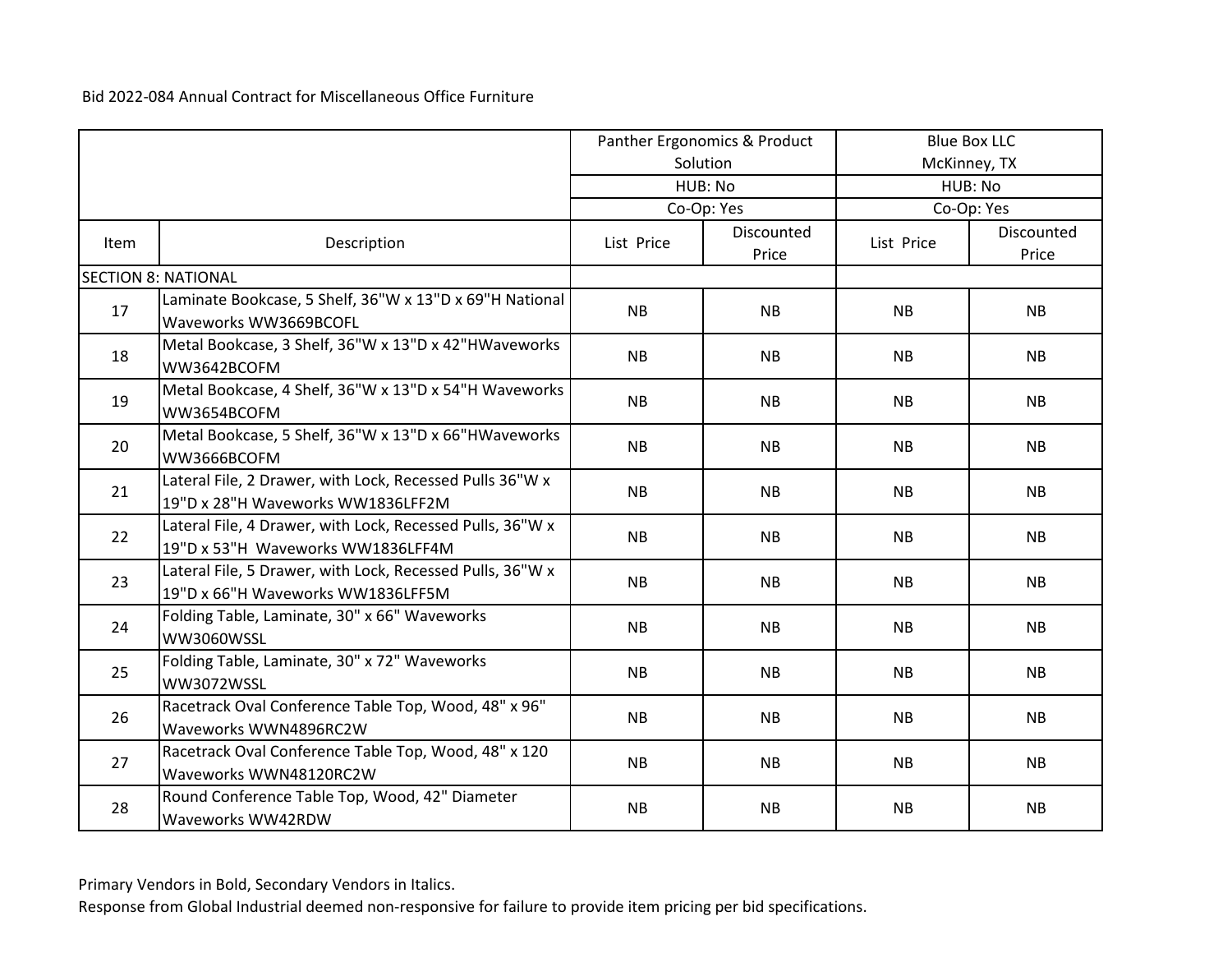Bid 2022-084 Annual Contract for Miscellaneous Office Furniture

| | | Panther Ergonomics & Product Solution | | Blue Box LLC McKinney, TX | |
|---|---|---|---|---|---|
| | | HUB: No | | HUB: No | |
| | | Co-Op: Yes | | Co-Op: Yes | |
| Item | Description | List Price | Discounted Price | List Price | Discounted Price |
| SECTION 8: NATIONAL | | | | | |
| 17 | Laminate Bookcase, 5 Shelf, 36"W x 13"D x 69"H National Waveworks WW3669BCOFL | NB | NB | NB | NB |
| 18 | Metal Bookcase, 3 Shelf, 36"W x 13"D x 42"HWaveworks WW3642BCOFM | NB | NB | NB | NB |
| 19 | Metal Bookcase, 4 Shelf, 36"W x 13"D x 54"H Waveworks WW3654BCOFM | NB | NB | NB | NB |
| 20 | Metal Bookcase, 5 Shelf, 36"W x 13"D x 66"HWaveworks WW3666BCOFM | NB | NB | NB | NB |
| 21 | Lateral File, 2 Drawer, with Lock, Recessed Pulls 36"W x 19"D x 28"H Waveworks WW1836LFF2M | NB | NB | NB | NB |
| 22 | Lateral File, 4 Drawer, with Lock, Recessed Pulls, 36"W x 19"D x 53"H Waveworks WW1836LFF4M | NB | NB | NB | NB |
| 23 | Lateral File, 5 Drawer, with Lock, Recessed Pulls, 36"W x 19"D x 66"H Waveworks WW1836LFF5M | NB | NB | NB | NB |
| 24 | Folding Table, Laminate, 30" x 66" Waveworks WW3060WSSL | NB | NB | NB | NB |
| 25 | Folding Table, Laminate, 30" x 72" Waveworks WW3072WSSL | NB | NB | NB | NB |
| 26 | Racetrack Oval Conference Table Top, Wood, 48" x 96" Waveworks WWN4896RC2W | NB | NB | NB | NB |
| 27 | Racetrack Oval Conference Table Top, Wood, 48" x 120 Waveworks WWN48120RC2W | NB | NB | NB | NB |
| 28 | Round Conference Table Top, Wood, 42" Diameter Waveworks WW42RDW | NB | NB | NB | NB |

Primary Vendors in Bold, Secondary Vendors in Italics.

Response from Global Industrial deemed non-responsive for failure to provide item pricing per bid specifications.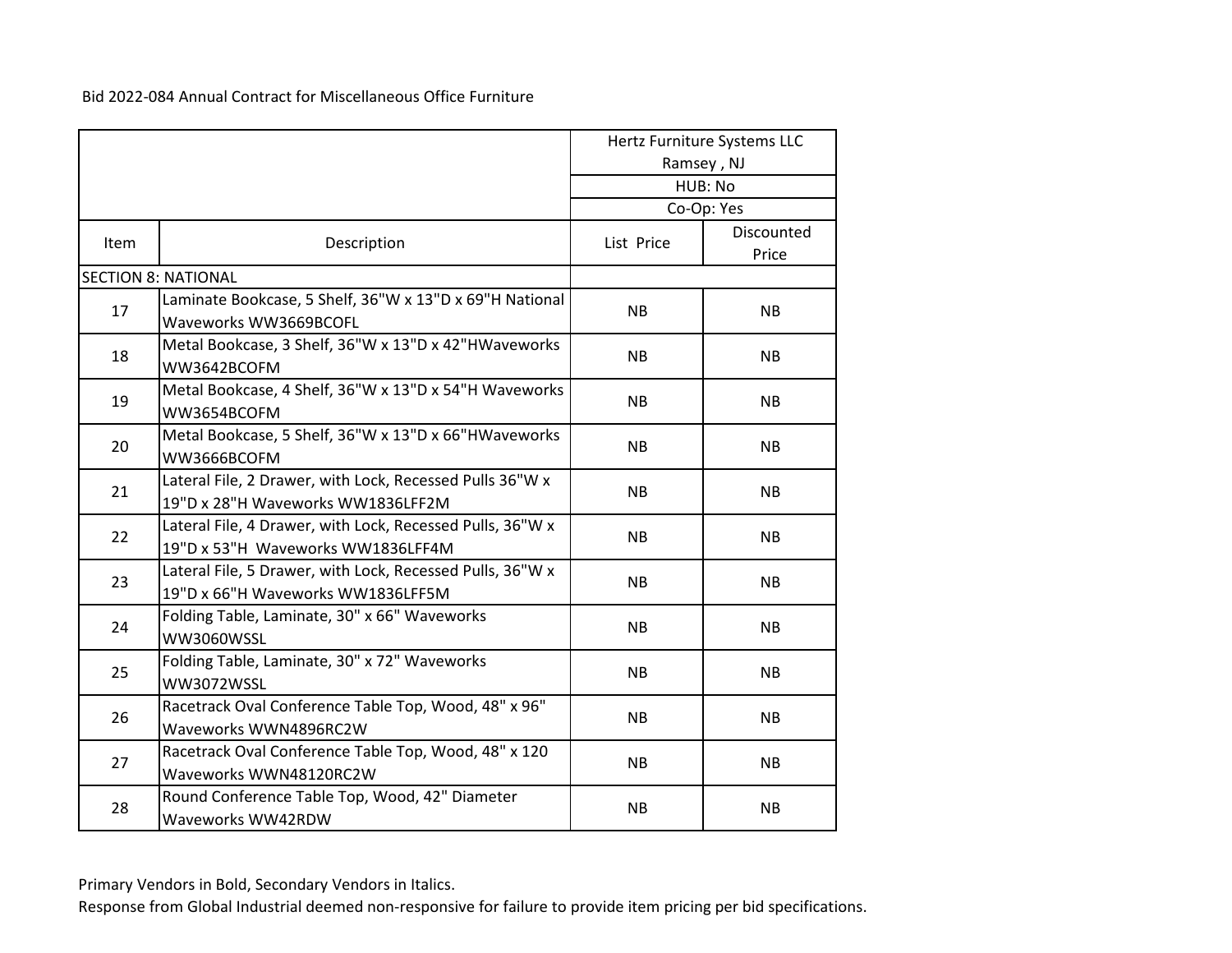Bid 2022-084 Annual Contract for Miscellaneous Office Furniture

| | | Hertz Furniture Systems LLC Ramsey , NJ | |
|---|---|---|---|
| | | HUB: No | |
| | | Co-Op: Yes | |
| Item | Description | List Price | Discounted Price |
| SECTION 8: NATIONAL | | | |
| 17 | Laminate Bookcase, 5 Shelf, 36"W x 13"D x 69"H National Waveworks WW3669BCOFL | NB | NB |
| 18 | Metal Bookcase, 3 Shelf, 36"W x 13"D x 42"HWaveworks WW3642BCOFM | NB | NB |
| 19 | Metal Bookcase, 4 Shelf, 36"W x 13"D x 54"H Waveworks WW3654BCOFM | NB | NB |
| 20 | Metal Bookcase, 5 Shelf, 36"W x 13"D x 66"HWaveworks WW3666BCOFM | NB | NB |
| 21 | Lateral File, 2 Drawer, with Lock, Recessed Pulls 36"W x 19"D x 28"H Waveworks WW1836LFF2M | NB | NB |
| 22 | Lateral File, 4 Drawer, with Lock, Recessed Pulls, 36"W x 19"D x 53"H Waveworks WW1836LFF4M | NB | NB |
| 23 | Lateral File, 5 Drawer, with Lock, Recessed Pulls, 36"W x 19"D x 66"H Waveworks WW1836LFF5M | NB | NB |
| 24 | Folding Table, Laminate, 30" x 66" Waveworks WW3060WSSL | NB | NB |
| 25 | Folding Table, Laminate, 30" x 72" Waveworks WW3072WSSL | NB | NB |
| 26 | Racetrack Oval Conference Table Top, Wood, 48" x 96" Waveworks WWN4896RC2W | NB | NB |
| 27 | Racetrack Oval Conference Table Top, Wood, 48" x 120 Waveworks WWN48120RC2W | NB | NB |
| 28 | Round Conference Table Top, Wood, 42" Diameter Waveworks WW42RDW | NB | NB |

Primary Vendors in Bold, Secondary Vendors in Italics.

Response from Global Industrial deemed non-responsive for failure to provide item pricing per bid specifications.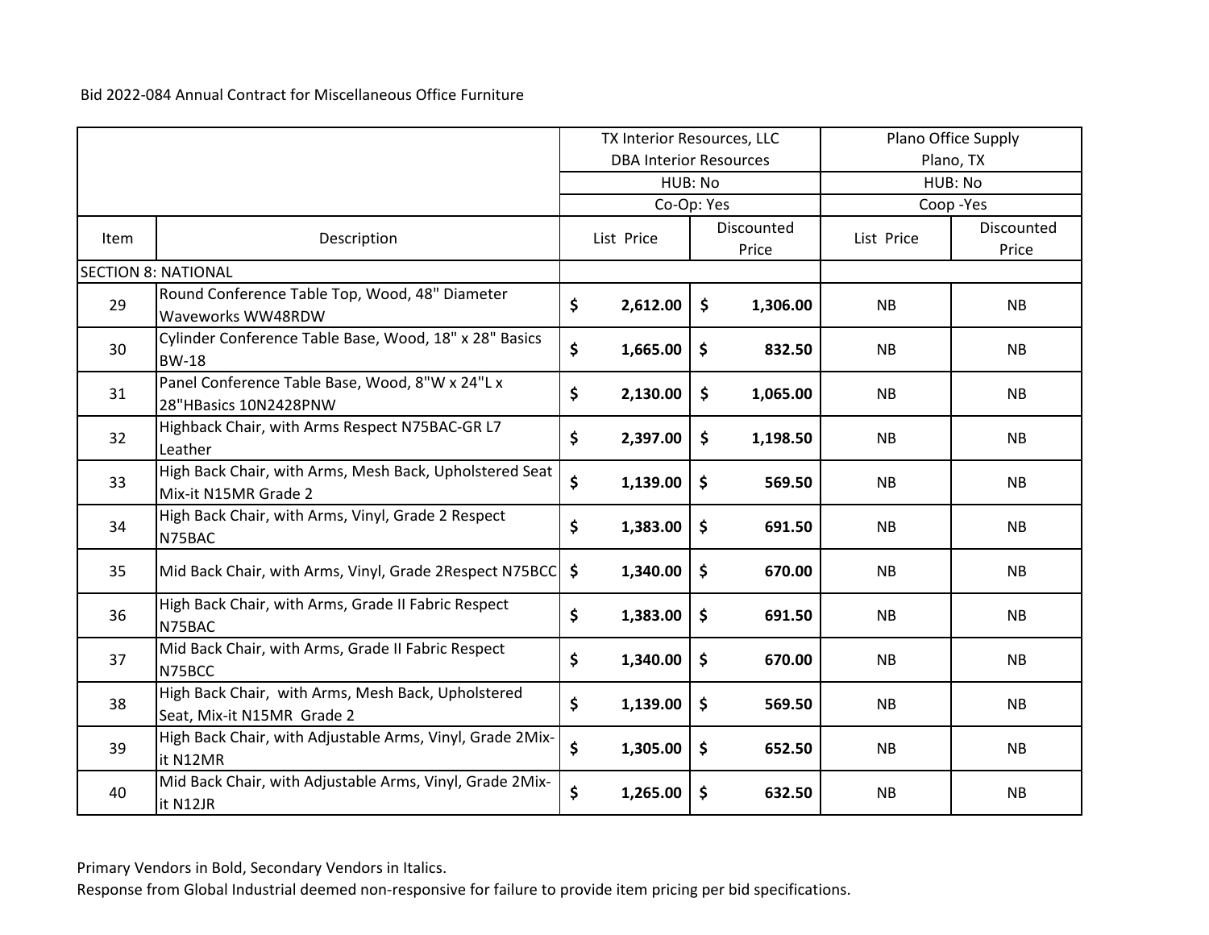Bid 2022-084 Annual Contract for Miscellaneous Office Furniture

| | | TX Interior Resources, LLC DBA Interior Resources | | Plano Office Supply Plano, TX | |
|---|---|---|---|---|---|
| | | HUB: No | | HUB: No | |
| | | Co-Op: Yes | | Coop -Yes | |
| Item | Description | List Price | Discounted Price | List Price | Discounted Price |
| SECTION 8: NATIONAL | | | | | |
| 29 | Round Conference Table Top, Wood, 48" Diameter Waveworks WW48RDW | $ 2,612.00 | $ 1,306.00 | NB | NB |
| 30 | Cylinder Conference Table Base, Wood, 18" x 28" Basics BW-18 | $ 1,665.00 | $ 832.50 | NB | NB |
| 31 | Panel Conference Table Base, Wood, 8"W x 24"L x 28"HBasics 10N2428PNW | $ 2,130.00 | $ 1,065.00 | NB | NB |
| 32 | Highback Chair, with Arms Respect N75BAC-GR L7 Leather | $ 2,397.00 | $ 1,198.50 | NB | NB |
| 33 | High Back Chair, with Arms, Mesh Back, Upholstered Seat Mix-it N15MR Grade 2 | $ 1,139.00 | $ 569.50 | NB | NB |
| 34 | High Back Chair, with Arms, Vinyl, Grade 2 Respect N75BAC | $ 1,383.00 | $ 691.50 | NB | NB |
| 35 | Mid Back Chair, with Arms, Vinyl, Grade 2Respect N75BCC | $ 1,340.00 | $ 670.00 | NB | NB |
| 36 | High Back Chair, with Arms, Grade II Fabric Respect N75BAC | $ 1,383.00 | $ 691.50 | NB | NB |
| 37 | Mid Back Chair, with Arms, Grade II Fabric Respect N75BCC | $ 1,340.00 | $ 670.00 | NB | NB |
| 38 | High Back Chair, with Arms, Mesh Back, Upholstered Seat, Mix-it N15MR Grade 2 | $ 1,139.00 | $ 569.50 | NB | NB |
| 39 | High Back Chair, with Adjustable Arms, Vinyl, Grade 2Mix-it N12MR | $ 1,305.00 | $ 652.50 | NB | NB |
| 40 | Mid Back Chair, with Adjustable Arms, Vinyl, Grade 2Mix-it N12JR | $ 1,265.00 | $ 632.50 | NB | NB |

Primary Vendors in Bold, Secondary Vendors in Italics.

Response from Global Industrial deemed non-responsive for failure to provide item pricing per bid specifications.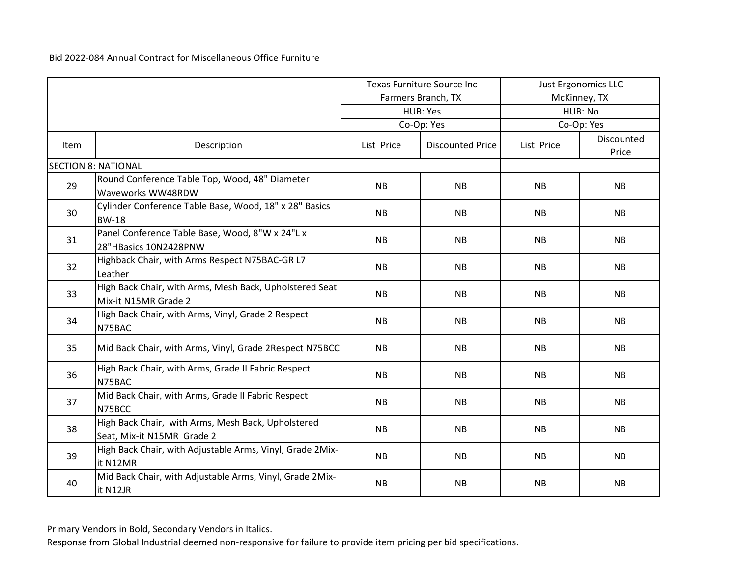Bid 2022-084 Annual Contract for Miscellaneous Office Furniture

| | | Texas Furniture Source Inc<br>Farmers Branch, TX | | Just Ergonomics LLC<br>McKinney, TX | |
|---|---|---|---|---|---|
| | | HUB: Yes | | HUB: No | |
| | | Co-Op: Yes | | Co-Op: Yes | |
| Item | Description | List Price | Discounted Price | List Price | Discounted Price |
| SECTION 8: NATIONAL | | | | | |
| 29 | Round Conference Table Top, Wood, 48" Diameter Waveworks WW48RDW | NB | NB | NB | NB |
| 30 | Cylinder Conference Table Base, Wood, 18" x 28" Basics BW-18 | NB | NB | NB | NB |
| 31 | Panel Conference Table Base, Wood, 8"W x 24"L x 28"HBasics 10N2428PNW | NB | NB | NB | NB |
| 32 | Highback Chair, with Arms Respect N75BAC-GR L7 Leather | NB | NB | NB | NB |
| 33 | High Back Chair, with Arms, Mesh Back, Upholstered Seat Mix-it N15MR Grade 2 | NB | NB | NB | NB |
| 34 | High Back Chair, with Arms, Vinyl, Grade 2 Respect N75BAC | NB | NB | NB | NB |
| 35 | Mid Back Chair, with Arms, Vinyl, Grade 2Respect N75BCC | NB | NB | NB | NB |
| 36 | High Back Chair, with Arms, Grade II Fabric Respect N75BAC | NB | NB | NB | NB |
| 37 | Mid Back Chair, with Arms, Grade II Fabric Respect N75BCC | NB | NB | NB | NB |
| 38 | High Back Chair, with Arms, Mesh Back, Upholstered Seat, Mix-it N15MR Grade 2 | NB | NB | NB | NB |
| 39 | High Back Chair, with Adjustable Arms, Vinyl, Grade 2Mix-it N12MR | NB | NB | NB | NB |
| 40 | Mid Back Chair, with Adjustable Arms, Vinyl, Grade 2Mix-it N12JR | NB | NB | NB | NB |

Primary Vendors in Bold, Secondary Vendors in Italics.

Response from Global Industrial deemed non-responsive for failure to provide item pricing per bid specifications.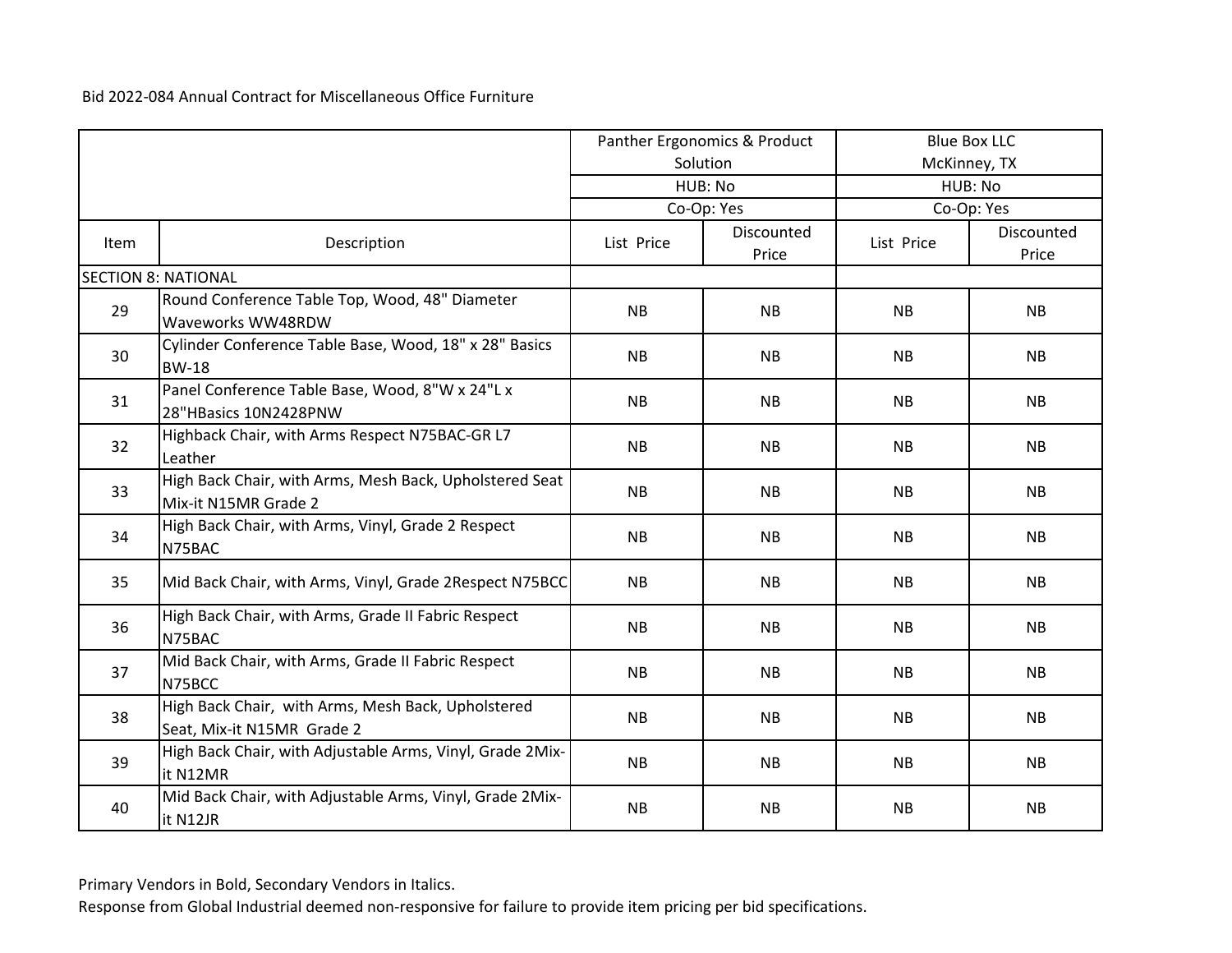Bid 2022-084 Annual Contract for Miscellaneous Office Furniture

| | | Panther Ergonomics & Product Solution | | Blue Box LLC McKinney, TX | |
|---|---|---|---|---|---|
| | | HUB: No | | HUB: No | |
| | | Co-Op: Yes | | Co-Op: Yes | |
| Item | Description | List Price | Discounted Price | List Price | Discounted Price |
| SECTION 8: NATIONAL | | | | | |
| 29 | Round Conference Table Top, Wood, 48" Diameter Waveworks WW48RDW | NB | NB | NB | NB |
| 30 | Cylinder Conference Table Base, Wood, 18" x 28" Basics BW-18 | NB | NB | NB | NB |
| 31 | Panel Conference Table Base, Wood, 8"W x 24"L x 28"HBasics 10N2428PNW | NB | NB | NB | NB |
| 32 | Highback Chair, with Arms Respect N75BAC-GR L7 Leather | NB | NB | NB | NB |
| 33 | High Back Chair, with Arms, Mesh Back, Upholstered Seat Mix-it N15MR Grade 2 | NB | NB | NB | NB |
| 34 | High Back Chair, with Arms, Vinyl, Grade 2 Respect N75BAC | NB | NB | NB | NB |
| 35 | Mid Back Chair, with Arms, Vinyl, Grade 2Respect N75BCC | NB | NB | NB | NB |
| 36 | High Back Chair, with Arms, Grade II Fabric Respect N75BAC | NB | NB | NB | NB |
| 37 | Mid Back Chair, with Arms, Grade II Fabric Respect N75BCC | NB | NB | NB | NB |
| 38 | High Back Chair, with Arms, Mesh Back, Upholstered Seat, Mix-it N15MR Grade 2 | NB | NB | NB | NB |
| 39 | High Back Chair, with Adjustable Arms, Vinyl, Grade 2Mix-it N12MR | NB | NB | NB | NB |
| 40 | Mid Back Chair, with Adjustable Arms, Vinyl, Grade 2Mix-it N12JR | NB | NB | NB | NB |

Primary Vendors in Bold, Secondary Vendors in Italics.

Response from Global Industrial deemed non-responsive for failure to provide item pricing per bid specifications.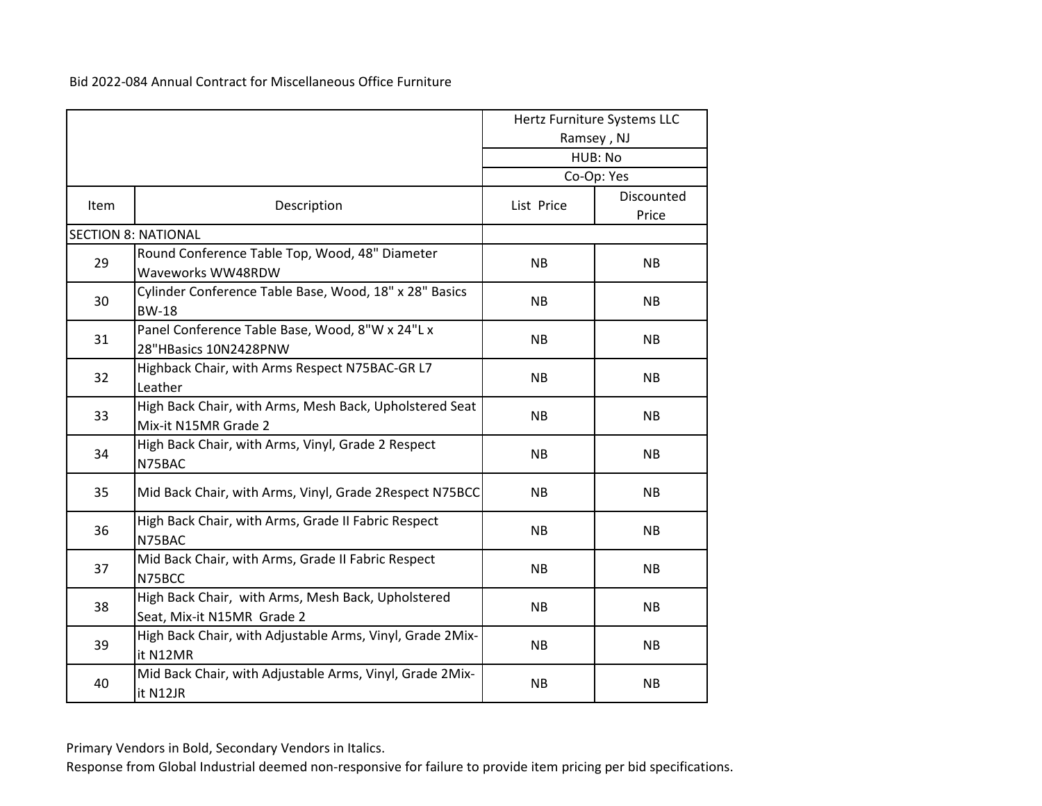Bid 2022-084 Annual Contract for Miscellaneous Office Furniture

| | | Hertz Furniture Systems LLC Ramsey , NJ | |
|---|---|---|---|
| | | HUB: No | |
| | | Co-Op: Yes | |
| Item | Description | List Price | Discounted Price |
| SECTION 8: NATIONAL | | | |
| 29 | Round Conference Table Top, Wood, 48" Diameter Waveworks WW48RDW | NB | NB |
| 30 | Cylinder Conference Table Base, Wood, 18" x 28" Basics BW-18 | NB | NB |
| 31 | Panel Conference Table Base, Wood, 8"W x 24"L x 28"HBasics 10N2428PNW | NB | NB |
| 32 | Highback Chair, with Arms Respect N75BAC-GR L7 Leather | NB | NB |
| 33 | High Back Chair, with Arms, Mesh Back, Upholstered Seat Mix-it N15MR Grade 2 | NB | NB |
| 34 | High Back Chair, with Arms, Vinyl, Grade 2 Respect N75BAC | NB | NB |
| 35 | Mid Back Chair, with Arms, Vinyl, Grade 2Respect N75BCC | NB | NB |
| 36 | High Back Chair, with Arms, Grade II Fabric Respect N75BAC | NB | NB |
| 37 | Mid Back Chair, with Arms, Grade II Fabric Respect N75BCC | NB | NB |
| 38 | High Back Chair, with Arms, Mesh Back, Upholstered Seat, Mix-it N15MR Grade 2 | NB | NB |
| 39 | High Back Chair, with Adjustable Arms, Vinyl, Grade 2Mix-it N12MR | NB | NB |
| 40 | Mid Back Chair, with Adjustable Arms, Vinyl, Grade 2Mix-it N12JR | NB | NB |

Primary Vendors in Bold, Secondary Vendors in Italics.
Response from Global Industrial deemed non-responsive for failure to provide item pricing per bid specifications.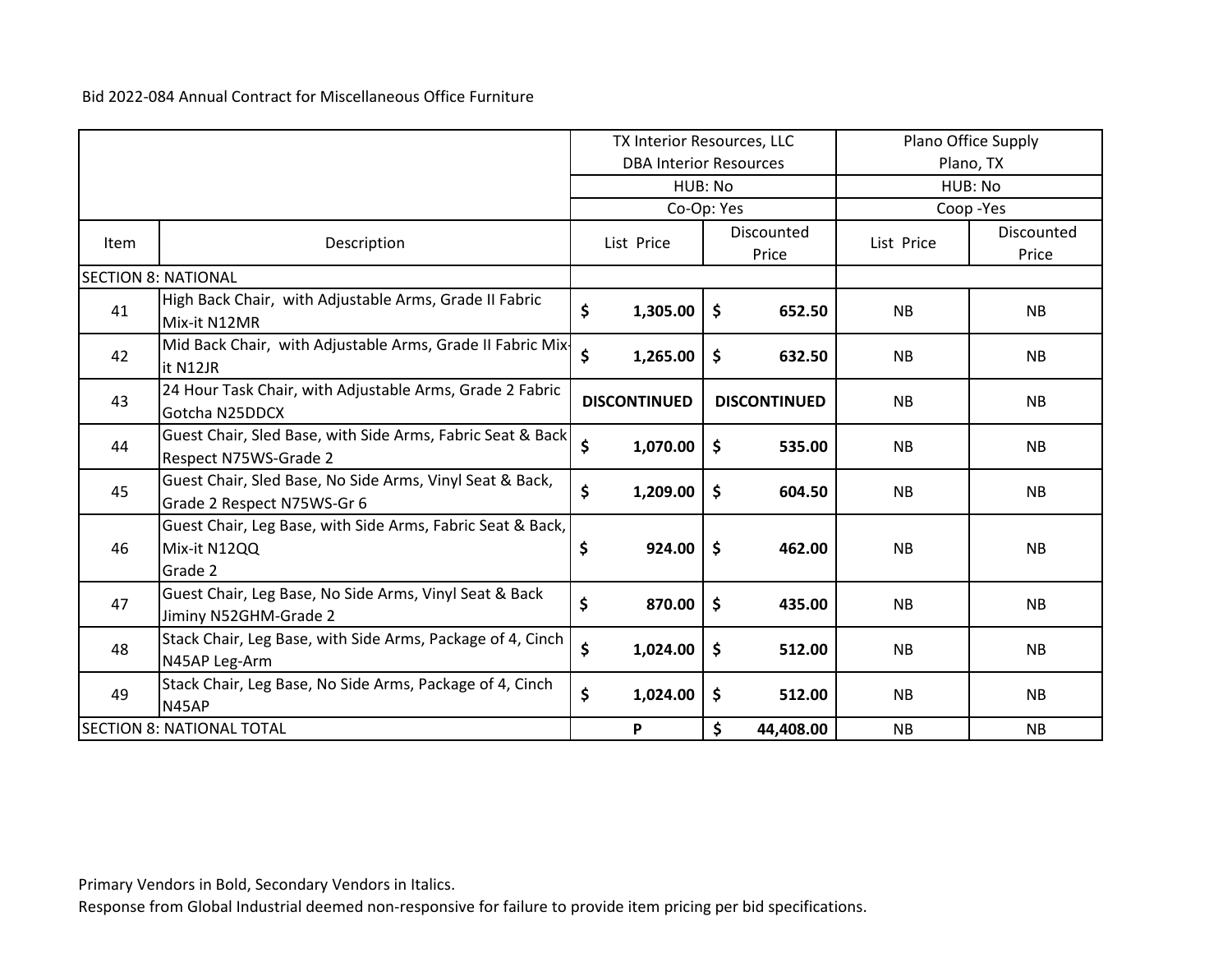Bid 2022-084 Annual Contract for Miscellaneous Office Furniture

| | | TX Interior Resources, LLC DBA Interior Resources | | Plano Office Supply Plano, TX | |
|---|---|---|---|---|---|
| | | HUB: No | | HUB: No | |
| | | Co-Op: Yes | | Coop -Yes | |
| Item | Description | List Price | Discounted Price | List Price | Discounted Price |
| SECTION 8: NATIONAL | | | | | |
| 41 | High Back Chair, with Adjustable Arms, Grade II Fabric Mix-it N12MR | $ 1,305.00 | $ 652.50 | NB | NB |
| 42 | Mid Back Chair, with Adjustable Arms, Grade II Fabric Mix-it N12JR | $ 1,265.00 | $ 632.50 | NB | NB |
| 43 | 24 Hour Task Chair, with Adjustable Arms, Grade 2 Fabric Gotcha N25DDCX | **DISCONTINUED** | **DISCONTINUED** | NB | NB |
| 44 | Guest Chair, Sled Base, with Side Arms, Fabric Seat & Back Respect N75WS-Grade 2 | $ 1,070.00 | $ 535.00 | NB | NB |
| 45 | Guest Chair, Sled Base, No Side Arms, Vinyl Seat & Back, Grade 2 Respect N75WS-Gr 6 | $ 1,209.00 | $ 604.50 | NB | NB |
| 46 | Guest Chair, Leg Base, with Side Arms, Fabric Seat & Back, Mix-it N12QQ Grade 2 | $ 924.00 | $ 462.00 | NB | NB |
| 47 | Guest Chair, Leg Base, No Side Arms, Vinyl Seat & Back Jiminy N52GHM-Grade 2 | $ 870.00 | $ 435.00 | NB | NB |
| 48 | Stack Chair, Leg Base, with Side Arms, Package of 4, Cinch N45AP Leg-Arm | $ 1,024.00 | $ 512.00 | NB | NB |
| 49 | Stack Chair, Leg Base, No Side Arms, Package of 4, Cinch N45AP | $ 1,024.00 | $ 512.00 | NB | NB |
| SECTION 8: NATIONAL TOTAL | | **P** | **$ 44,408.00** | NB | NB |

Primary Vendors in Bold, Secondary Vendors in Italics.

Response from Global Industrial deemed non-responsive for failure to provide item pricing per bid specifications.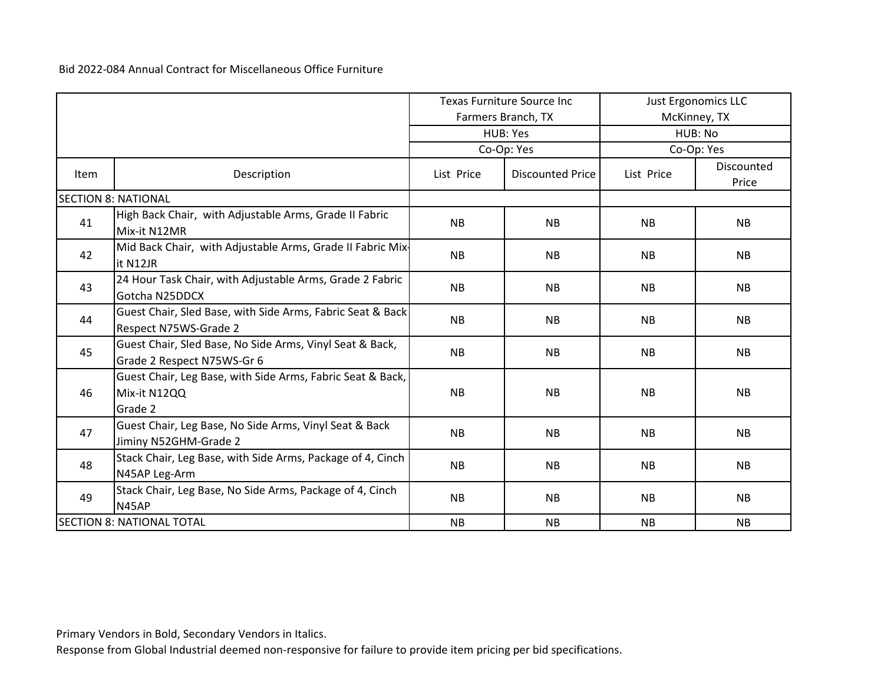Bid 2022-084 Annual Contract for Miscellaneous Office Furniture

| | | Texas Furniture Source Inc<br>Farmers Branch, TX | | Just Ergonomics LLC<br>McKinney, TX | |
|---|---|---|---|---|---|
| | | HUB: Yes | | HUB: No | |
| | | Co-Op: Yes | | Co-Op: Yes | |
| Item | Description | List Price | Discounted Price | List Price | Discounted Price |
| SECTION 8: NATIONAL | | | | | |
| 41 | High Back Chair, with Adjustable Arms, Grade II Fabric Mix-it N12MR | NB | NB | NB | NB |
| 42 | Mid Back Chair, with Adjustable Arms, Grade II Fabric Mix-it N12JR | NB | NB | NB | NB |
| 43 | 24 Hour Task Chair, with Adjustable Arms, Grade 2 Fabric Gotcha N25DDCX | NB | NB | NB | NB |
| 44 | Guest Chair, Sled Base, with Side Arms, Fabric Seat & Back Respect N75WS-Grade 2 | NB | NB | NB | NB |
| 45 | Guest Chair, Sled Base, No Side Arms, Vinyl Seat & Back, Grade 2 Respect N75WS-Gr 6 | NB | NB | NB | NB |
| 46 | Guest Chair, Leg Base, with Side Arms, Fabric Seat & Back, Mix-it N12QQ Grade 2 | NB | NB | NB | NB |
| 47 | Guest Chair, Leg Base, No Side Arms, Vinyl Seat & Back Jiminy N52GHM-Grade 2 | NB | NB | NB | NB |
| 48 | Stack Chair, Leg Base, with Side Arms, Package of 4, Cinch N45AP Leg-Arm | NB | NB | NB | NB |
| 49 | Stack Chair, Leg Base, No Side Arms, Package of 4, Cinch N45AP | NB | NB | NB | NB |
| SECTION 8: NATIONAL TOTAL | | NB | NB | NB | NB |

Primary Vendors in Bold, Secondary Vendors in Italics.
Response from Global Industrial deemed non-responsive for failure to provide item pricing per bid specifications.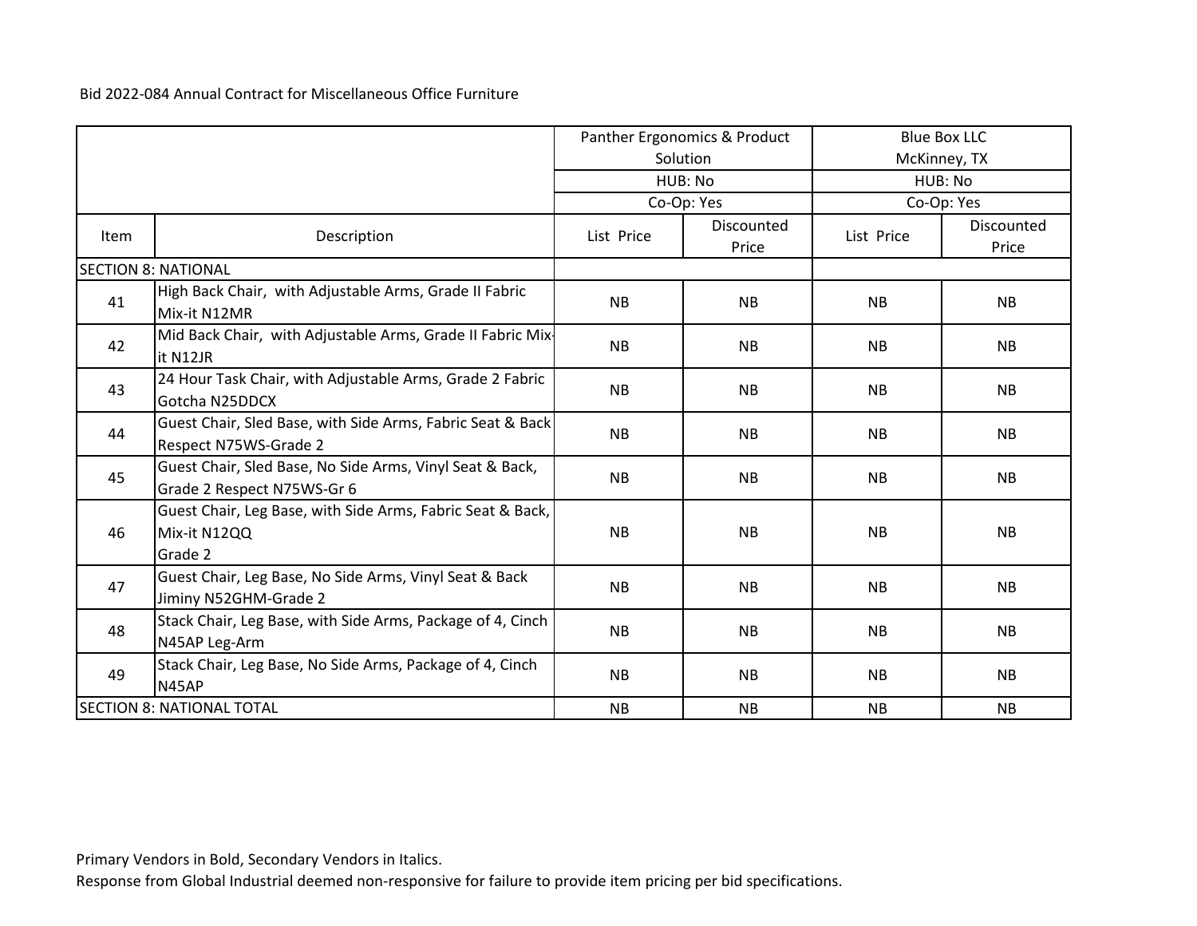Bid 2022-084 Annual Contract for Miscellaneous Office Furniture

| | | Panther Ergonomics & Product Solution | | Blue Box LLC McKinney, TX | |
|---|---|---|---|---|---|
| | | HUB: No | | HUB: No | |
| | | Co-Op: Yes | | Co-Op: Yes | |
| Item | Description | List Price | Discounted Price | List Price | Discounted Price |
| SECTION 8: NATIONAL | | | | | |
| 41 | High Back Chair, with Adjustable Arms, Grade II Fabric Mix-it N12MR | NB | NB | NB | NB |
| 42 | Mid Back Chair, with Adjustable Arms, Grade II Fabric Mix-it N12JR | NB | NB | NB | NB |
| 43 | 24 Hour Task Chair, with Adjustable Arms, Grade 2 Fabric Gotcha N25DDCX | NB | NB | NB | NB |
| 44 | Guest Chair, Sled Base, with Side Arms, Fabric Seat & Back Respect N75WS-Grade 2 | NB | NB | NB | NB |
| 45 | Guest Chair, Sled Base, No Side Arms, Vinyl Seat & Back, Grade 2 Respect N75WS-Gr 6 | NB | NB | NB | NB |
| 46 | Guest Chair, Leg Base, with Side Arms, Fabric Seat & Back, Mix-it N12QQ Grade 2 | NB | NB | NB | NB |
| 47 | Guest Chair, Leg Base, No Side Arms, Vinyl Seat & Back Jiminy N52GHM-Grade 2 | NB | NB | NB | NB |
| 48 | Stack Chair, Leg Base, with Side Arms, Package of 4, Cinch N45AP Leg-Arm | NB | NB | NB | NB |
| 49 | Stack Chair, Leg Base, No Side Arms, Package of 4, Cinch N45AP | NB | NB | NB | NB |
| SECTION 8: NATIONAL TOTAL | | NB | NB | NB | NB |

Primary Vendors in Bold, Secondary Vendors in Italics.

Response from Global Industrial deemed non-responsive for failure to provide item pricing per bid specifications.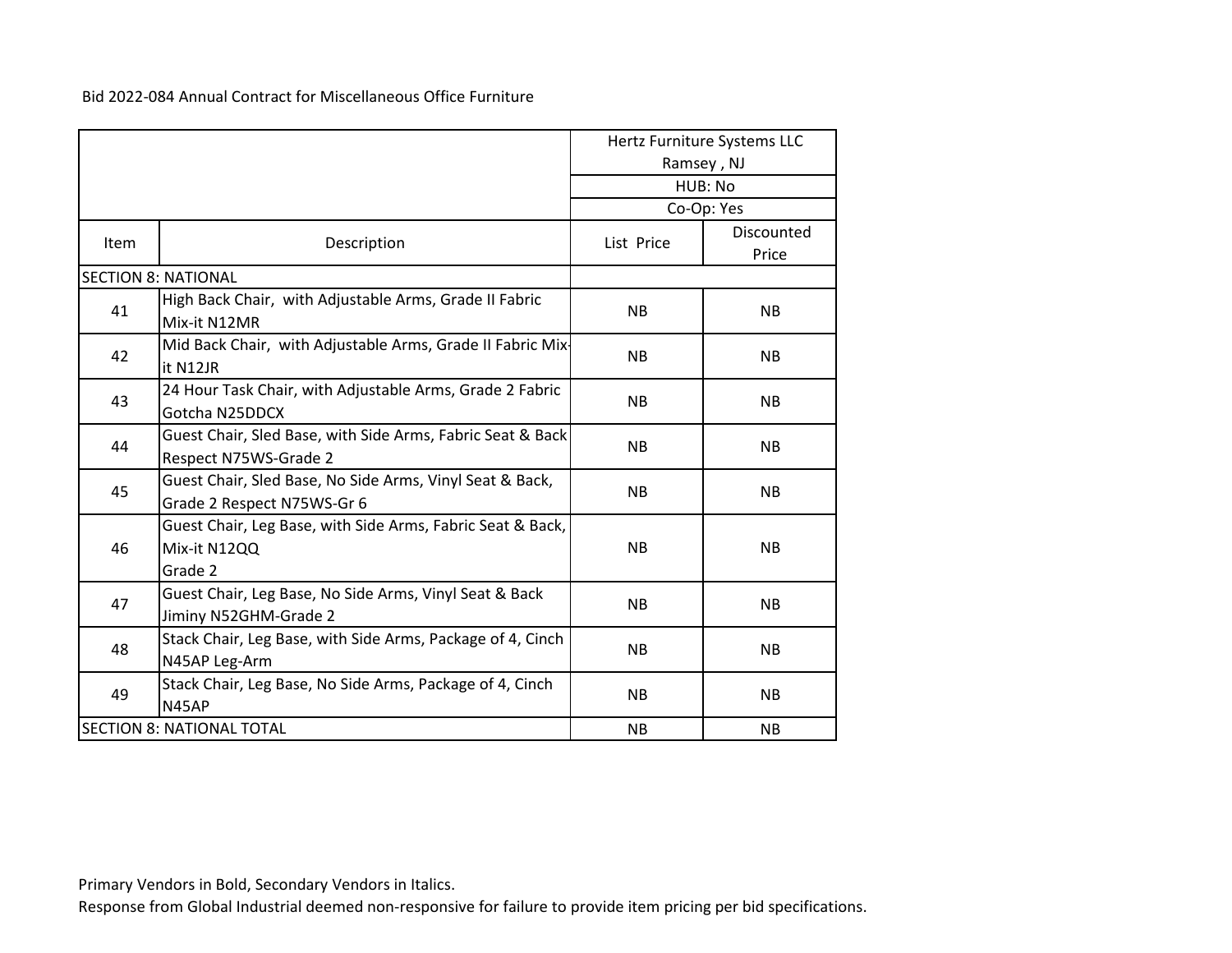Bid 2022-084 Annual Contract for Miscellaneous Office Furniture

| | | Hertz Furniture Systems LLC Ramsey , NJ HUB: No Co-Op: Yes | |
|---|---|---|---|
| Item | Description | List Price | Discounted Price |
| SECTION 8: NATIONAL | | | |
| 41 | High Back Chair, with Adjustable Arms, Grade II Fabric Mix-it N12MR | NB | NB |
| 42 | Mid Back Chair, with Adjustable Arms, Grade II Fabric Mix-it N12JR | NB | NB |
| 43 | 24 Hour Task Chair, with Adjustable Arms, Grade 2 Fabric Gotcha N25DDCX | NB | NB |
| 44 | Guest Chair, Sled Base, with Side Arms, Fabric Seat & Back Respect N75WS-Grade 2 | NB | NB |
| 45 | Guest Chair, Sled Base, No Side Arms, Vinyl Seat & Back, Grade 2 Respect N75WS-Gr 6 | NB | NB |
| 46 | Guest Chair, Leg Base, with Side Arms, Fabric Seat & Back, Mix-it N12QQ Grade 2 | NB | NB |
| 47 | Guest Chair, Leg Base, No Side Arms, Vinyl Seat & Back Jiminy N52GHM-Grade 2 | NB | NB |
| 48 | Stack Chair, Leg Base, with Side Arms, Package of 4, Cinch N45AP Leg-Arm | NB | NB |
| 49 | Stack Chair, Leg Base, No Side Arms, Package of 4, Cinch N45AP | NB | NB |
| SECTION 8: NATIONAL TOTAL | | NB | NB |

Primary Vendors in Bold, Secondary Vendors in Italics.

Response from Global Industrial deemed non-responsive for failure to provide item pricing per bid specifications.